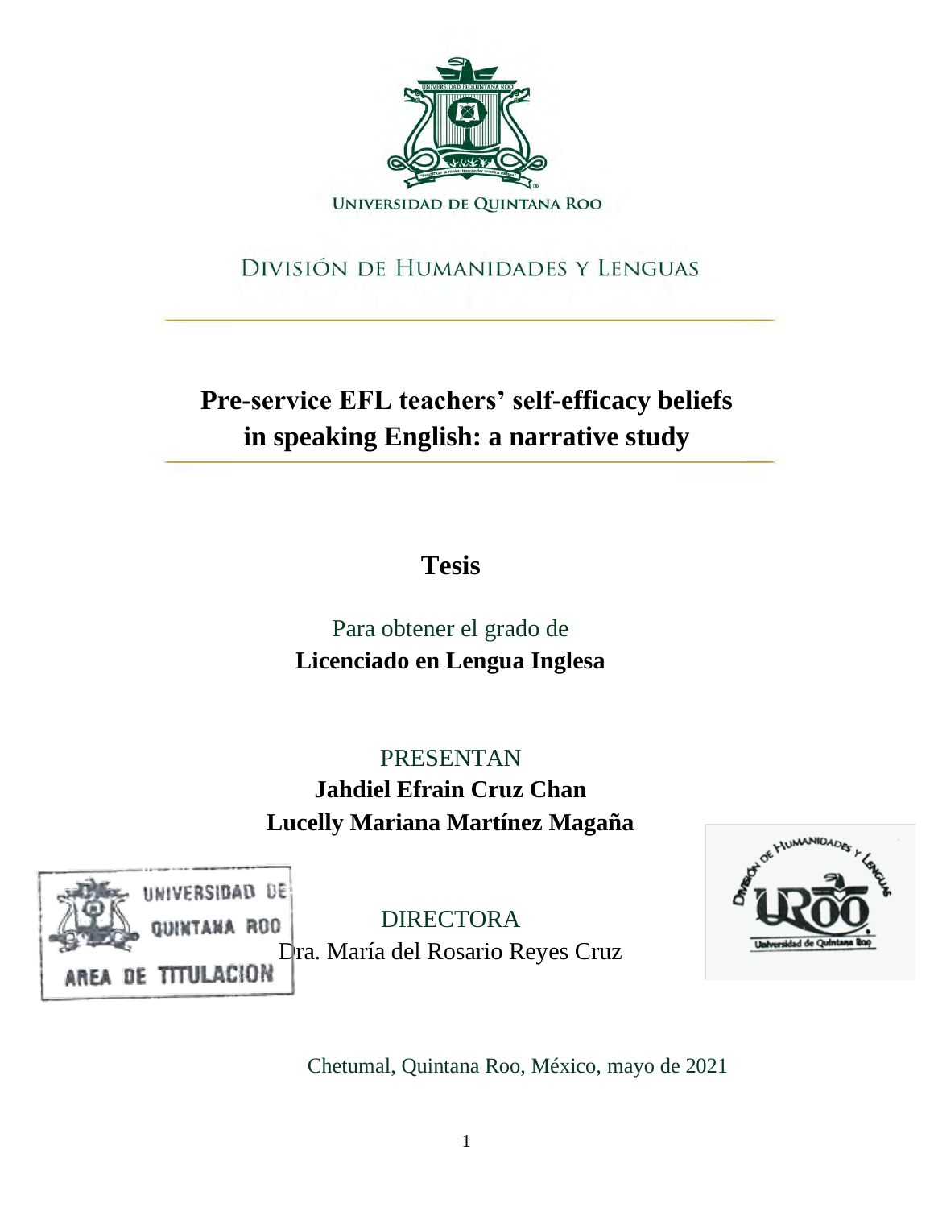UNIVERSIDAD DE QUINTANA ROO

DIVISIÓN DE HUMANIDADES Y LENGUAS

# Pre-service EFL teachers' self-efficacy beliefs in speaking English: a narrative study

## Tesis

Para obtener el grado de

**Licenciado en Lengua Inglesa**

PRESENTAN

**Jahdiel Efrain Cruz Chan**

**Lucelly Mariana Martínez Magaña**

UNIVERSIDAD DE QUINTANA ROO

AREA DE TITULACION

DIRECTORA

Dra. María del Rosario Reyes Cruz

Chetumal, Quintana Roo, México, mayo de 2021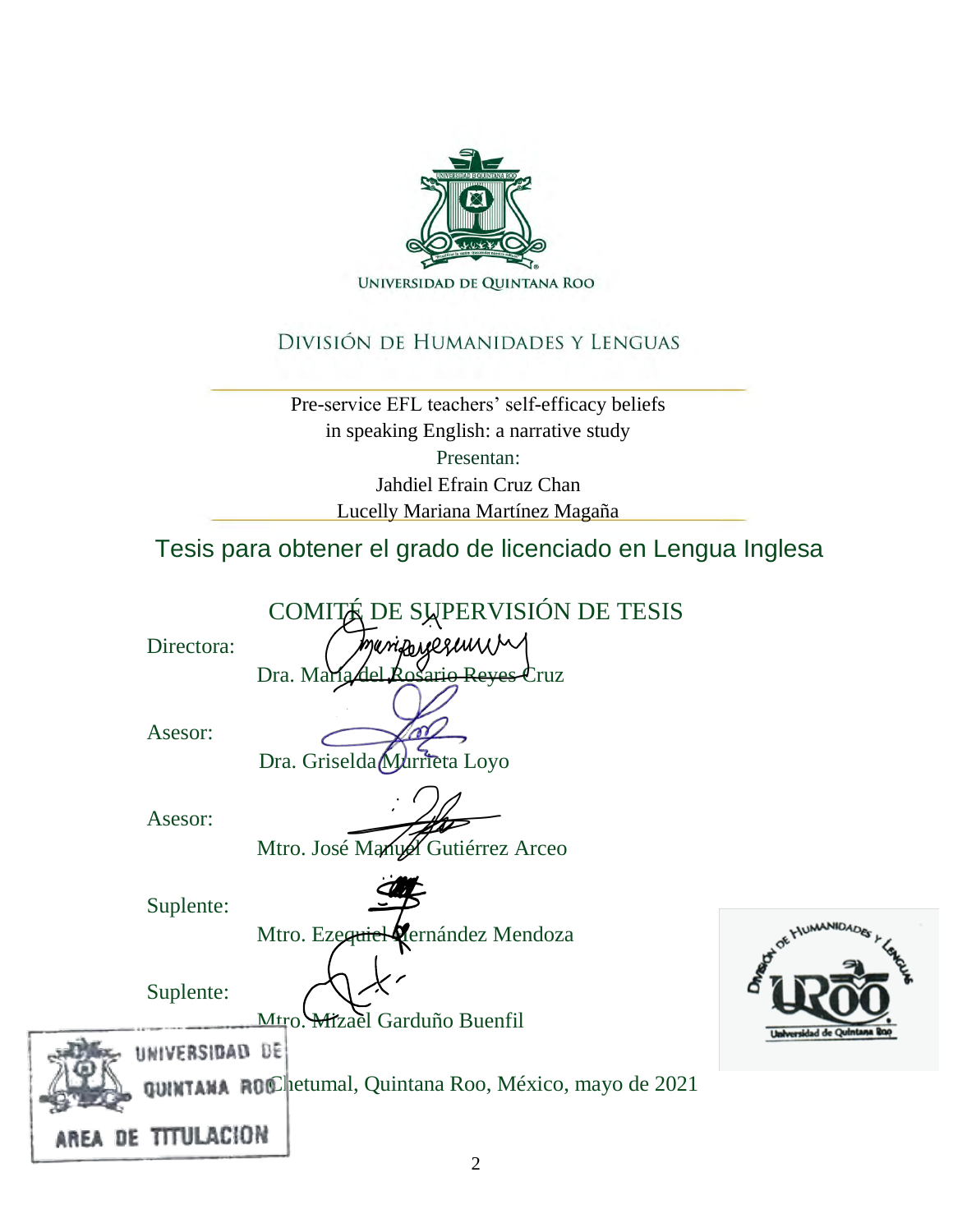UNIVERSIDAD DE QUINTANA ROO

DIVISIÓN DE HUMANIDADES Y LENGUAS

Pre-service EFL teachers' self-efficacy beliefs in speaking English: a narrative study

Presentan:

Jahdiel Efrain Cruz Chan

Lucelly Mariana Martínez Magaña

Tesis para obtener el grado de licenciado en Lengua Inglesa

COMITÉ DE SUPERVISIÓN DE TESIS

Directora:
Dra. María del Rosario Reyes Cruz

Asesor:
Dra. Griselda Murrieta Loyo

Asesor:
Mtro. José Manuel Gutiérrez Arceo

Suplente:
Mtro. Ezequiel Hernández Mendoza

Suplente:
Mtro. Mizael Garduño Buenfil

UNIVERSIDAD DE QUINTANA ROO
AREA DE TITULACION

Chetumal, Quintana Roo, México, mayo de 2021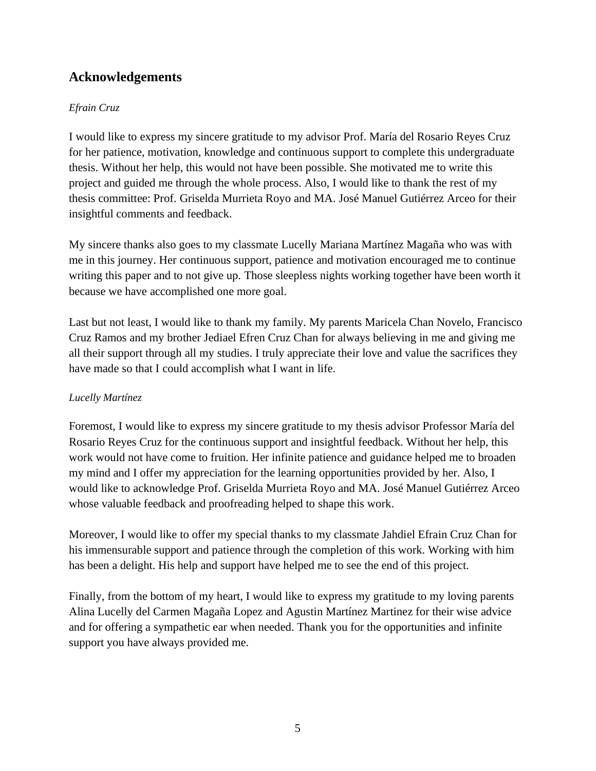## Acknowledgements

*Efrain Cruz*

I would like to express my sincere gratitude to my advisor Prof. María del Rosario Reyes Cruz for her patience, motivation, knowledge and continuous support to complete this undergraduate thesis. Without her help, this would not have been possible. She motivated me to write this project and guided me through the whole process. Also, I would like to thank the rest of my thesis committee: Prof. Griselda Murrieta Royo and MA. José Manuel Gutiérrez Arceo for their insightful comments and feedback.

My sincere thanks also goes to my classmate Lucelly Mariana Martínez Magaña who was with me in this journey. Her continuous support, patience and motivation encouraged me to continue writing this paper and to not give up. Those sleepless nights working together have been worth it because we have accomplished one more goal.

Last but not least, I would like to thank my family. My parents Maricela Chan Novelo, Francisco Cruz Ramos and my brother Jediael Efren Cruz Chan for always believing in me and giving me all their support through all my studies. I truly appreciate their love and value the sacrifices they have made so that I could accomplish what I want in life.

*Lucelly Martínez*

Foremost, I would like to express my sincere gratitude to my thesis advisor Professor María del Rosario Reyes Cruz for the continuous support and insightful feedback. Without her help, this work would not have come to fruition. Her infinite patience and guidance helped me to broaden my mind and I offer my appreciation for the learning opportunities provided by her. Also, I would like to acknowledge Prof. Griselda Murrieta Royo and MA. José Manuel Gutiérrez Arceo whose valuable feedback and proofreading helped to shape this work.

Moreover, I would like to offer my special thanks to my classmate Jahdiel Efrain Cruz Chan for his immensurable support and patience through the completion of this work. Working with him has been a delight. His help and support have helped me to see the end of this project.

Finally, from the bottom of my heart, I would like to express my gratitude to my loving parents Alina Lucelly del Carmen Magaña Lopez and Agustin Martínez Martinez for their wise advice and for offering a sympathetic ear when needed. Thank you for the opportunities and infinite support you have always provided me.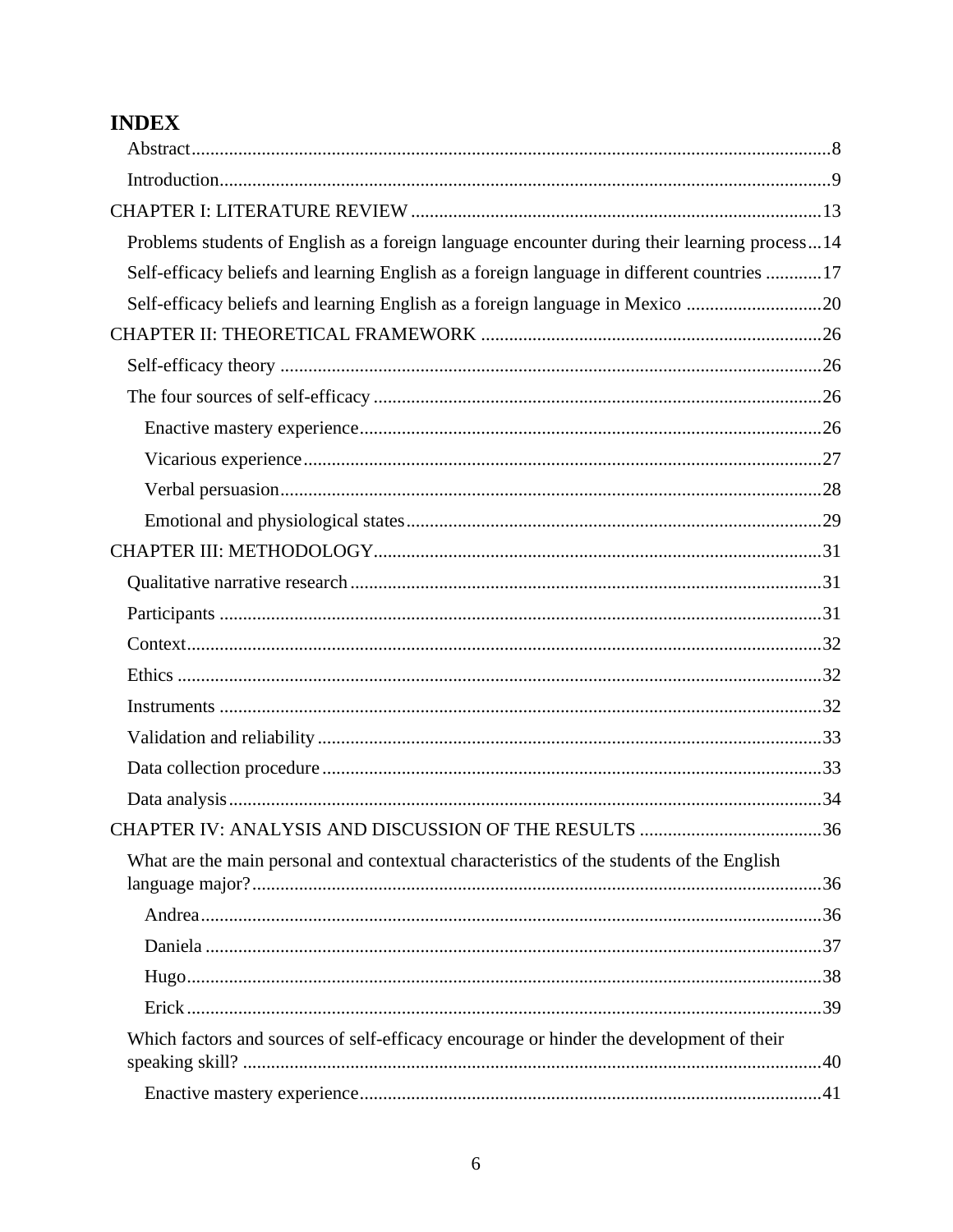# INDEX

Abstract........................................................................................................................8

Introduction....................................................................................................................9

CHAPTER I: LITERATURE REVIEW.......................................................................................13

- Problems students of English as a foreign language encounter during their learning process...14
- Self-efficacy beliefs and learning English as a foreign language in different countries ............17
- Self-efficacy beliefs and learning English as a foreign language in Mexico .............................20

CHAPTER II: THEORETICAL FRAMEWORK ........................................................................26

- Self-efficacy theory ...................................................................................................26
- The four sources of self-efficacy ...............................................................................26
  - Enactive mastery experience..................................................................................26
  - Vicarious experience..............................................................................................27
  - Verbal persuasion....................................................................................................28
  - Emotional and physiological states........................................................................29

CHAPTER III: METHODOLOGY...............................................................................................31

- Qualitative narrative research....................................................................................31
- Participants ................................................................................................................31
- Context.......................................................................................................................32
- Ethics .........................................................................................................................32
- Instruments .................................................................................................................32
- Validation and reliability............................................................................................33
- Data collection procedure...........................................................................................33
- Data analysis...............................................................................................................34

CHAPTER IV: ANALYSIS AND DISCUSSION OF THE RESULTS .......................................36

- What are the main personal and contextual characteristics of the students of the English language major?.........................................................................................................36
  - Andrea.....................................................................................................................36
  - Daniela ....................................................................................................................37
  - Hugo........................................................................................................................38
  - Erick ........................................................................................................................39
- Which factors and sources of self-efficacy encourage or hinder the development of their speaking skill? ............................................................................................................40
  - Enactive mastery experience..................................................................................41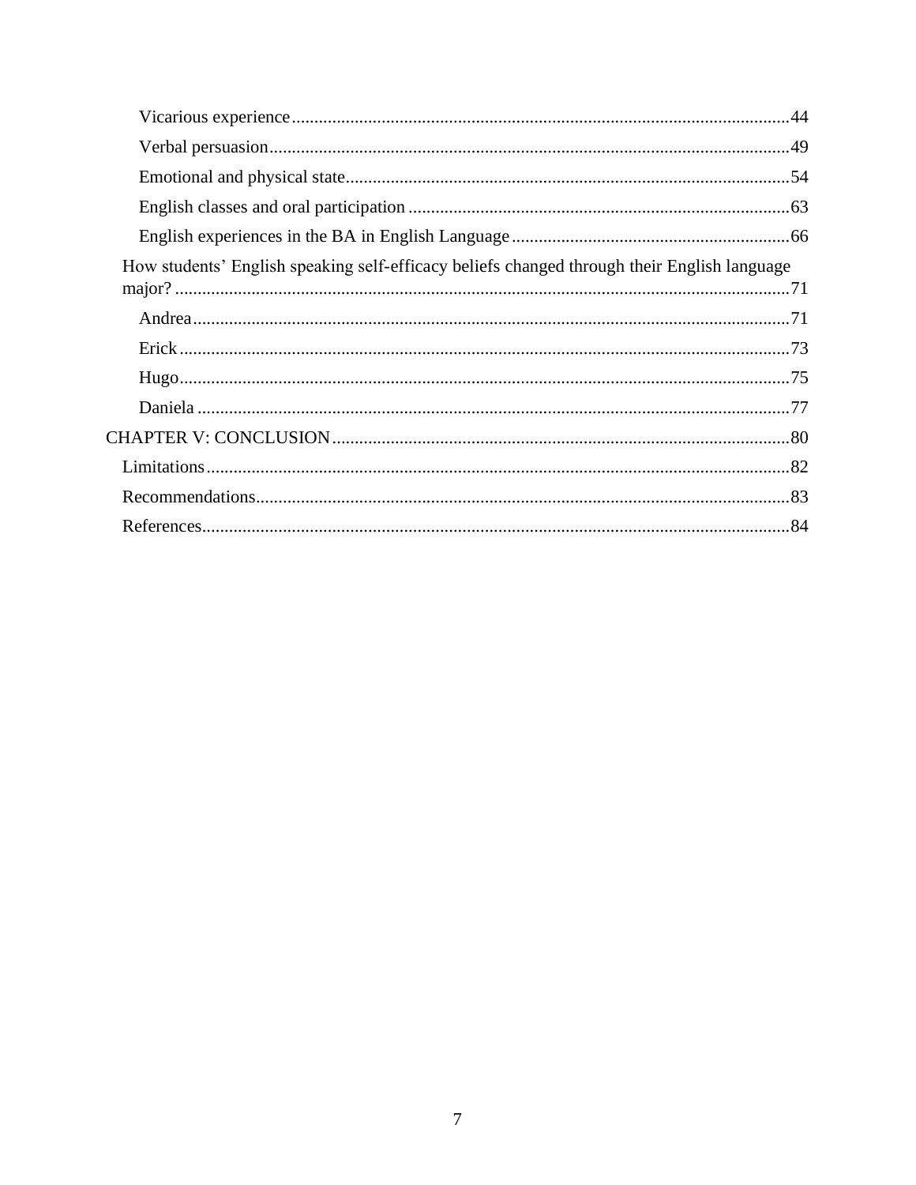Vicarious experience ........................................................................................................ 44

Verbal persuasion ............................................................................................................. 49

Emotional and physical state ............................................................................................ 54

English classes and oral participation ............................................................................. 63

English experiences in the BA in English Language ....................................................... 66

How students' English speaking self-efficacy beliefs changed through their English language major? ................................................................................................................................ 71

Andrea ............................................................................................................................. 71

Erick ................................................................................................................................ 73

Hugo ................................................................................................................................ 75

Daniela ............................................................................................................................ 77

CHAPTER V: CONCLUSION ........................................................................................... 80

Limitations ......................................................................................................................... 82

Recommendations .............................................................................................................. 83

References .......................................................................................................................... 84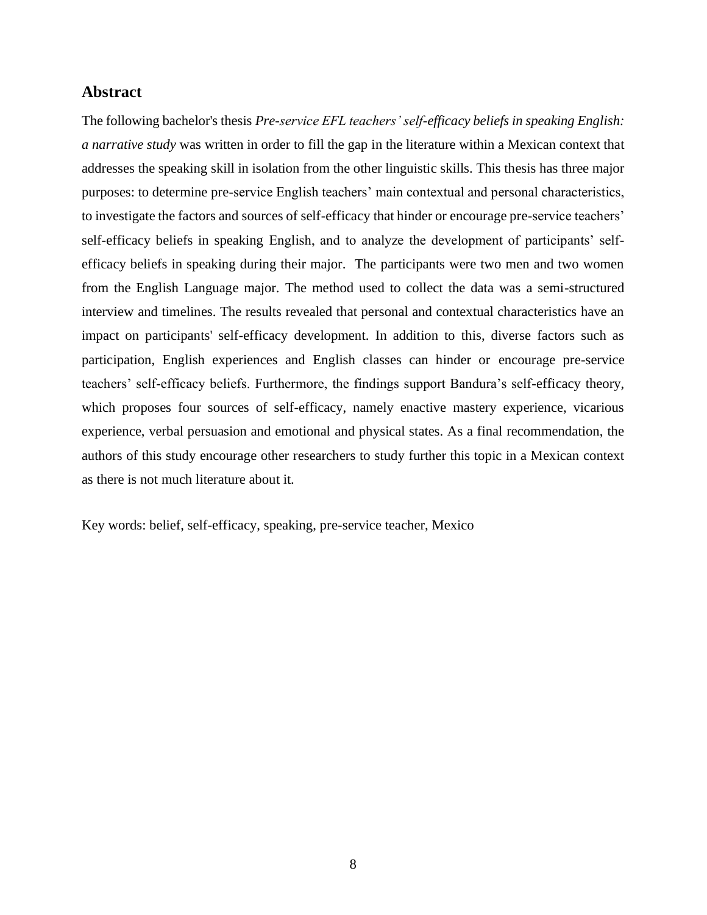## Abstract

The following bachelor's thesis *Pre-service EFL teachers' self-efficacy beliefs in speaking English: a narrative study* was written in order to fill the gap in the literature within a Mexican context that addresses the speaking skill in isolation from the other linguistic skills. This thesis has three major purposes: to determine pre-service English teachers' main contextual and personal characteristics, to investigate the factors and sources of self-efficacy that hinder or encourage pre-service teachers' self-efficacy beliefs in speaking English, and to analyze the development of participants' self-efficacy beliefs in speaking during their major. The participants were two men and two women from the English Language major. The method used to collect the data was a semi-structured interview and timelines. The results revealed that personal and contextual characteristics have an impact on participants' self-efficacy development. In addition to this, diverse factors such as participation, English experiences and English classes can hinder or encourage pre-service teachers' self-efficacy beliefs. Furthermore, the findings support Bandura's self-efficacy theory, which proposes four sources of self-efficacy, namely enactive mastery experience, vicarious experience, verbal persuasion and emotional and physical states. As a final recommendation, the authors of this study encourage other researchers to study further this topic in a Mexican context as there is not much literature about it.

Key words: belief, self-efficacy, speaking, pre-service teacher, Mexico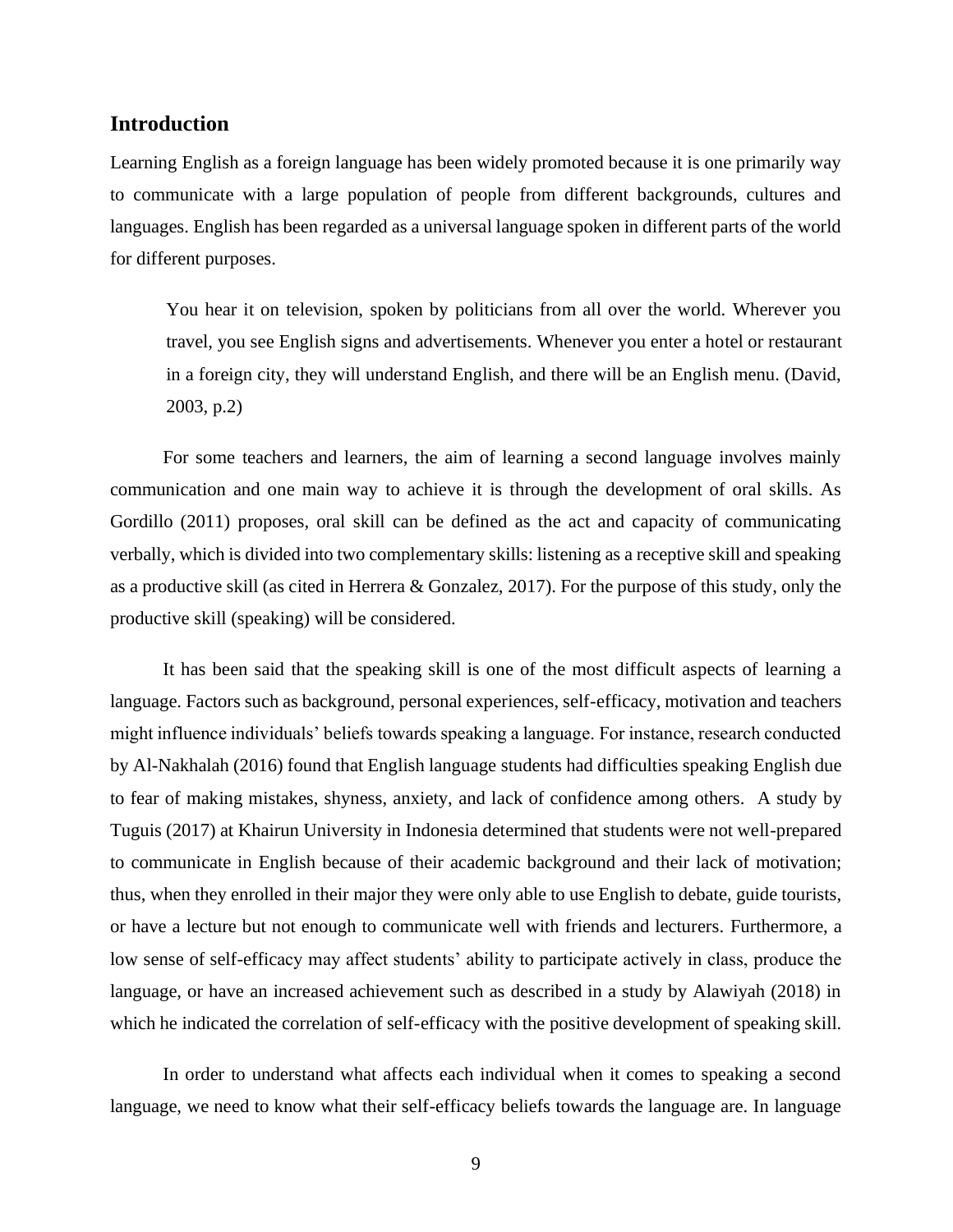## Introduction

Learning English as a foreign language has been widely promoted because it is one primarily way to communicate with a large population of people from different backgrounds, cultures and languages. English has been regarded as a universal language spoken in different parts of the world for different purposes.

> You hear it on television, spoken by politicians from all over the world. Wherever you travel, you see English signs and advertisements. Whenever you enter a hotel or restaurant in a foreign city, they will understand English, and there will be an English menu. (David, 2003, p.2)

For some teachers and learners, the aim of learning a second language involves mainly communication and one main way to achieve it is through the development of oral skills. As Gordillo (2011) proposes, oral skill can be defined as the act and capacity of communicating verbally, which is divided into two complementary skills: listening as a receptive skill and speaking as a productive skill (as cited in Herrera & Gonzalez, 2017). For the purpose of this study, only the productive skill (speaking) will be considered.

It has been said that the speaking skill is one of the most difficult aspects of learning a language. Factors such as background, personal experiences, self-efficacy, motivation and teachers might influence individuals' beliefs towards speaking a language. For instance, research conducted by Al-Nakhalah (2016) found that English language students had difficulties speaking English due to fear of making mistakes, shyness, anxiety, and lack of confidence among others. A study by Tuguis (2017) at Khairun University in Indonesia determined that students were not well-prepared to communicate in English because of their academic background and their lack of motivation; thus, when they enrolled in their major they were only able to use English to debate, guide tourists, or have a lecture but not enough to communicate well with friends and lecturers. Furthermore, a low sense of self-efficacy may affect students' ability to participate actively in class, produce the language, or have an increased achievement such as described in a study by Alawiyah (2018) in which he indicated the correlation of self-efficacy with the positive development of speaking skill.

In order to understand what affects each individual when it comes to speaking a second language, we need to know what their self-efficacy beliefs towards the language are. In language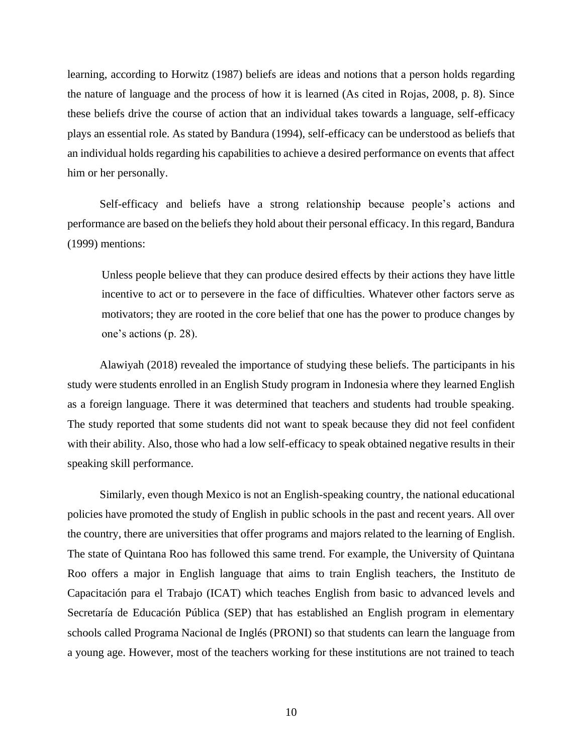learning, according to Horwitz (1987) beliefs are ideas and notions that a person holds regarding the nature of language and the process of how it is learned (As cited in Rojas, 2008, p. 8). Since these beliefs drive the course of action that an individual takes towards a language, self-efficacy plays an essential role. As stated by Bandura (1994), self-efficacy can be understood as beliefs that an individual holds regarding his capabilities to achieve a desired performance on events that affect him or her personally.

Self-efficacy and beliefs have a strong relationship because people's actions and performance are based on the beliefs they hold about their personal efficacy. In this regard, Bandura (1999) mentions:

> Unless people believe that they can produce desired effects by their actions they have little incentive to act or to persevere in the face of difficulties. Whatever other factors serve as motivators; they are rooted in the core belief that one has the power to produce changes by one's actions (p. 28).

Alawiyah (2018) revealed the importance of studying these beliefs. The participants in his study were students enrolled in an English Study program in Indonesia where they learned English as a foreign language. There it was determined that teachers and students had trouble speaking. The study reported that some students did not want to speak because they did not feel confident with their ability. Also, those who had a low self-efficacy to speak obtained negative results in their speaking skill performance.

Similarly, even though Mexico is not an English-speaking country, the national educational policies have promoted the study of English in public schools in the past and recent years. All over the country, there are universities that offer programs and majors related to the learning of English. The state of Quintana Roo has followed this same trend. For example, the University of Quintana Roo offers a major in English language that aims to train English teachers, the Instituto de Capacitación para el Trabajo (ICAT) which teaches English from basic to advanced levels and Secretaría de Educación Pública (SEP) that has established an English program in elementary schools called Programa Nacional de Inglés (PRONI) so that students can learn the language from a young age. However, most of the teachers working for these institutions are not trained to teach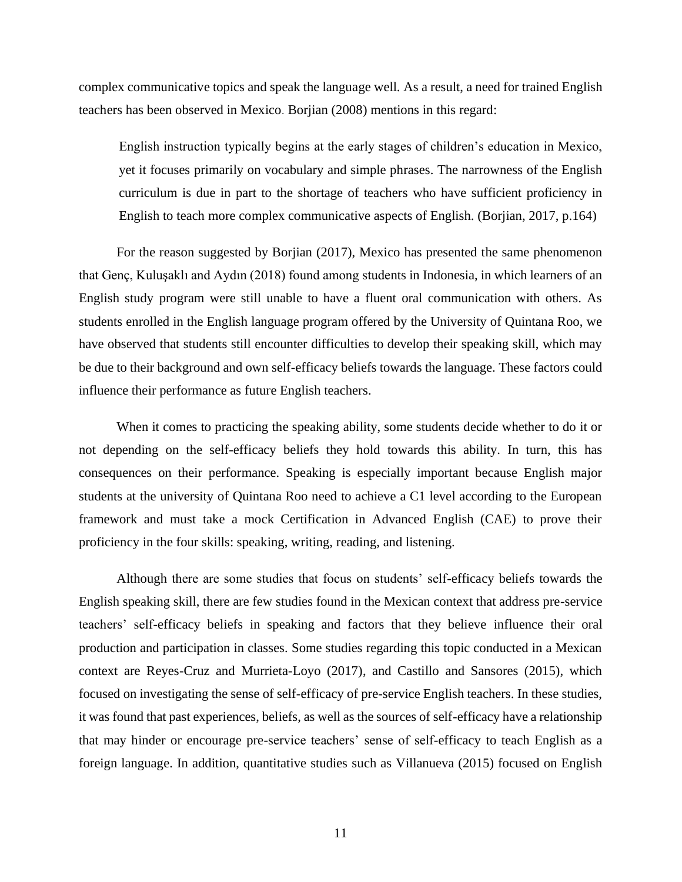complex communicative topics and speak the language well. As a result, a need for trained English teachers has been observed in Mexico. Borjian (2008) mentions in this regard:

> English instruction typically begins at the early stages of children's education in Mexico, yet it focuses primarily on vocabulary and simple phrases. The narrowness of the English curriculum is due in part to the shortage of teachers who have sufficient proficiency in English to teach more complex communicative aspects of English. (Borjian, 2017, p.164)

For the reason suggested by Borjian (2017), Mexico has presented the same phenomenon that Genç, Kuluşaklı and Aydın (2018) found among students in Indonesia, in which learners of an English study program were still unable to have a fluent oral communication with others. As students enrolled in the English language program offered by the University of Quintana Roo, we have observed that students still encounter difficulties to develop their speaking skill, which may be due to their background and own self-efficacy beliefs towards the language. These factors could influence their performance as future English teachers.

When it comes to practicing the speaking ability, some students decide whether to do it or not depending on the self-efficacy beliefs they hold towards this ability. In turn, this has consequences on their performance. Speaking is especially important because English major students at the university of Quintana Roo need to achieve a C1 level according to the European framework and must take a mock Certification in Advanced English (CAE) to prove their proficiency in the four skills: speaking, writing, reading, and listening.

Although there are some studies that focus on students' self-efficacy beliefs towards the English speaking skill, there are few studies found in the Mexican context that address pre-service teachers' self-efficacy beliefs in speaking and factors that they believe influence their oral production and participation in classes. Some studies regarding this topic conducted in a Mexican context are Reyes-Cruz and Murrieta-Loyo (2017), and Castillo and Sansores (2015), which focused on investigating the sense of self-efficacy of pre-service English teachers. In these studies, it was found that past experiences, beliefs, as well as the sources of self-efficacy have a relationship that may hinder or encourage pre-service teachers' sense of self-efficacy to teach English as a foreign language. In addition, quantitative studies such as Villanueva (2015) focused on English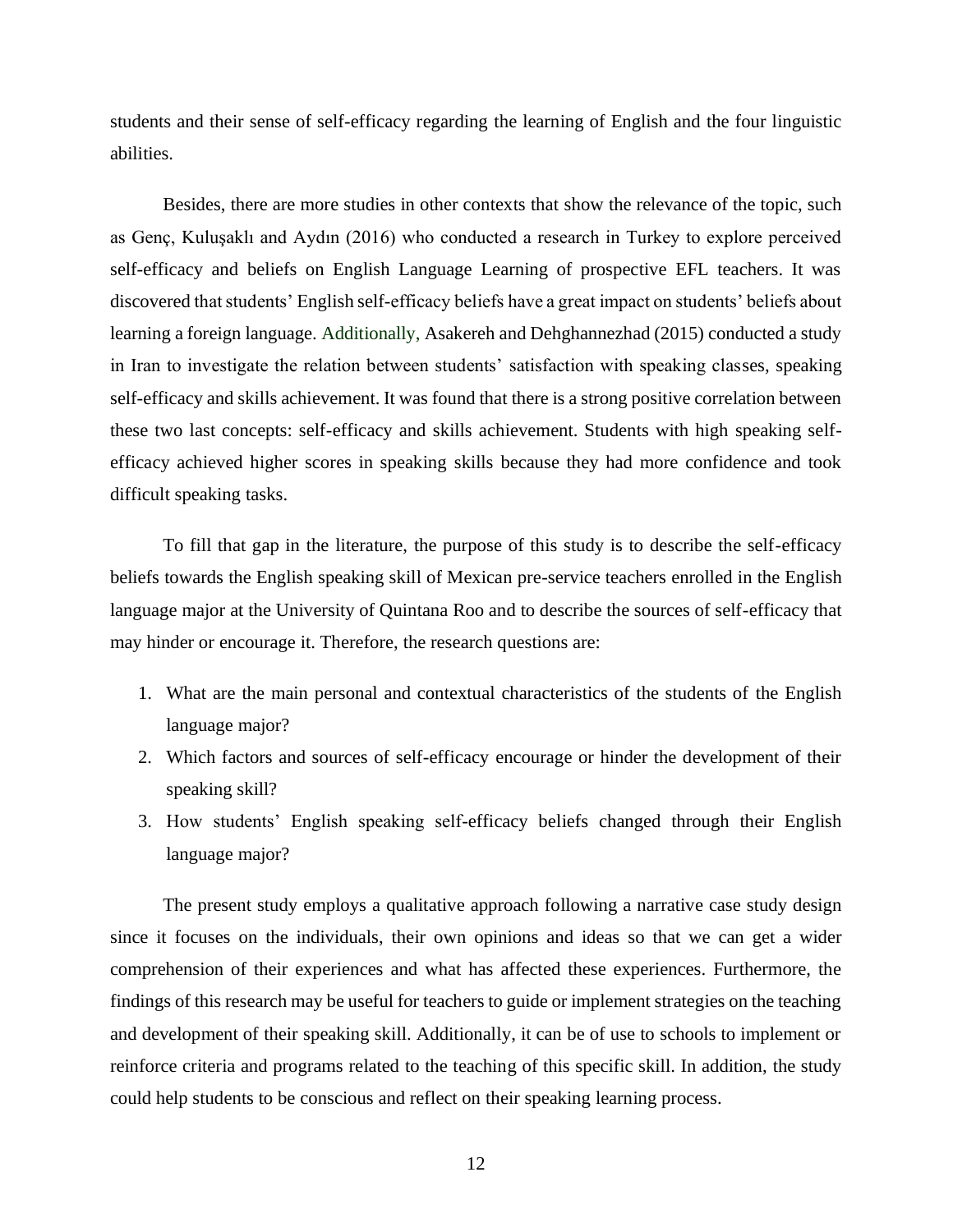students and their sense of self-efficacy regarding the learning of English and the four linguistic abilities.

Besides, there are more studies in other contexts that show the relevance of the topic, such as Genç, Kuluşaklı and Aydın (2016) who conducted a research in Turkey to explore perceived self-efficacy and beliefs on English Language Learning of prospective EFL teachers. It was discovered that students' English self-efficacy beliefs have a great impact on students' beliefs about learning a foreign language. Additionally, Asakereh and Dehghannezhad (2015) conducted a study in Iran to investigate the relation between students' satisfaction with speaking classes, speaking self-efficacy and skills achievement. It was found that there is a strong positive correlation between these two last concepts: self-efficacy and skills achievement. Students with high speaking self-efficacy achieved higher scores in speaking skills because they had more confidence and took difficult speaking tasks.

To fill that gap in the literature, the purpose of this study is to describe the self-efficacy beliefs towards the English speaking skill of Mexican pre-service teachers enrolled in the English language major at the University of Quintana Roo and to describe the sources of self-efficacy that may hinder or encourage it. Therefore, the research questions are:

1. What are the main personal and contextual characteristics of the students of the English language major?
2. Which factors and sources of self-efficacy encourage or hinder the development of their speaking skill?
3. How students' English speaking self-efficacy beliefs changed through their English language major?

The present study employs a qualitative approach following a narrative case study design since it focuses on the individuals, their own opinions and ideas so that we can get a wider comprehension of their experiences and what has affected these experiences. Furthermore, the findings of this research may be useful for teachers to guide or implement strategies on the teaching and development of their speaking skill. Additionally, it can be of use to schools to implement or reinforce criteria and programs related to the teaching of this specific skill. In addition, the study could help students to be conscious and reflect on their speaking learning process.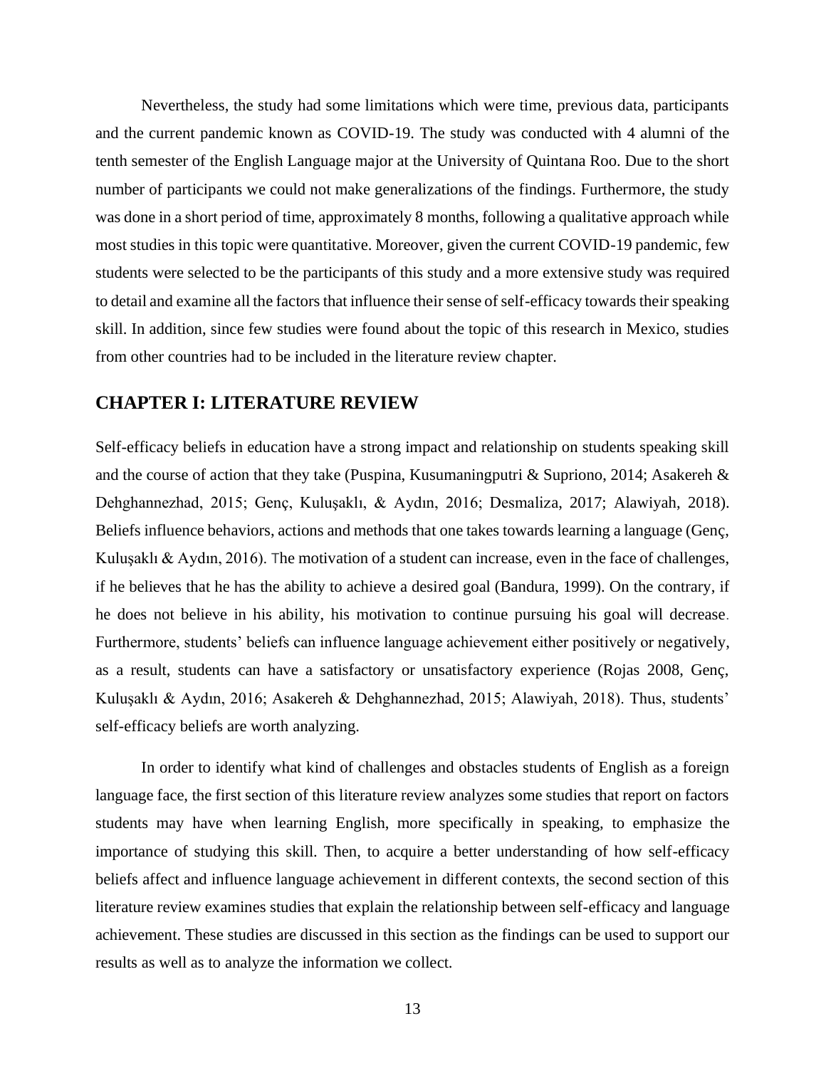Nevertheless, the study had some limitations which were time, previous data, participants and the current pandemic known as COVID-19. The study was conducted with 4 alumni of the tenth semester of the English Language major at the University of Quintana Roo. Due to the short number of participants we could not make generalizations of the findings. Furthermore, the study was done in a short period of time, approximately 8 months, following a qualitative approach while most studies in this topic were quantitative. Moreover, given the current COVID-19 pandemic, few students were selected to be the participants of this study and a more extensive study was required to detail and examine all the factors that influence their sense of self-efficacy towards their speaking skill. In addition, since few studies were found about the topic of this research in Mexico, studies from other countries had to be included in the literature review chapter.

## CHAPTER I: LITERATURE REVIEW

Self-efficacy beliefs in education have a strong impact and relationship on students speaking skill and the course of action that they take (Puspina, Kusumaningputri & Supriono, 2014; Asakereh & Dehghannezhad, 2015; Genç, Kuluşaklı, & Aydın, 2016; Desmaliza, 2017; Alawiyah, 2018). Beliefs influence behaviors, actions and methods that one takes towards learning a language (Genç, Kuluşaklı & Aydın, 2016). The motivation of a student can increase, even in the face of challenges, if he believes that he has the ability to achieve a desired goal (Bandura, 1999). On the contrary, if he does not believe in his ability, his motivation to continue pursuing his goal will decrease. Furthermore, students' beliefs can influence language achievement either positively or negatively, as a result, students can have a satisfactory or unsatisfactory experience (Rojas 2008, Genç, Kuluşaklı & Aydın, 2016; Asakereh & Dehghannezhad, 2015; Alawiyah, 2018). Thus, students' self-efficacy beliefs are worth analyzing.

In order to identify what kind of challenges and obstacles students of English as a foreign language face, the first section of this literature review analyzes some studies that report on factors students may have when learning English, more specifically in speaking, to emphasize the importance of studying this skill. Then, to acquire a better understanding of how self-efficacy beliefs affect and influence language achievement in different contexts, the second section of this literature review examines studies that explain the relationship between self-efficacy and language achievement. These studies are discussed in this section as the findings can be used to support our results as well as to analyze the information we collect.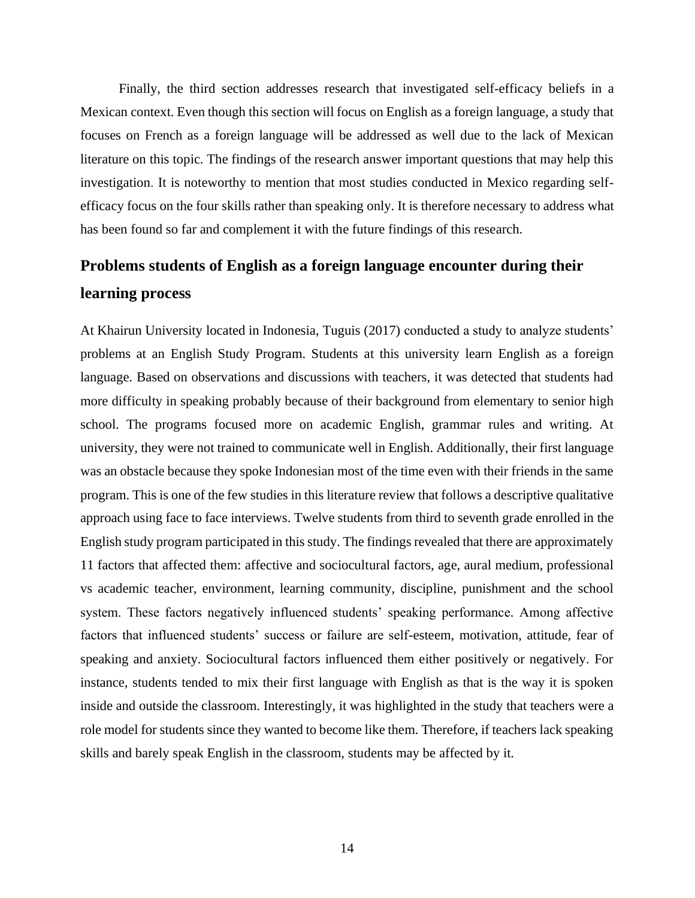Finally, the third section addresses research that investigated self-efficacy beliefs in a Mexican context. Even though this section will focus on English as a foreign language, a study that focuses on French as a foreign language will be addressed as well due to the lack of Mexican literature on this topic. The findings of the research answer important questions that may help this investigation. It is noteworthy to mention that most studies conducted in Mexico regarding self-efficacy focus on the four skills rather than speaking only. It is therefore necessary to address what has been found so far and complement it with the future findings of this research.

## Problems students of English as a foreign language encounter during their learning process

At Khairun University located in Indonesia, Tuguis (2017) conducted a study to analyze students' problems at an English Study Program. Students at this university learn English as a foreign language. Based on observations and discussions with teachers, it was detected that students had more difficulty in speaking probably because of their background from elementary to senior high school. The programs focused more on academic English, grammar rules and writing. At university, they were not trained to communicate well in English. Additionally, their first language was an obstacle because they spoke Indonesian most of the time even with their friends in the same program. This is one of the few studies in this literature review that follows a descriptive qualitative approach using face to face interviews. Twelve students from third to seventh grade enrolled in the English study program participated in this study. The findings revealed that there are approximately 11 factors that affected them: affective and sociocultural factors, age, aural medium, professional vs academic teacher, environment, learning community, discipline, punishment and the school system. These factors negatively influenced students' speaking performance. Among affective factors that influenced students' success or failure are self-esteem, motivation, attitude, fear of speaking and anxiety. Sociocultural factors influenced them either positively or negatively. For instance, students tended to mix their first language with English as that is the way it is spoken inside and outside the classroom. Interestingly, it was highlighted in the study that teachers were a role model for students since they wanted to become like them. Therefore, if teachers lack speaking skills and barely speak English in the classroom, students may be affected by it.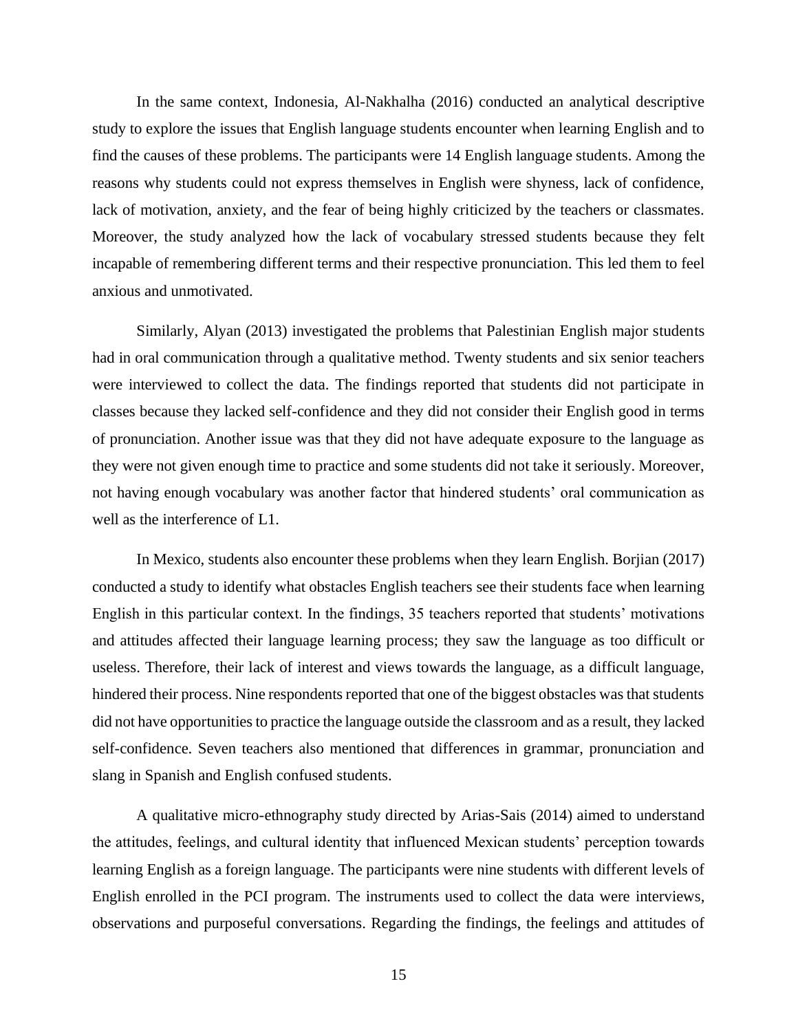In the same context, Indonesia, Al-Nakhalha (2016) conducted an analytical descriptive study to explore the issues that English language students encounter when learning English and to find the causes of these problems. The participants were 14 English language students. Among the reasons why students could not express themselves in English were shyness, lack of confidence, lack of motivation, anxiety, and the fear of being highly criticized by the teachers or classmates. Moreover, the study analyzed how the lack of vocabulary stressed students because they felt incapable of remembering different terms and their respective pronunciation. This led them to feel anxious and unmotivated.

Similarly, Alyan (2013) investigated the problems that Palestinian English major students had in oral communication through a qualitative method. Twenty students and six senior teachers were interviewed to collect the data. The findings reported that students did not participate in classes because they lacked self-confidence and they did not consider their English good in terms of pronunciation. Another issue was that they did not have adequate exposure to the language as they were not given enough time to practice and some students did not take it seriously. Moreover, not having enough vocabulary was another factor that hindered students' oral communication as well as the interference of L1.

In Mexico, students also encounter these problems when they learn English. Borjian (2017) conducted a study to identify what obstacles English teachers see their students face when learning English in this particular context. In the findings, 35 teachers reported that students' motivations and attitudes affected their language learning process; they saw the language as too difficult or useless. Therefore, their lack of interest and views towards the language, as a difficult language, hindered their process. Nine respondents reported that one of the biggest obstacles was that students did not have opportunities to practice the language outside the classroom and as a result, they lacked self-confidence. Seven teachers also mentioned that differences in grammar, pronunciation and slang in Spanish and English confused students.

A qualitative micro-ethnography study directed by Arias-Sais (2014) aimed to understand the attitudes, feelings, and cultural identity that influenced Mexican students' perception towards learning English as a foreign language. The participants were nine students with different levels of English enrolled in the PCI program. The instruments used to collect the data were interviews, observations and purposeful conversations. Regarding the findings, the feelings and attitudes of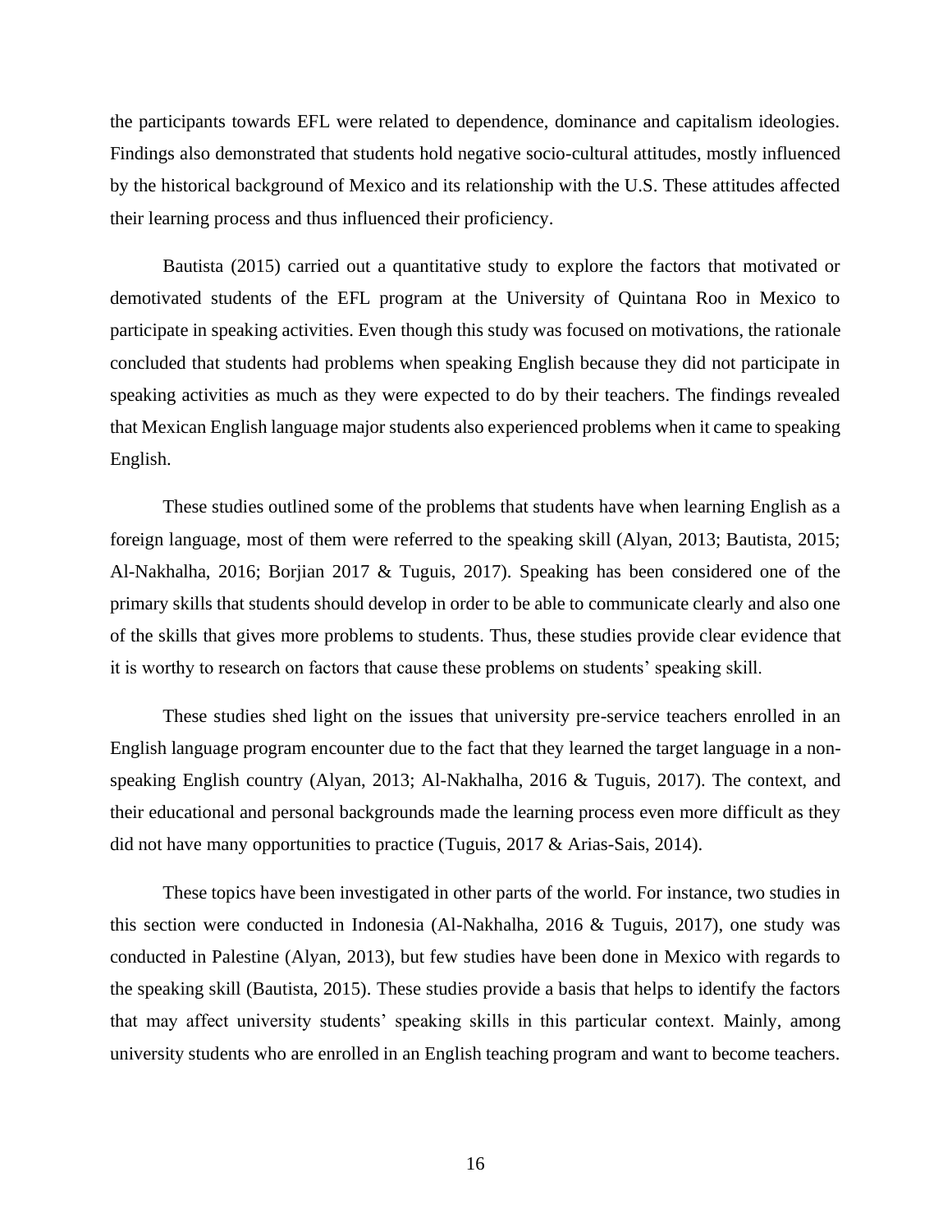the participants towards EFL were related to dependence, dominance and capitalism ideologies. Findings also demonstrated that students hold negative socio-cultural attitudes, mostly influenced by the historical background of Mexico and its relationship with the U.S. These attitudes affected their learning process and thus influenced their proficiency.

Bautista (2015) carried out a quantitative study to explore the factors that motivated or demotivated students of the EFL program at the University of Quintana Roo in Mexico to participate in speaking activities. Even though this study was focused on motivations, the rationale concluded that students had problems when speaking English because they did not participate in speaking activities as much as they were expected to do by their teachers. The findings revealed that Mexican English language major students also experienced problems when it came to speaking English.

These studies outlined some of the problems that students have when learning English as a foreign language, most of them were referred to the speaking skill (Alyan, 2013; Bautista, 2015; Al-Nakhalha, 2016; Borjian 2017 & Tuguis, 2017). Speaking has been considered one of the primary skills that students should develop in order to be able to communicate clearly and also one of the skills that gives more problems to students. Thus, these studies provide clear evidence that it is worthy to research on factors that cause these problems on students' speaking skill.

These studies shed light on the issues that university pre-service teachers enrolled in an English language program encounter due to the fact that they learned the target language in a non-speaking English country (Alyan, 2013; Al-Nakhalha, 2016 & Tuguis, 2017). The context, and their educational and personal backgrounds made the learning process even more difficult as they did not have many opportunities to practice (Tuguis, 2017 & Arias-Sais, 2014).

These topics have been investigated in other parts of the world. For instance, two studies in this section were conducted in Indonesia (Al-Nakhalha, 2016 & Tuguis, 2017), one study was conducted in Palestine (Alyan, 2013), but few studies have been done in Mexico with regards to the speaking skill (Bautista, 2015). These studies provide a basis that helps to identify the factors that may affect university students' speaking skills in this particular context. Mainly, among university students who are enrolled in an English teaching program and want to become teachers.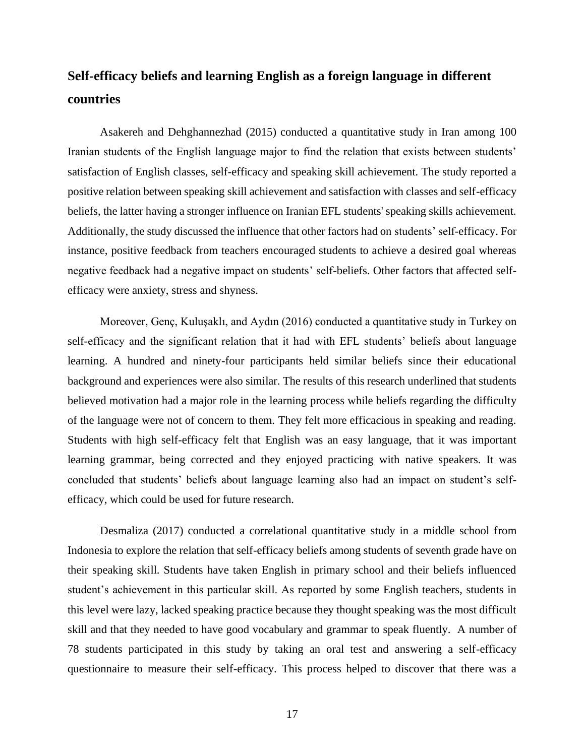## Self-efficacy beliefs and learning English as a foreign language in different countries

Asakereh and Dehghannezhad (2015) conducted a quantitative study in Iran among 100 Iranian students of the English language major to find the relation that exists between students' satisfaction of English classes, self-efficacy and speaking skill achievement. The study reported a positive relation between speaking skill achievement and satisfaction with classes and self-efficacy beliefs, the latter having a stronger influence on Iranian EFL students' speaking skills achievement. Additionally, the study discussed the influence that other factors had on students' self-efficacy. For instance, positive feedback from teachers encouraged students to achieve a desired goal whereas negative feedback had a negative impact on students' self-beliefs. Other factors that affected self-efficacy were anxiety, stress and shyness.

Moreover, Genç, Kuluşaklı, and Aydın (2016) conducted a quantitative study in Turkey on self-efficacy and the significant relation that it had with EFL students' beliefs about language learning. A hundred and ninety-four participants held similar beliefs since their educational background and experiences were also similar. The results of this research underlined that students believed motivation had a major role in the learning process while beliefs regarding the difficulty of the language were not of concern to them. They felt more efficacious in speaking and reading. Students with high self-efficacy felt that English was an easy language, that it was important learning grammar, being corrected and they enjoyed practicing with native speakers. It was concluded that students' beliefs about language learning also had an impact on student's self-efficacy, which could be used for future research.

Desmaliza (2017) conducted a correlational quantitative study in a middle school from Indonesia to explore the relation that self-efficacy beliefs among students of seventh grade have on their speaking skill. Students have taken English in primary school and their beliefs influenced student's achievement in this particular skill. As reported by some English teachers, students in this level were lazy, lacked speaking practice because they thought speaking was the most difficult skill and that they needed to have good vocabulary and grammar to speak fluently. A number of 78 students participated in this study by taking an oral test and answering a self-efficacy questionnaire to measure their self-efficacy. This process helped to discover that there was a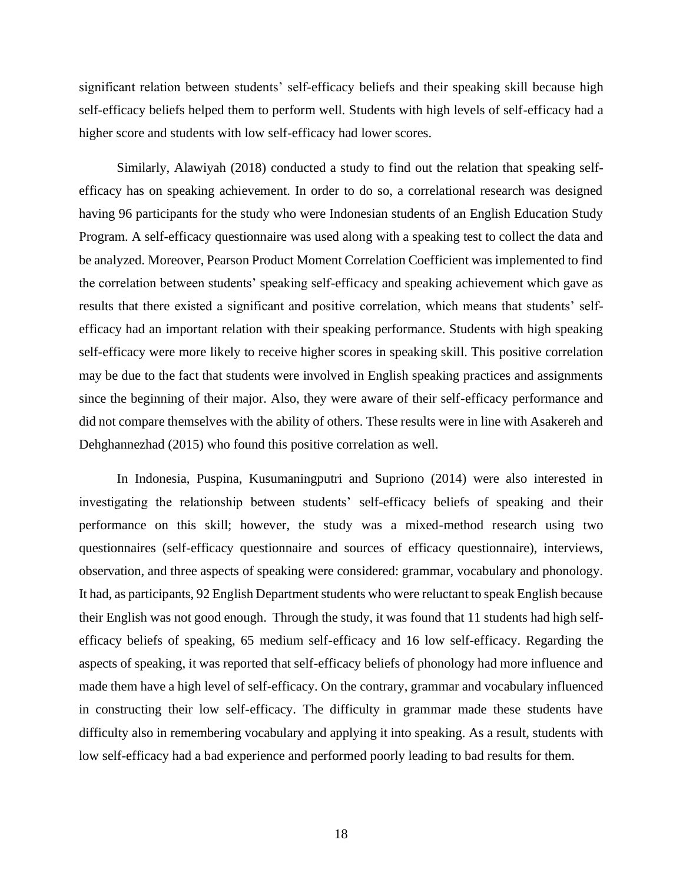significant relation between students' self-efficacy beliefs and their speaking skill because high self-efficacy beliefs helped them to perform well. Students with high levels of self-efficacy had a higher score and students with low self-efficacy had lower scores.

Similarly, Alawiyah (2018) conducted a study to find out the relation that speaking self-efficacy has on speaking achievement. In order to do so, a correlational research was designed having 96 participants for the study who were Indonesian students of an English Education Study Program. A self-efficacy questionnaire was used along with a speaking test to collect the data and be analyzed. Moreover, Pearson Product Moment Correlation Coefficient was implemented to find the correlation between students' speaking self-efficacy and speaking achievement which gave as results that there existed a significant and positive correlation, which means that students' self-efficacy had an important relation with their speaking performance. Students with high speaking self-efficacy were more likely to receive higher scores in speaking skill. This positive correlation may be due to the fact that students were involved in English speaking practices and assignments since the beginning of their major. Also, they were aware of their self-efficacy performance and did not compare themselves with the ability of others. These results were in line with Asakereh and Dehghannezhad (2015) who found this positive correlation as well.

In Indonesia, Puspina, Kusumaningputri and Supriono (2014) were also interested in investigating the relationship between students' self-efficacy beliefs of speaking and their performance on this skill; however, the study was a mixed-method research using two questionnaires (self-efficacy questionnaire and sources of efficacy questionnaire), interviews, observation, and three aspects of speaking were considered: grammar, vocabulary and phonology. It had, as participants, 92 English Department students who were reluctant to speak English because their English was not good enough. Through the study, it was found that 11 students had high self-efficacy beliefs of speaking, 65 medium self-efficacy and 16 low self-efficacy. Regarding the aspects of speaking, it was reported that self-efficacy beliefs of phonology had more influence and made them have a high level of self-efficacy. On the contrary, grammar and vocabulary influenced in constructing their low self-efficacy. The difficulty in grammar made these students have difficulty also in remembering vocabulary and applying it into speaking. As a result, students with low self-efficacy had a bad experience and performed poorly leading to bad results for them.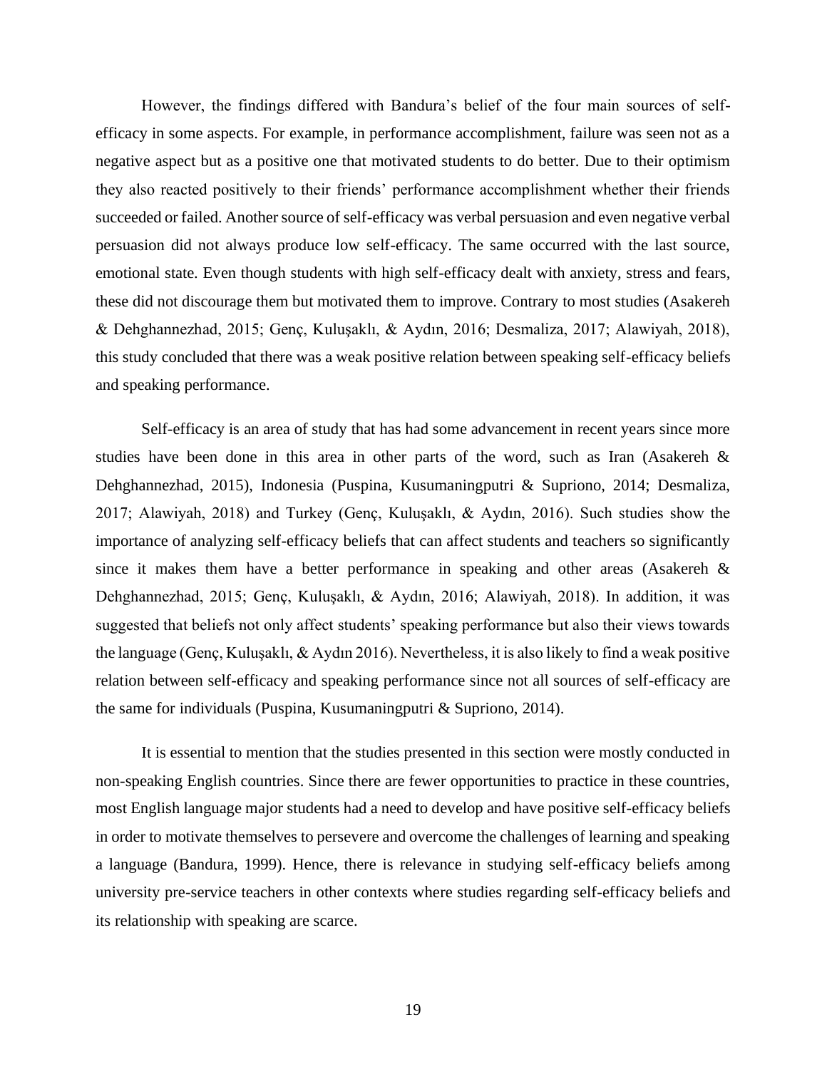However, the findings differed with Bandura's belief of the four main sources of self-efficacy in some aspects. For example, in performance accomplishment, failure was seen not as a negative aspect but as a positive one that motivated students to do better. Due to their optimism they also reacted positively to their friends' performance accomplishment whether their friends succeeded or failed. Another source of self-efficacy was verbal persuasion and even negative verbal persuasion did not always produce low self-efficacy. The same occurred with the last source, emotional state. Even though students with high self-efficacy dealt with anxiety, stress and fears, these did not discourage them but motivated them to improve. Contrary to most studies (Asakereh & Dehghannezhad, 2015; Genç, Kuluşaklı, & Aydın, 2016; Desmaliza, 2017; Alawiyah, 2018), this study concluded that there was a weak positive relation between speaking self-efficacy beliefs and speaking performance.

Self-efficacy is an area of study that has had some advancement in recent years since more studies have been done in this area in other parts of the word, such as Iran (Asakereh & Dehghannezhad, 2015), Indonesia (Puspina, Kusumaningputri & Supriono, 2014; Desmaliza, 2017; Alawiyah, 2018) and Turkey (Genç, Kuluşaklı, & Aydın, 2016). Such studies show the importance of analyzing self-efficacy beliefs that can affect students and teachers so significantly since it makes them have a better performance in speaking and other areas (Asakereh & Dehghannezhad, 2015; Genç, Kuluşaklı, & Aydın, 2016; Alawiyah, 2018). In addition, it was suggested that beliefs not only affect students' speaking performance but also their views towards the language (Genç, Kuluşaklı, & Aydın 2016). Nevertheless, it is also likely to find a weak positive relation between self-efficacy and speaking performance since not all sources of self-efficacy are the same for individuals (Puspina, Kusumaningputri & Supriono, 2014).

It is essential to mention that the studies presented in this section were mostly conducted in non-speaking English countries. Since there are fewer opportunities to practice in these countries, most English language major students had a need to develop and have positive self-efficacy beliefs in order to motivate themselves to persevere and overcome the challenges of learning and speaking a language (Bandura, 1999). Hence, there is relevance in studying self-efficacy beliefs among university pre-service teachers in other contexts where studies regarding self-efficacy beliefs and its relationship with speaking are scarce.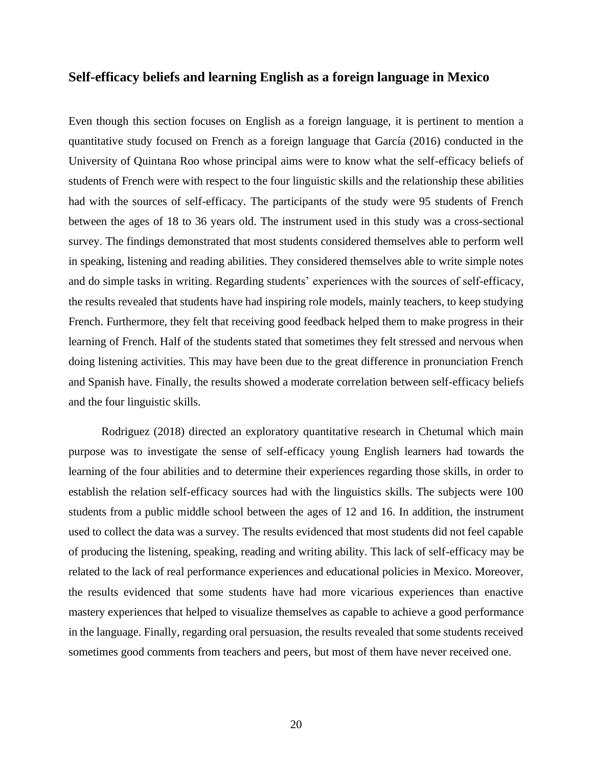## Self-efficacy beliefs and learning English as a foreign language in Mexico

Even though this section focuses on English as a foreign language, it is pertinent to mention a quantitative study focused on French as a foreign language that García (2016) conducted in the University of Quintana Roo whose principal aims were to know what the self-efficacy beliefs of students of French were with respect to the four linguistic skills and the relationship these abilities had with the sources of self-efficacy. The participants of the study were 95 students of French between the ages of 18 to 36 years old. The instrument used in this study was a cross-sectional survey. The findings demonstrated that most students considered themselves able to perform well in speaking, listening and reading abilities. They considered themselves able to write simple notes and do simple tasks in writing. Regarding students' experiences with the sources of self-efficacy, the results revealed that students have had inspiring role models, mainly teachers, to keep studying French. Furthermore, they felt that receiving good feedback helped them to make progress in their learning of French. Half of the students stated that sometimes they felt stressed and nervous when doing listening activities. This may have been due to the great difference in pronunciation French and Spanish have. Finally, the results showed a moderate correlation between self-efficacy beliefs and the four linguistic skills.

Rodriguez (2018) directed an exploratory quantitative research in Chetumal which main purpose was to investigate the sense of self-efficacy young English learners had towards the learning of the four abilities and to determine their experiences regarding those skills, in order to establish the relation self-efficacy sources had with the linguistics skills. The subjects were 100 students from a public middle school between the ages of 12 and 16. In addition, the instrument used to collect the data was a survey. The results evidenced that most students did not feel capable of producing the listening, speaking, reading and writing ability. This lack of self-efficacy may be related to the lack of real performance experiences and educational policies in Mexico. Moreover, the results evidenced that some students have had more vicarious experiences than enactive mastery experiences that helped to visualize themselves as capable to achieve a good performance in the language. Finally, regarding oral persuasion, the results revealed that some students received sometimes good comments from teachers and peers, but most of them have never received one.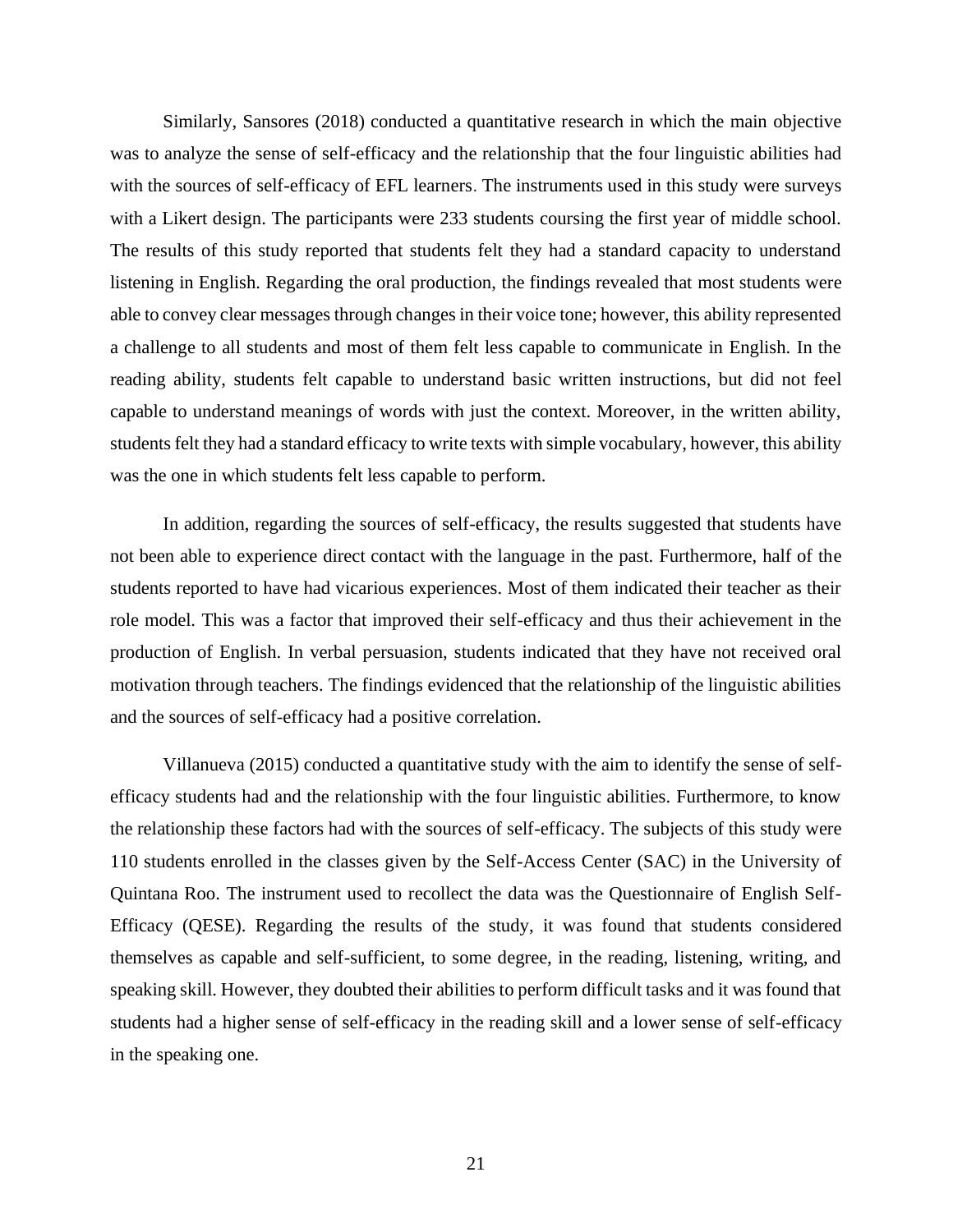Similarly, Sansores (2018) conducted a quantitative research in which the main objective was to analyze the sense of self-efficacy and the relationship that the four linguistic abilities had with the sources of self-efficacy of EFL learners. The instruments used in this study were surveys with a Likert design. The participants were 233 students coursing the first year of middle school. The results of this study reported that students felt they had a standard capacity to understand listening in English. Regarding the oral production, the findings revealed that most students were able to convey clear messages through changes in their voice tone; however, this ability represented a challenge to all students and most of them felt less capable to communicate in English. In the reading ability, students felt capable to understand basic written instructions, but did not feel capable to understand meanings of words with just the context. Moreover, in the written ability, students felt they had a standard efficacy to write texts with simple vocabulary, however, this ability was the one in which students felt less capable to perform.

In addition, regarding the sources of self-efficacy, the results suggested that students have not been able to experience direct contact with the language in the past. Furthermore, half of the students reported to have had vicarious experiences. Most of them indicated their teacher as their role model. This was a factor that improved their self-efficacy and thus their achievement in the production of English. In verbal persuasion, students indicated that they have not received oral motivation through teachers. The findings evidenced that the relationship of the linguistic abilities and the sources of self-efficacy had a positive correlation.

Villanueva (2015) conducted a quantitative study with the aim to identify the sense of self-efficacy students had and the relationship with the four linguistic abilities. Furthermore, to know the relationship these factors had with the sources of self-efficacy. The subjects of this study were 110 students enrolled in the classes given by the Self-Access Center (SAC) in the University of Quintana Roo. The instrument used to recollect the data was the Questionnaire of English Self-Efficacy (QESE). Regarding the results of the study, it was found that students considered themselves as capable and self-sufficient, to some degree, in the reading, listening, writing, and speaking skill. However, they doubted their abilities to perform difficult tasks and it was found that students had a higher sense of self-efficacy in the reading skill and a lower sense of self-efficacy in the speaking one.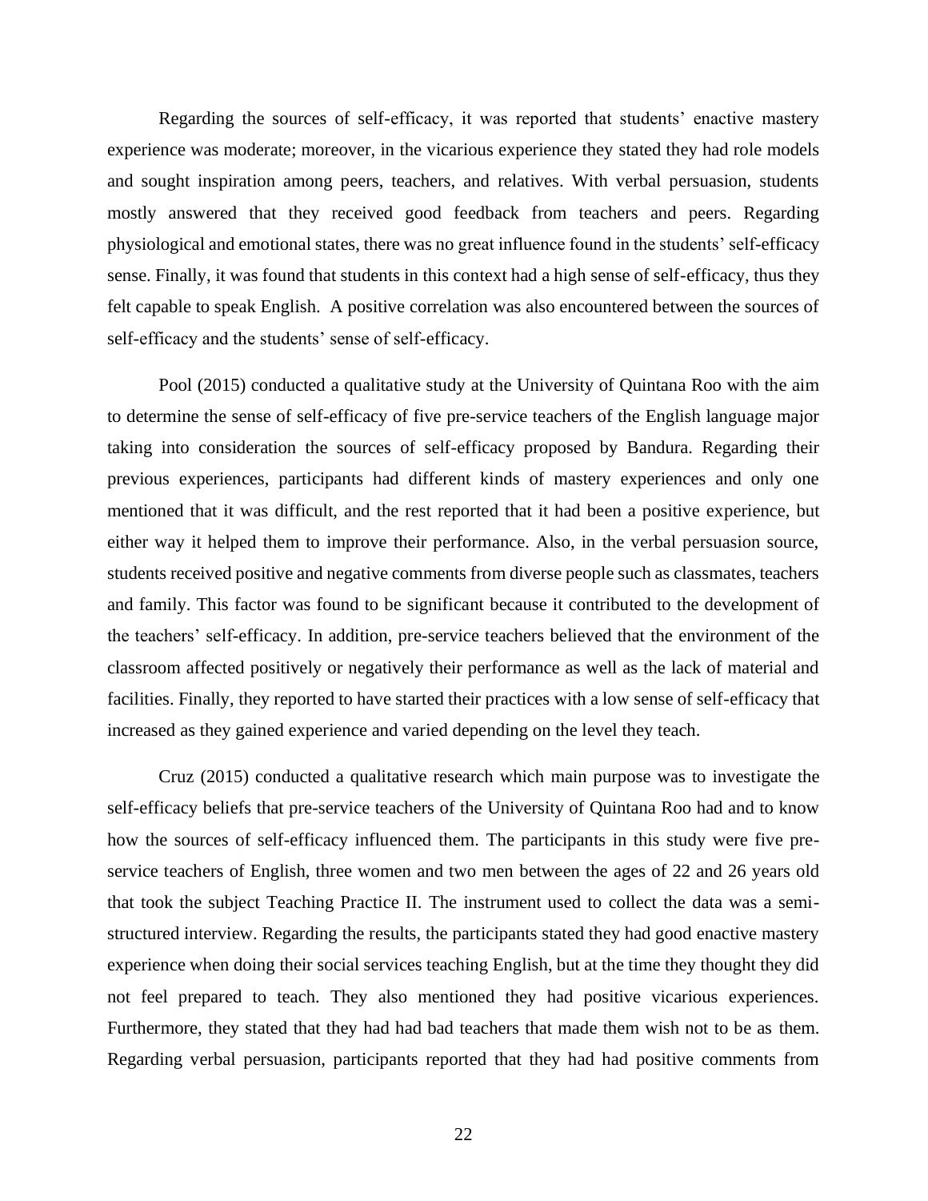Regarding the sources of self-efficacy, it was reported that students' enactive mastery experience was moderate; moreover, in the vicarious experience they stated they had role models and sought inspiration among peers, teachers, and relatives. With verbal persuasion, students mostly answered that they received good feedback from teachers and peers. Regarding physiological and emotional states, there was no great influence found in the students' self-efficacy sense. Finally, it was found that students in this context had a high sense of self-efficacy, thus they felt capable to speak English. A positive correlation was also encountered between the sources of self-efficacy and the students' sense of self-efficacy.

Pool (2015) conducted a qualitative study at the University of Quintana Roo with the aim to determine the sense of self-efficacy of five pre-service teachers of the English language major taking into consideration the sources of self-efficacy proposed by Bandura. Regarding their previous experiences, participants had different kinds of mastery experiences and only one mentioned that it was difficult, and the rest reported that it had been a positive experience, but either way it helped them to improve their performance. Also, in the verbal persuasion source, students received positive and negative comments from diverse people such as classmates, teachers and family. This factor was found to be significant because it contributed to the development of the teachers' self-efficacy. In addition, pre-service teachers believed that the environment of the classroom affected positively or negatively their performance as well as the lack of material and facilities. Finally, they reported to have started their practices with a low sense of self-efficacy that increased as they gained experience and varied depending on the level they teach.

Cruz (2015) conducted a qualitative research which main purpose was to investigate the self-efficacy beliefs that pre-service teachers of the University of Quintana Roo had and to know how the sources of self-efficacy influenced them. The participants in this study were five pre-service teachers of English, three women and two men between the ages of 22 and 26 years old that took the subject Teaching Practice II. The instrument used to collect the data was a semi-structured interview. Regarding the results, the participants stated they had good enactive mastery experience when doing their social services teaching English, but at the time they thought they did not feel prepared to teach. They also mentioned they had positive vicarious experiences. Furthermore, they stated that they had had bad teachers that made them wish not to be as them. Regarding verbal persuasion, participants reported that they had had positive comments from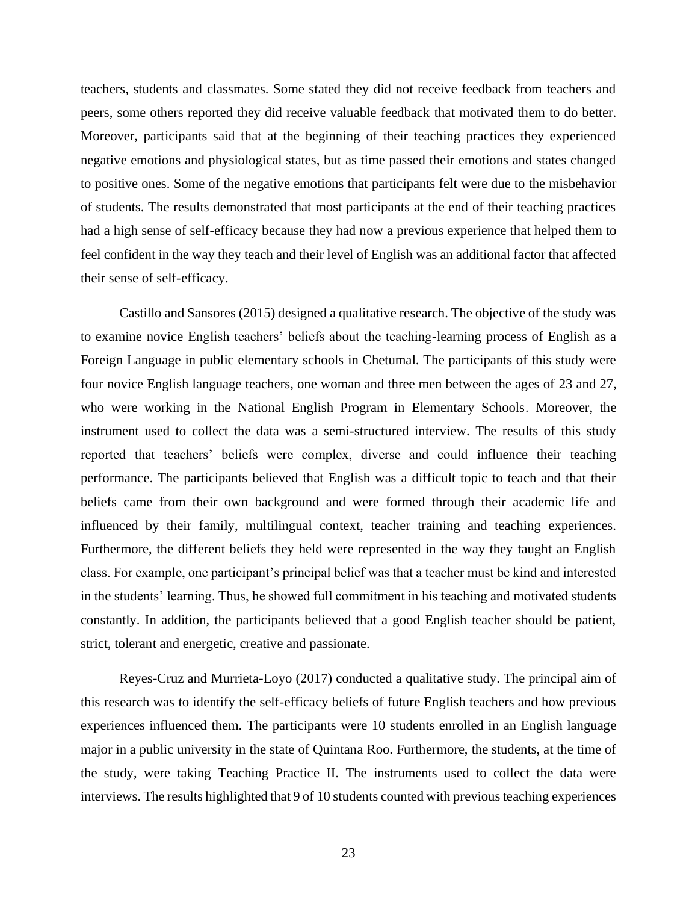teachers, students and classmates. Some stated they did not receive feedback from teachers and peers, some others reported they did receive valuable feedback that motivated them to do better. Moreover, participants said that at the beginning of their teaching practices they experienced negative emotions and physiological states, but as time passed their emotions and states changed to positive ones. Some of the negative emotions that participants felt were due to the misbehavior of students. The results demonstrated that most participants at the end of their teaching practices had a high sense of self-efficacy because they had now a previous experience that helped them to feel confident in the way they teach and their level of English was an additional factor that affected their sense of self-efficacy.

Castillo and Sansores (2015) designed a qualitative research. The objective of the study was to examine novice English teachers' beliefs about the teaching-learning process of English as a Foreign Language in public elementary schools in Chetumal. The participants of this study were four novice English language teachers, one woman and three men between the ages of 23 and 27, who were working in the National English Program in Elementary Schools. Moreover, the instrument used to collect the data was a semi-structured interview. The results of this study reported that teachers' beliefs were complex, diverse and could influence their teaching performance. The participants believed that English was a difficult topic to teach and that their beliefs came from their own background and were formed through their academic life and influenced by their family, multilingual context, teacher training and teaching experiences. Furthermore, the different beliefs they held were represented in the way they taught an English class. For example, one participant's principal belief was that a teacher must be kind and interested in the students' learning. Thus, he showed full commitment in his teaching and motivated students constantly. In addition, the participants believed that a good English teacher should be patient, strict, tolerant and energetic, creative and passionate.

Reyes-Cruz and Murrieta-Loyo (2017) conducted a qualitative study. The principal aim of this research was to identify the self-efficacy beliefs of future English teachers and how previous experiences influenced them. The participants were 10 students enrolled in an English language major in a public university in the state of Quintana Roo. Furthermore, the students, at the time of the study, were taking Teaching Practice II. The instruments used to collect the data were interviews. The results highlighted that 9 of 10 students counted with previous teaching experiences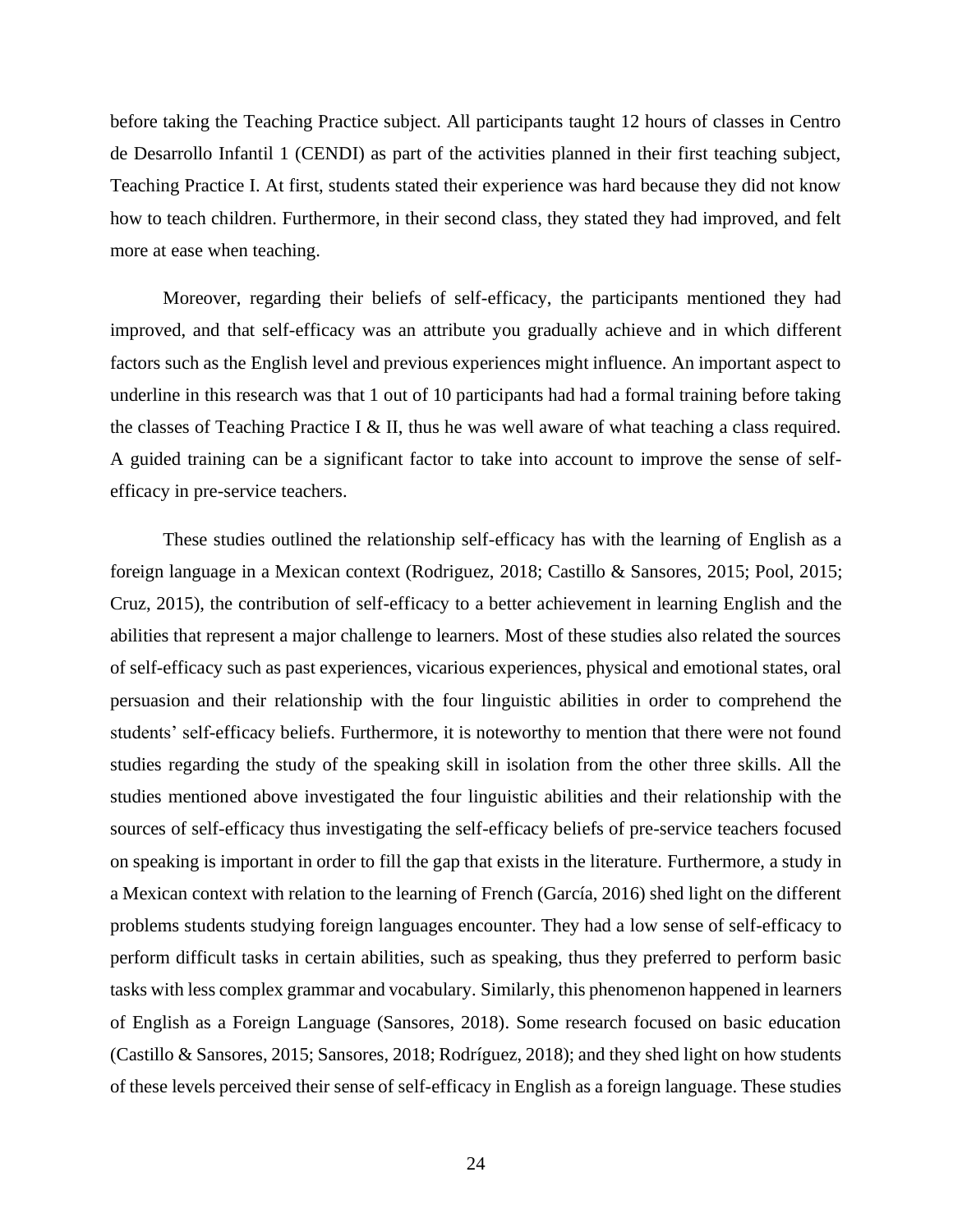before taking the Teaching Practice subject. All participants taught 12 hours of classes in Centro de Desarrollo Infantil 1 (CENDI) as part of the activities planned in their first teaching subject, Teaching Practice I. At first, students stated their experience was hard because they did not know how to teach children. Furthermore, in their second class, they stated they had improved, and felt more at ease when teaching.

Moreover, regarding their beliefs of self-efficacy, the participants mentioned they had improved, and that self-efficacy was an attribute you gradually achieve and in which different factors such as the English level and previous experiences might influence. An important aspect to underline in this research was that 1 out of 10 participants had had a formal training before taking the classes of Teaching Practice I & II, thus he was well aware of what teaching a class required. A guided training can be a significant factor to take into account to improve the sense of self-efficacy in pre-service teachers.

These studies outlined the relationship self-efficacy has with the learning of English as a foreign language in a Mexican context (Rodriguez, 2018; Castillo & Sansores, 2015; Pool, 2015; Cruz, 2015), the contribution of self-efficacy to a better achievement in learning English and the abilities that represent a major challenge to learners. Most of these studies also related the sources of self-efficacy such as past experiences, vicarious experiences, physical and emotional states, oral persuasion and their relationship with the four linguistic abilities in order to comprehend the students' self-efficacy beliefs. Furthermore, it is noteworthy to mention that there were not found studies regarding the study of the speaking skill in isolation from the other three skills. All the studies mentioned above investigated the four linguistic abilities and their relationship with the sources of self-efficacy thus investigating the self-efficacy beliefs of pre-service teachers focused on speaking is important in order to fill the gap that exists in the literature. Furthermore, a study in a Mexican context with relation to the learning of French (García, 2016) shed light on the different problems students studying foreign languages encounter. They had a low sense of self-efficacy to perform difficult tasks in certain abilities, such as speaking, thus they preferred to perform basic tasks with less complex grammar and vocabulary. Similarly, this phenomenon happened in learners of English as a Foreign Language (Sansores, 2018). Some research focused on basic education (Castillo & Sansores, 2015; Sansores, 2018; Rodríguez, 2018); and they shed light on how students of these levels perceived their sense of self-efficacy in English as a foreign language. These studies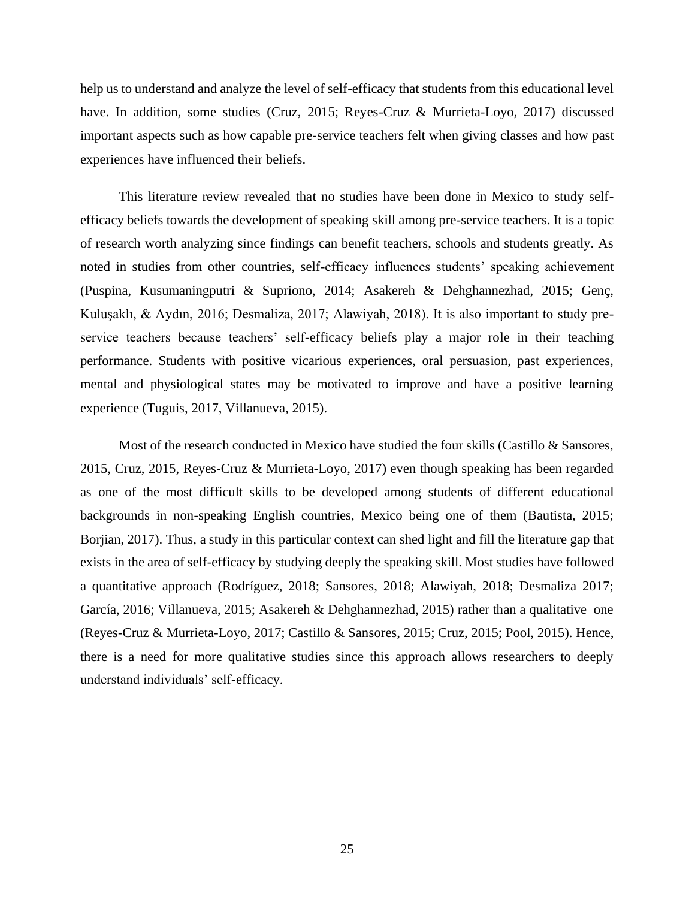help us to understand and analyze the level of self-efficacy that students from this educational level have. In addition, some studies (Cruz, 2015; Reyes-Cruz & Murrieta-Loyo, 2017) discussed important aspects such as how capable pre-service teachers felt when giving classes and how past experiences have influenced their beliefs.

This literature review revealed that no studies have been done in Mexico to study self-efficacy beliefs towards the development of speaking skill among pre-service teachers. It is a topic of research worth analyzing since findings can benefit teachers, schools and students greatly. As noted in studies from other countries, self-efficacy influences students' speaking achievement (Puspina, Kusumaningputri & Supriono, 2014; Asakereh & Dehghannezhad, 2015; Genç, Kuluşaklı, & Aydın, 2016; Desmaliza, 2017; Alawiyah, 2018). It is also important to study pre-service teachers because teachers' self-efficacy beliefs play a major role in their teaching performance. Students with positive vicarious experiences, oral persuasion, past experiences, mental and physiological states may be motivated to improve and have a positive learning experience (Tuguis, 2017, Villanueva, 2015).

Most of the research conducted in Mexico have studied the four skills (Castillo & Sansores, 2015, Cruz, 2015, Reyes-Cruz & Murrieta-Loyo, 2017) even though speaking has been regarded as one of the most difficult skills to be developed among students of different educational backgrounds in non-speaking English countries, Mexico being one of them (Bautista, 2015; Borjian, 2017). Thus, a study in this particular context can shed light and fill the literature gap that exists in the area of self-efficacy by studying deeply the speaking skill. Most studies have followed a quantitative approach (Rodríguez, 2018; Sansores, 2018; Alawiyah, 2018; Desmaliza 2017; García, 2016; Villanueva, 2015; Asakereh & Dehghannezhad, 2015) rather than a qualitative one (Reyes-Cruz & Murrieta-Loyo, 2017; Castillo & Sansores, 2015; Cruz, 2015; Pool, 2015). Hence, there is a need for more qualitative studies since this approach allows researchers to deeply understand individuals' self-efficacy.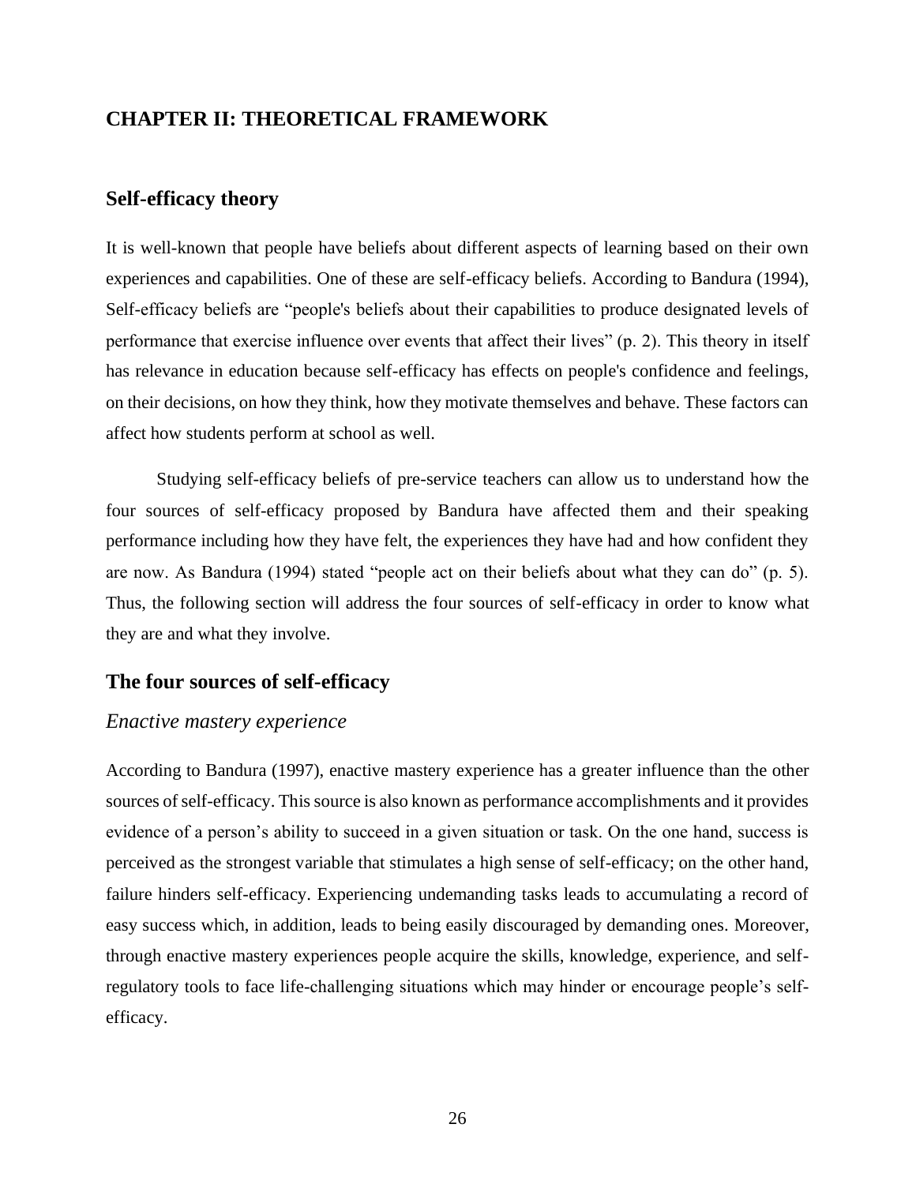# CHAPTER II: THEORETICAL FRAMEWORK

## Self-efficacy theory

It is well-known that people have beliefs about different aspects of learning based on their own experiences and capabilities. One of these are self-efficacy beliefs. According to Bandura (1994), Self-efficacy beliefs are "people's beliefs about their capabilities to produce designated levels of performance that exercise influence over events that affect their lives" (p. 2). This theory in itself has relevance in education because self-efficacy has effects on people's confidence and feelings, on their decisions, on how they think, how they motivate themselves and behave. These factors can affect how students perform at school as well.

Studying self-efficacy beliefs of pre-service teachers can allow us to understand how the four sources of self-efficacy proposed by Bandura have affected them and their speaking performance including how they have felt, the experiences they have had and how confident they are now. As Bandura (1994) stated "people act on their beliefs about what they can do" (p. 5). Thus, the following section will address the four sources of self-efficacy in order to know what they are and what they involve.

## The four sources of self-efficacy

### *Enactive mastery experience*

According to Bandura (1997), enactive mastery experience has a greater influence than the other sources of self-efficacy. This source is also known as performance accomplishments and it provides evidence of a person's ability to succeed in a given situation or task. On the one hand, success is perceived as the strongest variable that stimulates a high sense of self-efficacy; on the other hand, failure hinders self-efficacy. Experiencing undemanding tasks leads to accumulating a record of easy success which, in addition, leads to being easily discouraged by demanding ones. Moreover, through enactive mastery experiences people acquire the skills, knowledge, experience, and self-regulatory tools to face life-challenging situations which may hinder or encourage people's self-efficacy.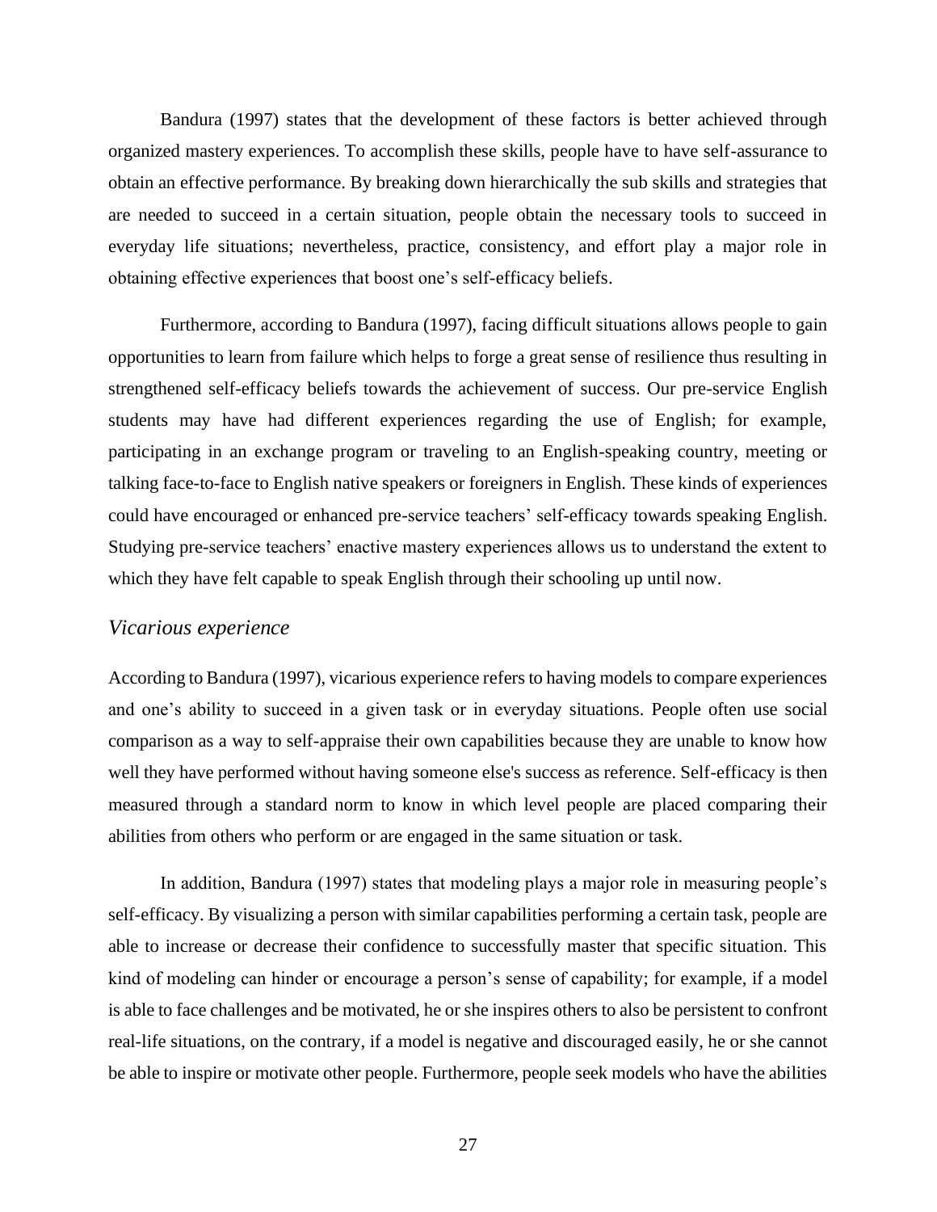Bandura (1997) states that the development of these factors is better achieved through organized mastery experiences. To accomplish these skills, people have to have self-assurance to obtain an effective performance. By breaking down hierarchically the sub skills and strategies that are needed to succeed in a certain situation, people obtain the necessary tools to succeed in everyday life situations; nevertheless, practice, consistency, and effort play a major role in obtaining effective experiences that boost one's self-efficacy beliefs.

Furthermore, according to Bandura (1997), facing difficult situations allows people to gain opportunities to learn from failure which helps to forge a great sense of resilience thus resulting in strengthened self-efficacy beliefs towards the achievement of success. Our pre-service English students may have had different experiences regarding the use of English; for example, participating in an exchange program or traveling to an English-speaking country, meeting or talking face-to-face to English native speakers or foreigners in English. These kinds of experiences could have encouraged or enhanced pre-service teachers' self-efficacy towards speaking English. Studying pre-service teachers' enactive mastery experiences allows us to understand the extent to which they have felt capable to speak English through their schooling up until now.

### *Vicarious experience*

According to Bandura (1997), vicarious experience refers to having models to compare experiences and one's ability to succeed in a given task or in everyday situations. People often use social comparison as a way to self-appraise their own capabilities because they are unable to know how well they have performed without having someone else's success as reference. Self-efficacy is then measured through a standard norm to know in which level people are placed comparing their abilities from others who perform or are engaged in the same situation or task.

In addition, Bandura (1997) states that modeling plays a major role in measuring people's self-efficacy. By visualizing a person with similar capabilities performing a certain task, people are able to increase or decrease their confidence to successfully master that specific situation. This kind of modeling can hinder or encourage a person's sense of capability; for example, if a model is able to face challenges and be motivated, he or she inspires others to also be persistent to confront real-life situations, on the contrary, if a model is negative and discouraged easily, he or she cannot be able to inspire or motivate other people. Furthermore, people seek models who have the abilities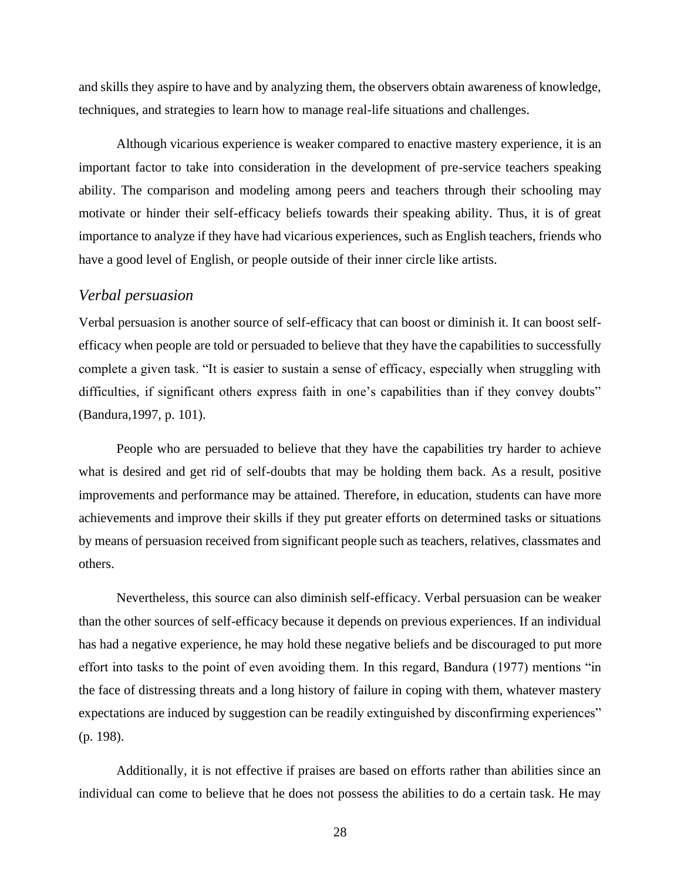and skills they aspire to have and by analyzing them, the observers obtain awareness of knowledge, techniques, and strategies to learn how to manage real-life situations and challenges.

Although vicarious experience is weaker compared to enactive mastery experience, it is an important factor to take into consideration in the development of pre-service teachers speaking ability. The comparison and modeling among peers and teachers through their schooling may motivate or hinder their self-efficacy beliefs towards their speaking ability. Thus, it is of great importance to analyze if they have had vicarious experiences, such as English teachers, friends who have a good level of English, or people outside of their inner circle like artists.

### *Verbal persuasion*

Verbal persuasion is another source of self-efficacy that can boost or diminish it. It can boost self-efficacy when people are told or persuaded to believe that they have the capabilities to successfully complete a given task. "It is easier to sustain a sense of efficacy, especially when struggling with difficulties, if significant others express faith in one's capabilities than if they convey doubts" (Bandura,1997, p. 101).

People who are persuaded to believe that they have the capabilities try harder to achieve what is desired and get rid of self-doubts that may be holding them back. As a result, positive improvements and performance may be attained. Therefore, in education, students can have more achievements and improve their skills if they put greater efforts on determined tasks or situations by means of persuasion received from significant people such as teachers, relatives, classmates and others.

Nevertheless, this source can also diminish self-efficacy. Verbal persuasion can be weaker than the other sources of self-efficacy because it depends on previous experiences. If an individual has had a negative experience, he may hold these negative beliefs and be discouraged to put more effort into tasks to the point of even avoiding them. In this regard, Bandura (1977) mentions "in the face of distressing threats and a long history of failure in coping with them, whatever mastery expectations are induced by suggestion can be readily extinguished by disconfirming experiences" (p. 198).

Additionally, it is not effective if praises are based on efforts rather than abilities since an individual can come to believe that he does not possess the abilities to do a certain task. He may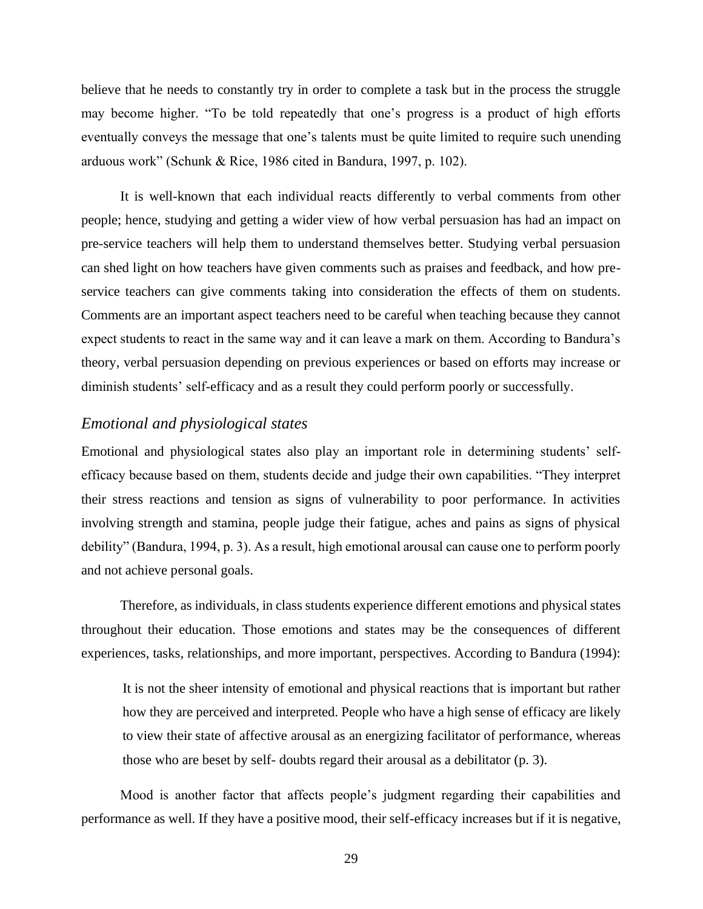believe that he needs to constantly try in order to complete a task but in the process the struggle may become higher. "To be told repeatedly that one's progress is a product of high efforts eventually conveys the message that one's talents must be quite limited to require such unending arduous work" (Schunk & Rice, 1986 cited in Bandura, 1997, p. 102).

It is well-known that each individual reacts differently to verbal comments from other people; hence, studying and getting a wider view of how verbal persuasion has had an impact on pre-service teachers will help them to understand themselves better. Studying verbal persuasion can shed light on how teachers have given comments such as praises and feedback, and how pre-service teachers can give comments taking into consideration the effects of them on students. Comments are an important aspect teachers need to be careful when teaching because they cannot expect students to react in the same way and it can leave a mark on them. According to Bandura's theory, verbal persuasion depending on previous experiences or based on efforts may increase or diminish students' self-efficacy and as a result they could perform poorly or successfully.

### *Emotional and physiological states*

Emotional and physiological states also play an important role in determining students' self-efficacy because based on them, students decide and judge their own capabilities. "They interpret their stress reactions and tension as signs of vulnerability to poor performance. In activities involving strength and stamina, people judge their fatigue, aches and pains as signs of physical debility" (Bandura, 1994, p. 3). As a result, high emotional arousal can cause one to perform poorly and not achieve personal goals.

Therefore, as individuals, in class students experience different emotions and physical states throughout their education. Those emotions and states may be the consequences of different experiences, tasks, relationships, and more important, perspectives. According to Bandura (1994):

> It is not the sheer intensity of emotional and physical reactions that is important but rather how they are perceived and interpreted. People who have a high sense of efficacy are likely to view their state of affective arousal as an energizing facilitator of performance, whereas those who are beset by self- doubts regard their arousal as a debilitator (p. 3).

Mood is another factor that affects people's judgment regarding their capabilities and performance as well. If they have a positive mood, their self-efficacy increases but if it is negative,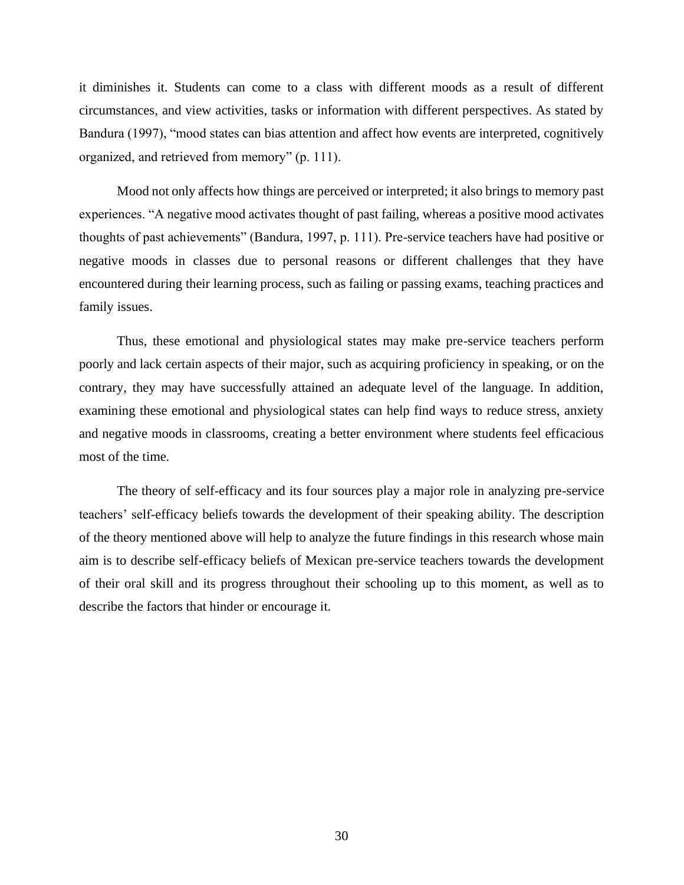it diminishes it. Students can come to a class with different moods as a result of different circumstances, and view activities, tasks or information with different perspectives. As stated by Bandura (1997), "mood states can bias attention and affect how events are interpreted, cognitively organized, and retrieved from memory" (p. 111).

Mood not only affects how things are perceived or interpreted; it also brings to memory past experiences. "A negative mood activates thought of past failing, whereas a positive mood activates thoughts of past achievements" (Bandura, 1997, p. 111). Pre-service teachers have had positive or negative moods in classes due to personal reasons or different challenges that they have encountered during their learning process, such as failing or passing exams, teaching practices and family issues.

Thus, these emotional and physiological states may make pre-service teachers perform poorly and lack certain aspects of their major, such as acquiring proficiency in speaking, or on the contrary, they may have successfully attained an adequate level of the language. In addition, examining these emotional and physiological states can help find ways to reduce stress, anxiety and negative moods in classrooms, creating a better environment where students feel efficacious most of the time.

The theory of self-efficacy and its four sources play a major role in analyzing pre-service teachers' self-efficacy beliefs towards the development of their speaking ability. The description of the theory mentioned above will help to analyze the future findings in this research whose main aim is to describe self-efficacy beliefs of Mexican pre-service teachers towards the development of their oral skill and its progress throughout their schooling up to this moment, as well as to describe the factors that hinder or encourage it.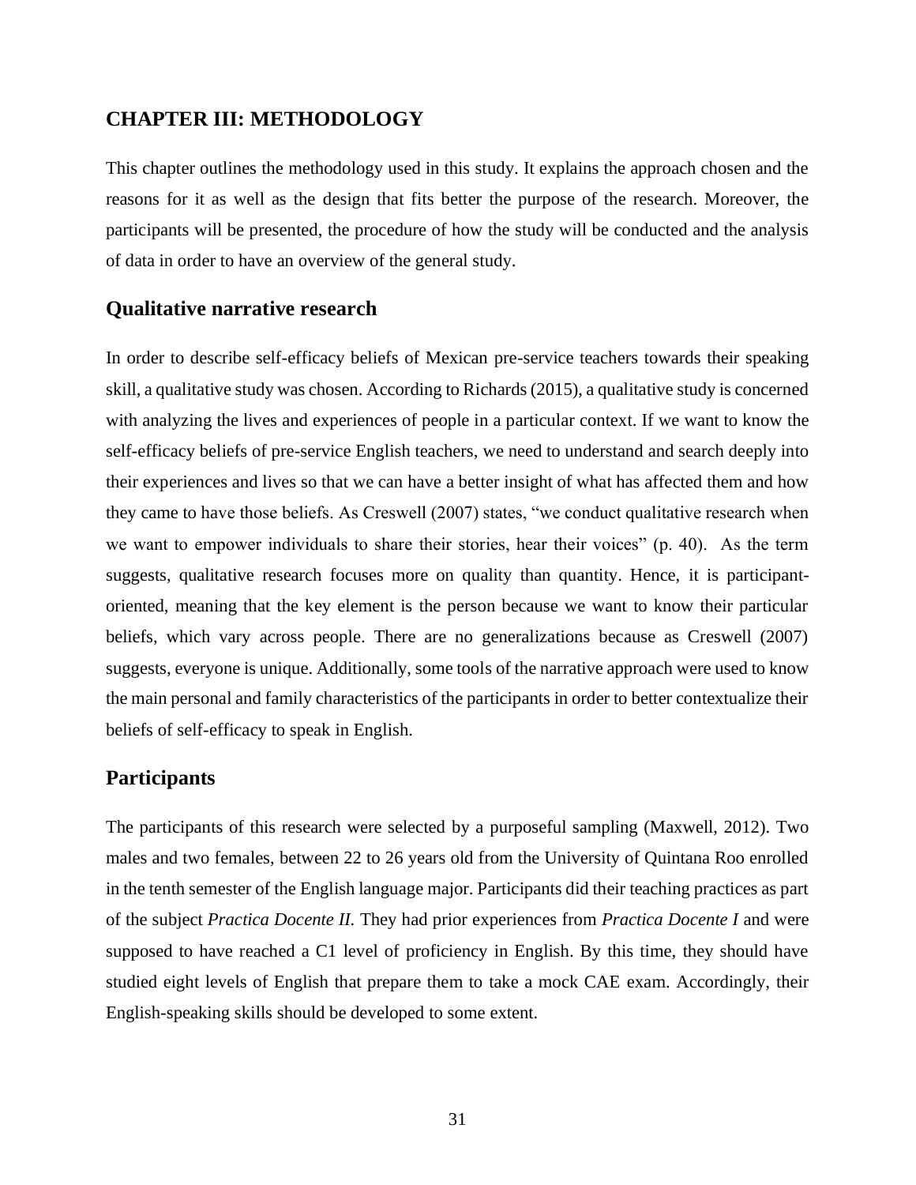# CHAPTER III: METHODOLOGY

This chapter outlines the methodology used in this study. It explains the approach chosen and the reasons for it as well as the design that fits better the purpose of the research. Moreover, the participants will be presented, the procedure of how the study will be conducted and the analysis of data in order to have an overview of the general study.

## Qualitative narrative research

In order to describe self-efficacy beliefs of Mexican pre-service teachers towards their speaking skill, a qualitative study was chosen. According to Richards (2015), a qualitative study is concerned with analyzing the lives and experiences of people in a particular context. If we want to know the self-efficacy beliefs of pre-service English teachers, we need to understand and search deeply into their experiences and lives so that we can have a better insight of what has affected them and how they came to have those beliefs. As Creswell (2007) states, "we conduct qualitative research when we want to empower individuals to share their stories, hear their voices" (p. 40). As the term suggests, qualitative research focuses more on quality than quantity. Hence, it is participant-oriented, meaning that the key element is the person because we want to know their particular beliefs, which vary across people. There are no generalizations because as Creswell (2007) suggests, everyone is unique. Additionally, some tools of the narrative approach were used to know the main personal and family characteristics of the participants in order to better contextualize their beliefs of self-efficacy to speak in English.

## Participants

The participants of this research were selected by a purposeful sampling (Maxwell, 2012). Two males and two females, between 22 to 26 years old from the University of Quintana Roo enrolled in the tenth semester of the English language major. Participants did their teaching practices as part of the subject *Practica Docente II.* They had prior experiences from *Practica Docente I* and were supposed to have reached a C1 level of proficiency in English. By this time, they should have studied eight levels of English that prepare them to take a mock CAE exam. Accordingly, their English-speaking skills should be developed to some extent.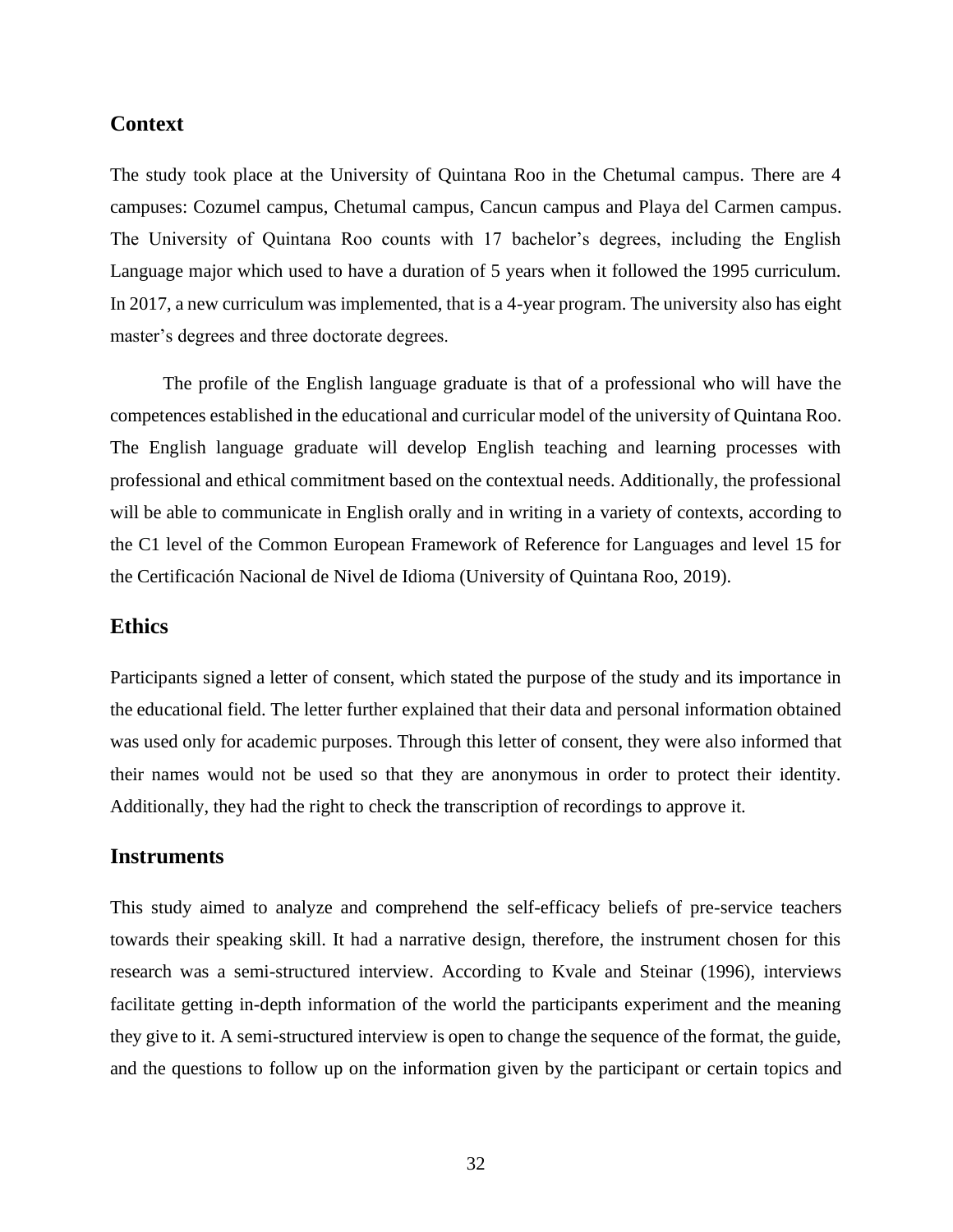## Context

The study took place at the University of Quintana Roo in the Chetumal campus. There are 4 campuses: Cozumel campus, Chetumal campus, Cancun campus and Playa del Carmen campus. The University of Quintana Roo counts with 17 bachelor's degrees, including the English Language major which used to have a duration of 5 years when it followed the 1995 curriculum. In 2017, a new curriculum was implemented, that is a 4-year program. The university also has eight master's degrees and three doctorate degrees.

The profile of the English language graduate is that of a professional who will have the competences established in the educational and curricular model of the university of Quintana Roo. The English language graduate will develop English teaching and learning processes with professional and ethical commitment based on the contextual needs. Additionally, the professional will be able to communicate in English orally and in writing in a variety of contexts, according to the C1 level of the Common European Framework of Reference for Languages and level 15 for the Certificación Nacional de Nivel de Idioma (University of Quintana Roo, 2019).

## Ethics

Participants signed a letter of consent, which stated the purpose of the study and its importance in the educational field. The letter further explained that their data and personal information obtained was used only for academic purposes. Through this letter of consent, they were also informed that their names would not be used so that they are anonymous in order to protect their identity. Additionally, they had the right to check the transcription of recordings to approve it.

## Instruments

This study aimed to analyze and comprehend the self-efficacy beliefs of pre-service teachers towards their speaking skill. It had a narrative design, therefore, the instrument chosen for this research was a semi-structured interview. According to Kvale and Steinar (1996), interviews facilitate getting in-depth information of the world the participants experiment and the meaning they give to it. A semi-structured interview is open to change the sequence of the format, the guide, and the questions to follow up on the information given by the participant or certain topics and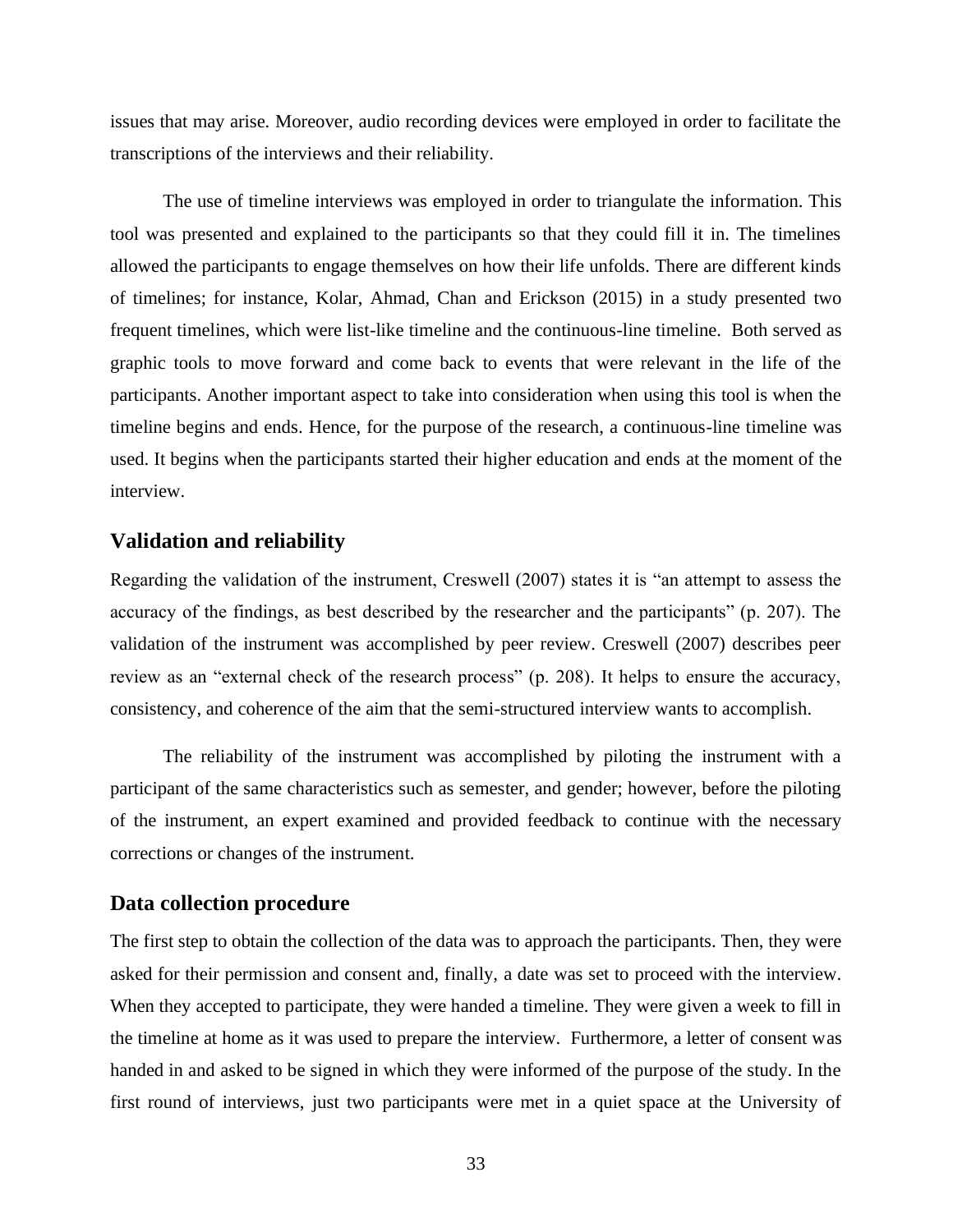issues that may arise. Moreover, audio recording devices were employed in order to facilitate the transcriptions of the interviews and their reliability.

The use of timeline interviews was employed in order to triangulate the information. This tool was presented and explained to the participants so that they could fill it in. The timelines allowed the participants to engage themselves on how their life unfolds. There are different kinds of timelines; for instance, Kolar, Ahmad, Chan and Erickson (2015) in a study presented two frequent timelines, which were list-like timeline and the continuous-line timeline. Both served as graphic tools to move forward and come back to events that were relevant in the life of the participants. Another important aspect to take into consideration when using this tool is when the timeline begins and ends. Hence, for the purpose of the research, a continuous-line timeline was used. It begins when the participants started their higher education and ends at the moment of the interview.

## Validation and reliability

Regarding the validation of the instrument, Creswell (2007) states it is "an attempt to assess the accuracy of the findings, as best described by the researcher and the participants" (p. 207). The validation of the instrument was accomplished by peer review. Creswell (2007) describes peer review as an "external check of the research process" (p. 208). It helps to ensure the accuracy, consistency, and coherence of the aim that the semi-structured interview wants to accomplish.

The reliability of the instrument was accomplished by piloting the instrument with a participant of the same characteristics such as semester, and gender; however, before the piloting of the instrument, an expert examined and provided feedback to continue with the necessary corrections or changes of the instrument.

## Data collection procedure

The first step to obtain the collection of the data was to approach the participants. Then, they were asked for their permission and consent and, finally, a date was set to proceed with the interview. When they accepted to participate, they were handed a timeline. They were given a week to fill in the timeline at home as it was used to prepare the interview. Furthermore, a letter of consent was handed in and asked to be signed in which they were informed of the purpose of the study. In the first round of interviews, just two participants were met in a quiet space at the University of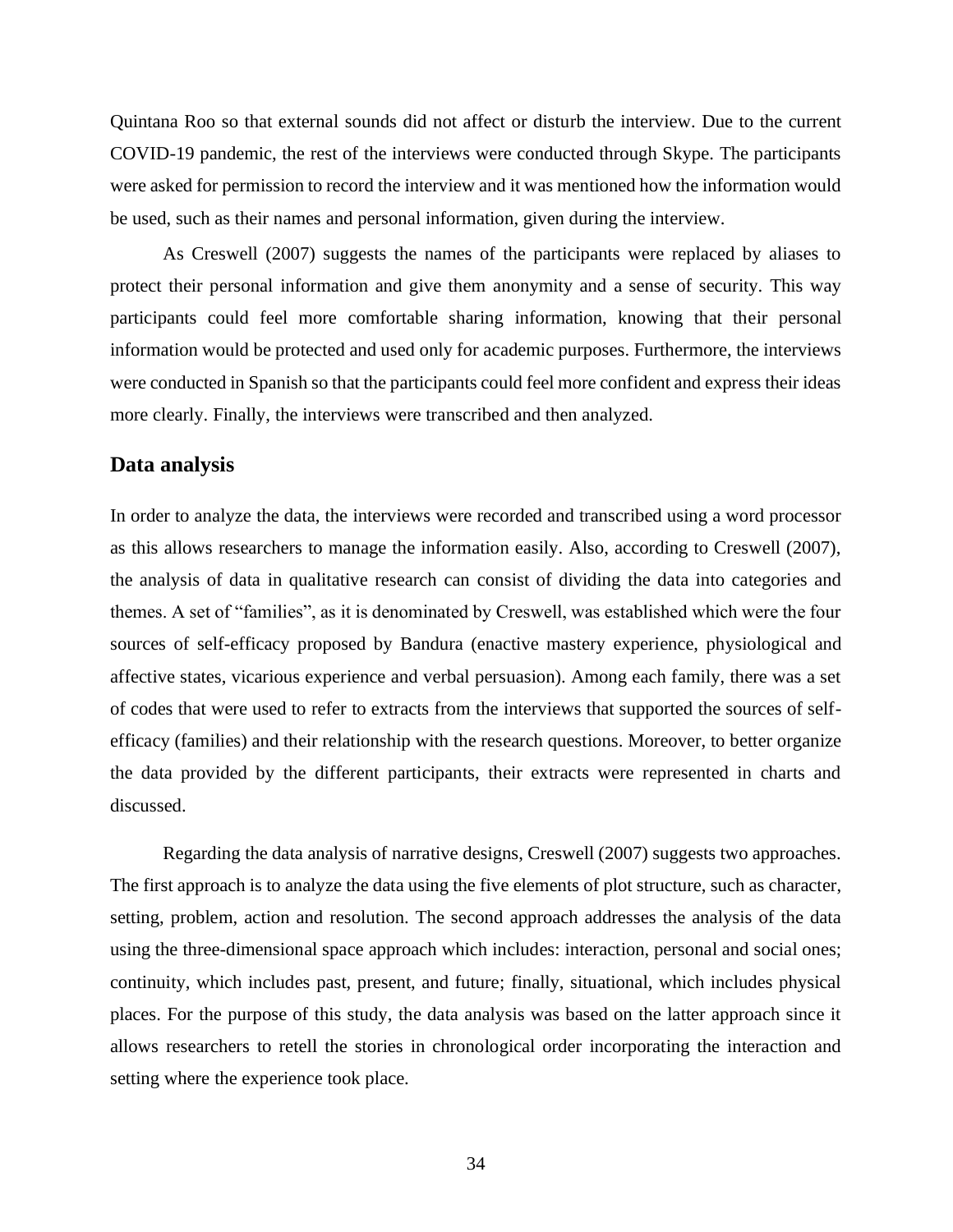Quintana Roo so that external sounds did not affect or disturb the interview. Due to the current COVID-19 pandemic, the rest of the interviews were conducted through Skype. The participants were asked for permission to record the interview and it was mentioned how the information would be used, such as their names and personal information, given during the interview.

As Creswell (2007) suggests the names of the participants were replaced by aliases to protect their personal information and give them anonymity and a sense of security. This way participants could feel more comfortable sharing information, knowing that their personal information would be protected and used only for academic purposes. Furthermore, the interviews were conducted in Spanish so that the participants could feel more confident and express their ideas more clearly. Finally, the interviews were transcribed and then analyzed.

## Data analysis

In order to analyze the data, the interviews were recorded and transcribed using a word processor as this allows researchers to manage the information easily. Also, according to Creswell (2007), the analysis of data in qualitative research can consist of dividing the data into categories and themes. A set of "families", as it is denominated by Creswell, was established which were the four sources of self-efficacy proposed by Bandura (enactive mastery experience, physiological and affective states, vicarious experience and verbal persuasion). Among each family, there was a set of codes that were used to refer to extracts from the interviews that supported the sources of self-efficacy (families) and their relationship with the research questions. Moreover, to better organize the data provided by the different participants, their extracts were represented in charts and discussed.

Regarding the data analysis of narrative designs, Creswell (2007) suggests two approaches. The first approach is to analyze the data using the five elements of plot structure, such as character, setting, problem, action and resolution. The second approach addresses the analysis of the data using the three-dimensional space approach which includes: interaction, personal and social ones; continuity, which includes past, present, and future; finally, situational, which includes physical places. For the purpose of this study, the data analysis was based on the latter approach since it allows researchers to retell the stories in chronological order incorporating the interaction and setting where the experience took place.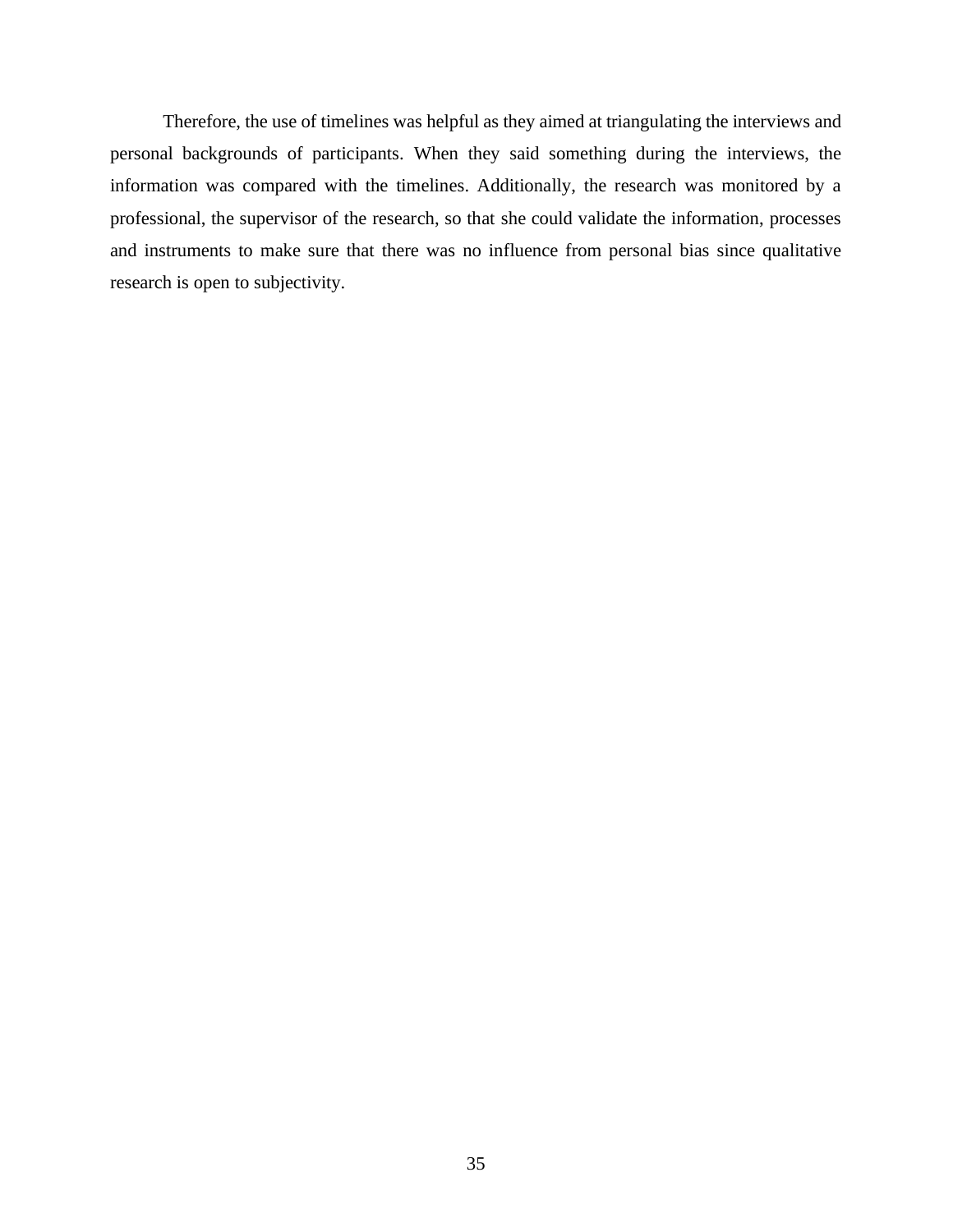Therefore, the use of timelines was helpful as they aimed at triangulating the interviews and personal backgrounds of participants. When they said something during the interviews, the information was compared with the timelines. Additionally, the research was monitored by a professional, the supervisor of the research, so that she could validate the information, processes and instruments to make sure that there was no influence from personal bias since qualitative research is open to subjectivity.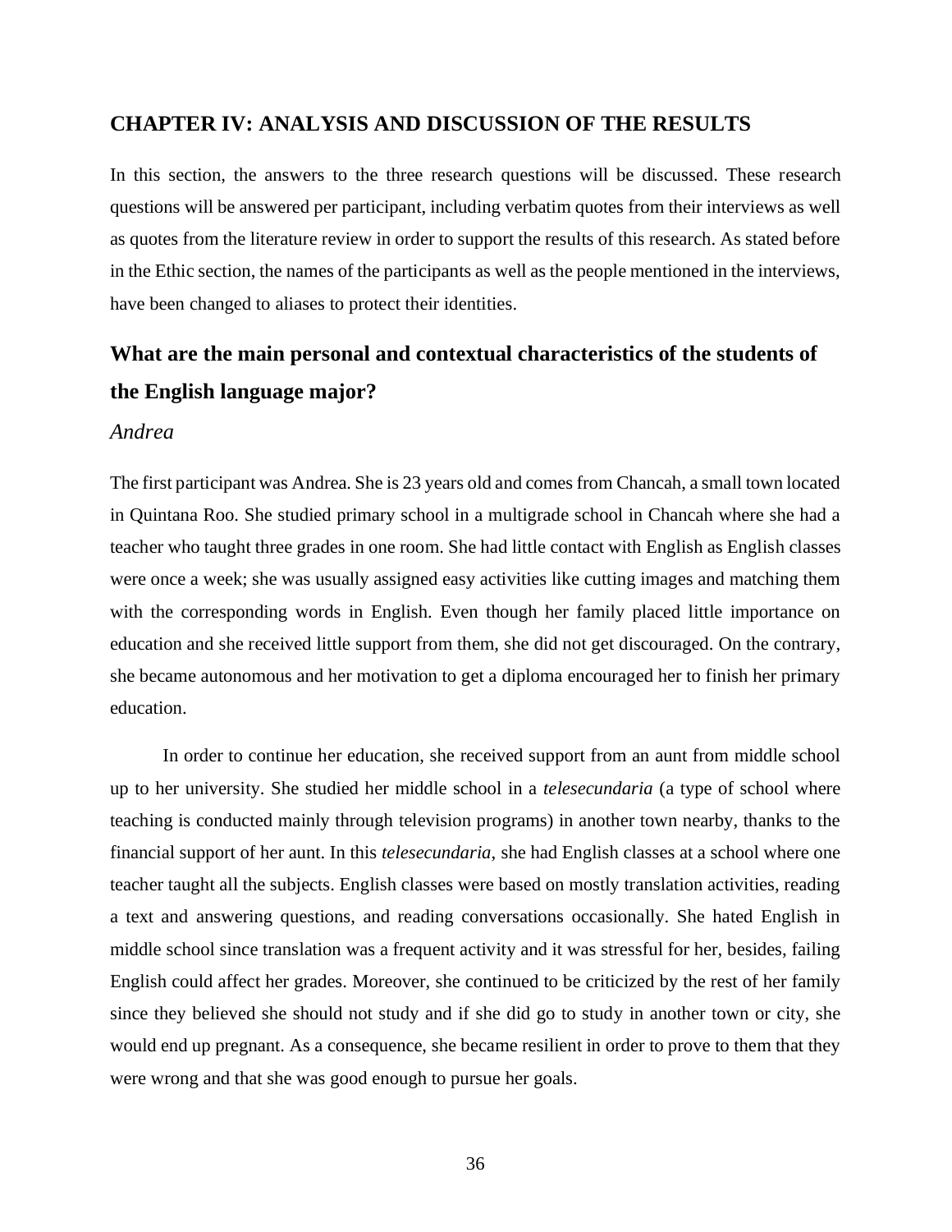# CHAPTER IV: ANALYSIS AND DISCUSSION OF THE RESULTS

In this section, the answers to the three research questions will be discussed. These research questions will be answered per participant, including verbatim quotes from their interviews as well as quotes from the literature review in order to support the results of this research. As stated before in the Ethic section, the names of the participants as well as the people mentioned in the interviews, have been changed to aliases to protect their identities.

## What are the main personal and contextual characteristics of the students of the English language major?

### *Andrea*

The first participant was Andrea. She is 23 years old and comes from Chancah, a small town located in Quintana Roo. She studied primary school in a multigrade school in Chancah where she had a teacher who taught three grades in one room. She had little contact with English as English classes were once a week; she was usually assigned easy activities like cutting images and matching them with the corresponding words in English. Even though her family placed little importance on education and she received little support from them, she did not get discouraged. On the contrary, she became autonomous and her motivation to get a diploma encouraged her to finish her primary education.

In order to continue her education, she received support from an aunt from middle school up to her university. She studied her middle school in a *telesecundaria* (a type of school where teaching is conducted mainly through television programs) in another town nearby, thanks to the financial support of her aunt. In this *telesecundaria*, she had English classes at a school where one teacher taught all the subjects. English classes were based on mostly translation activities, reading a text and answering questions, and reading conversations occasionally. She hated English in middle school since translation was a frequent activity and it was stressful for her, besides, failing English could affect her grades. Moreover, she continued to be criticized by the rest of her family since they believed she should not study and if she did go to study in another town or city, she would end up pregnant. As a consequence, she became resilient in order to prove to them that they were wrong and that she was good enough to pursue her goals.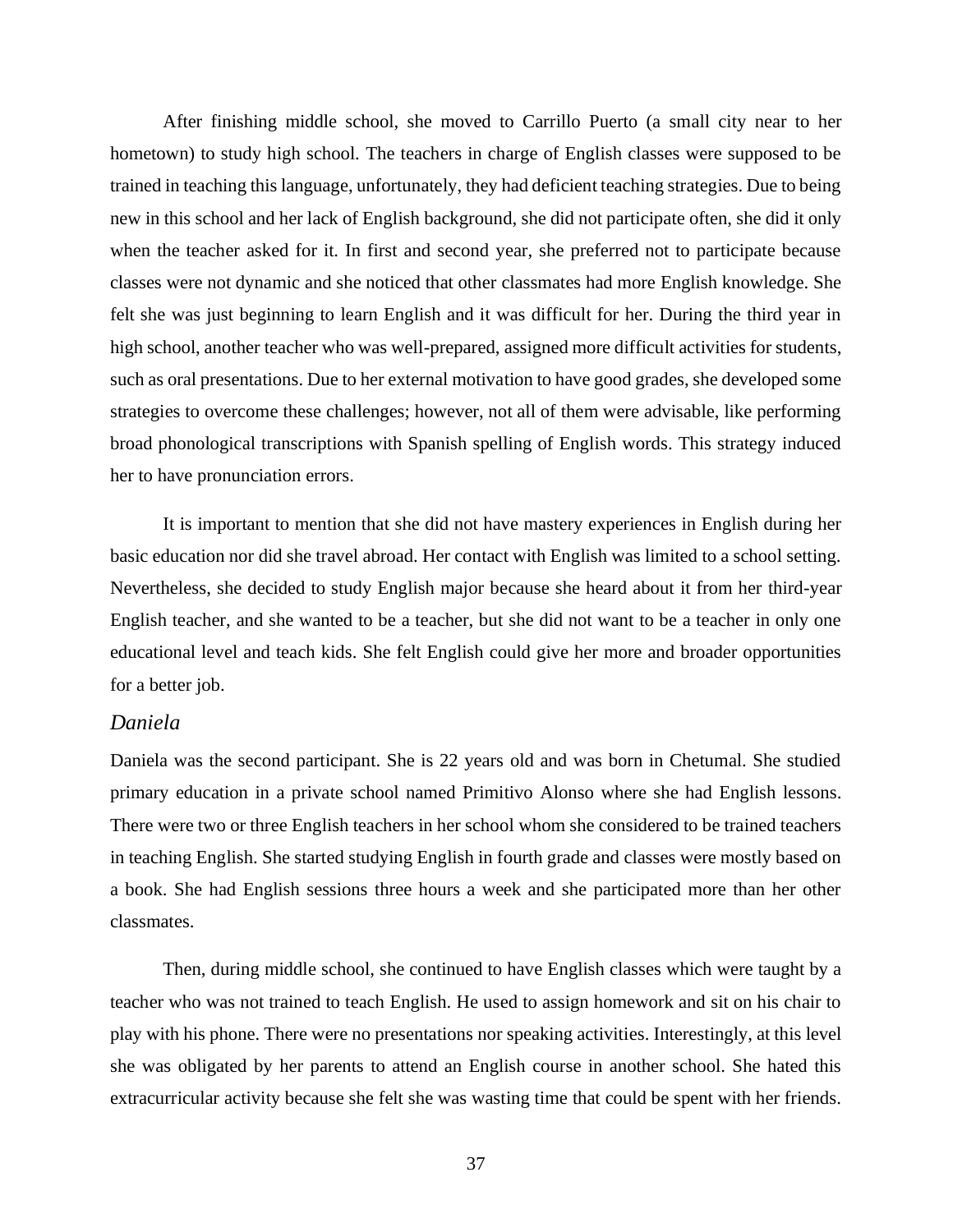After finishing middle school, she moved to Carrillo Puerto (a small city near to her hometown) to study high school. The teachers in charge of English classes were supposed to be trained in teaching this language, unfortunately, they had deficient teaching strategies. Due to being new in this school and her lack of English background, she did not participate often, she did it only when the teacher asked for it. In first and second year, she preferred not to participate because classes were not dynamic and she noticed that other classmates had more English knowledge. She felt she was just beginning to learn English and it was difficult for her. During the third year in high school, another teacher who was well-prepared, assigned more difficult activities for students, such as oral presentations. Due to her external motivation to have good grades, she developed some strategies to overcome these challenges; however, not all of them were advisable, like performing broad phonological transcriptions with Spanish spelling of English words. This strategy induced her to have pronunciation errors.

It is important to mention that she did not have mastery experiences in English during her basic education nor did she travel abroad. Her contact with English was limited to a school setting. Nevertheless, she decided to study English major because she heard about it from her third-year English teacher, and she wanted to be a teacher, but she did not want to be a teacher in only one educational level and teach kids. She felt English could give her more and broader opportunities for a better job.

### *Daniela*

Daniela was the second participant. She is 22 years old and was born in Chetumal. She studied primary education in a private school named Primitivo Alonso where she had English lessons. There were two or three English teachers in her school whom she considered to be trained teachers in teaching English. She started studying English in fourth grade and classes were mostly based on a book. She had English sessions three hours a week and she participated more than her other classmates.

Then, during middle school, she continued to have English classes which were taught by a teacher who was not trained to teach English. He used to assign homework and sit on his chair to play with his phone. There were no presentations nor speaking activities. Interestingly, at this level she was obligated by her parents to attend an English course in another school. She hated this extracurricular activity because she felt she was wasting time that could be spent with her friends.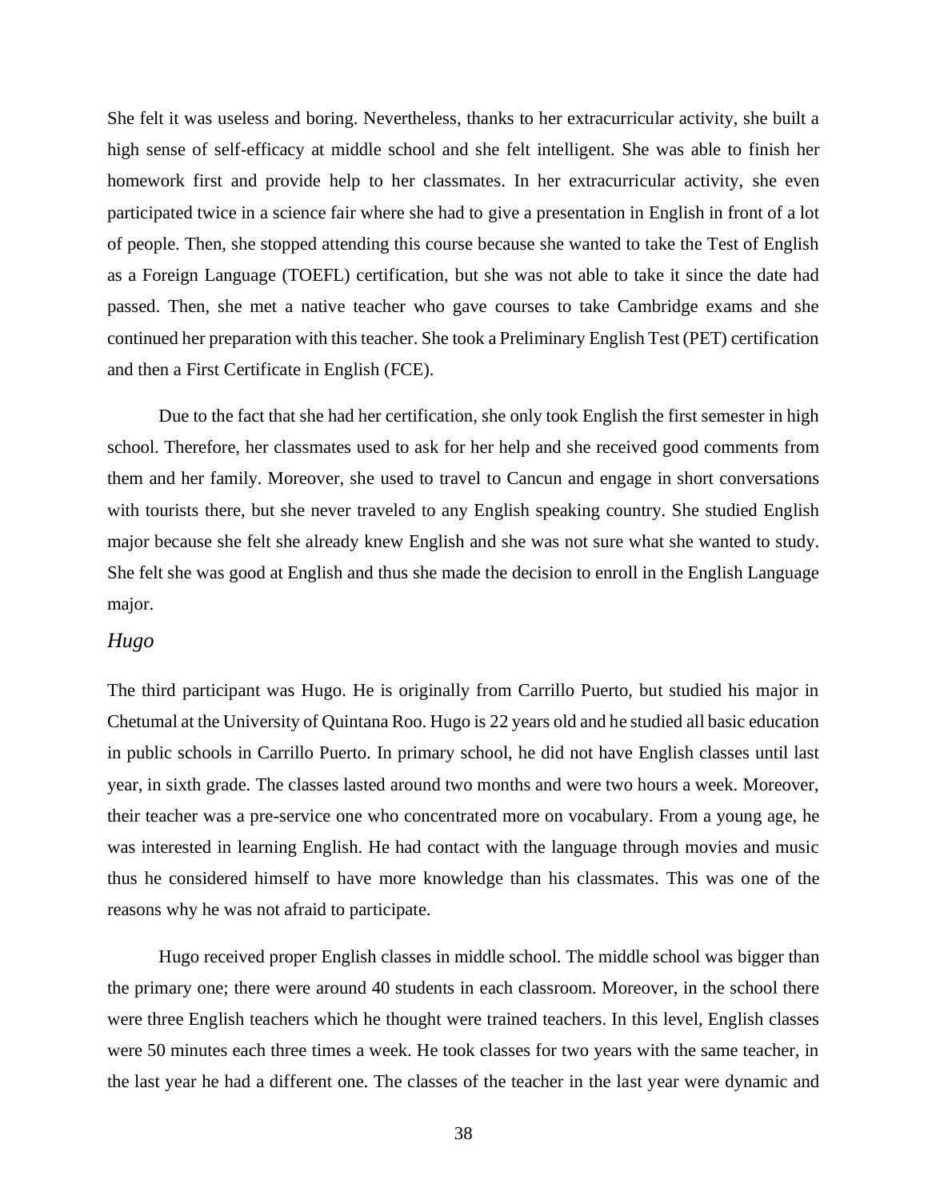She felt it was useless and boring. Nevertheless, thanks to her extracurricular activity, she built a high sense of self-efficacy at middle school and she felt intelligent. She was able to finish her homework first and provide help to her classmates. In her extracurricular activity, she even participated twice in a science fair where she had to give a presentation in English in front of a lot of people. Then, she stopped attending this course because she wanted to take the Test of English as a Foreign Language (TOEFL) certification, but she was not able to take it since the date had passed. Then, she met a native teacher who gave courses to take Cambridge exams and she continued her preparation with this teacher. She took a Preliminary English Test (PET) certification and then a First Certificate in English (FCE).

Due to the fact that she had her certification, she only took English the first semester in high school. Therefore, her classmates used to ask for her help and she received good comments from them and her family. Moreover, she used to travel to Cancun and engage in short conversations with tourists there, but she never traveled to any English speaking country. She studied English major because she felt she already knew English and she was not sure what she wanted to study. She felt she was good at English and thus she made the decision to enroll in the English Language major.

### *Hugo*

The third participant was Hugo. He is originally from Carrillo Puerto, but studied his major in Chetumal at the University of Quintana Roo. Hugo is 22 years old and he studied all basic education in public schools in Carrillo Puerto. In primary school, he did not have English classes until last year, in sixth grade. The classes lasted around two months and were two hours a week. Moreover, their teacher was a pre-service one who concentrated more on vocabulary. From a young age, he was interested in learning English. He had contact with the language through movies and music thus he considered himself to have more knowledge than his classmates. This was one of the reasons why he was not afraid to participate.

Hugo received proper English classes in middle school. The middle school was bigger than the primary one; there were around 40 students in each classroom. Moreover, in the school there were three English teachers which he thought were trained teachers. In this level, English classes were 50 minutes each three times a week. He took classes for two years with the same teacher, in the last year he had a different one. The classes of the teacher in the last year were dynamic and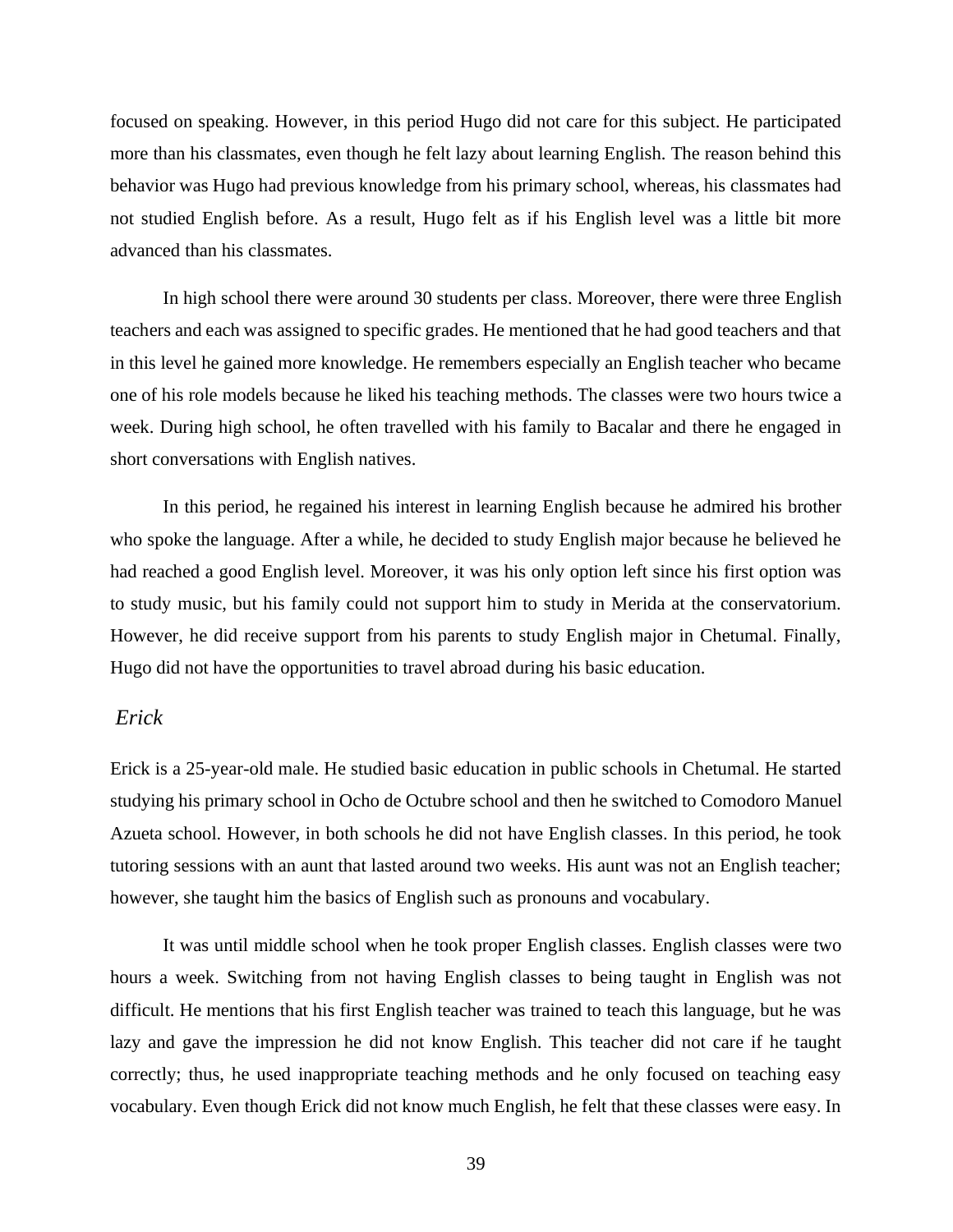focused on speaking. However, in this period Hugo did not care for this subject. He participated more than his classmates, even though he felt lazy about learning English. The reason behind this behavior was Hugo had previous knowledge from his primary school, whereas, his classmates had not studied English before. As a result, Hugo felt as if his English level was a little bit more advanced than his classmates.

In high school there were around 30 students per class. Moreover, there were three English teachers and each was assigned to specific grades. He mentioned that he had good teachers and that in this level he gained more knowledge. He remembers especially an English teacher who became one of his role models because he liked his teaching methods. The classes were two hours twice a week. During high school, he often travelled with his family to Bacalar and there he engaged in short conversations with English natives.

In this period, he regained his interest in learning English because he admired his brother who spoke the language. After a while, he decided to study English major because he believed he had reached a good English level. Moreover, it was his only option left since his first option was to study music, but his family could not support him to study in Merida at the conservatorium. However, he did receive support from his parents to study English major in Chetumal. Finally, Hugo did not have the opportunities to travel abroad during his basic education.

### *Erick*

Erick is a 25-year-old male. He studied basic education in public schools in Chetumal. He started studying his primary school in Ocho de Octubre school and then he switched to Comodoro Manuel Azueta school. However, in both schools he did not have English classes. In this period, he took tutoring sessions with an aunt that lasted around two weeks. His aunt was not an English teacher; however, she taught him the basics of English such as pronouns and vocabulary.

It was until middle school when he took proper English classes. English classes were two hours a week. Switching from not having English classes to being taught in English was not difficult. He mentions that his first English teacher was trained to teach this language, but he was lazy and gave the impression he did not know English. This teacher did not care if he taught correctly; thus, he used inappropriate teaching methods and he only focused on teaching easy vocabulary. Even though Erick did not know much English, he felt that these classes were easy. In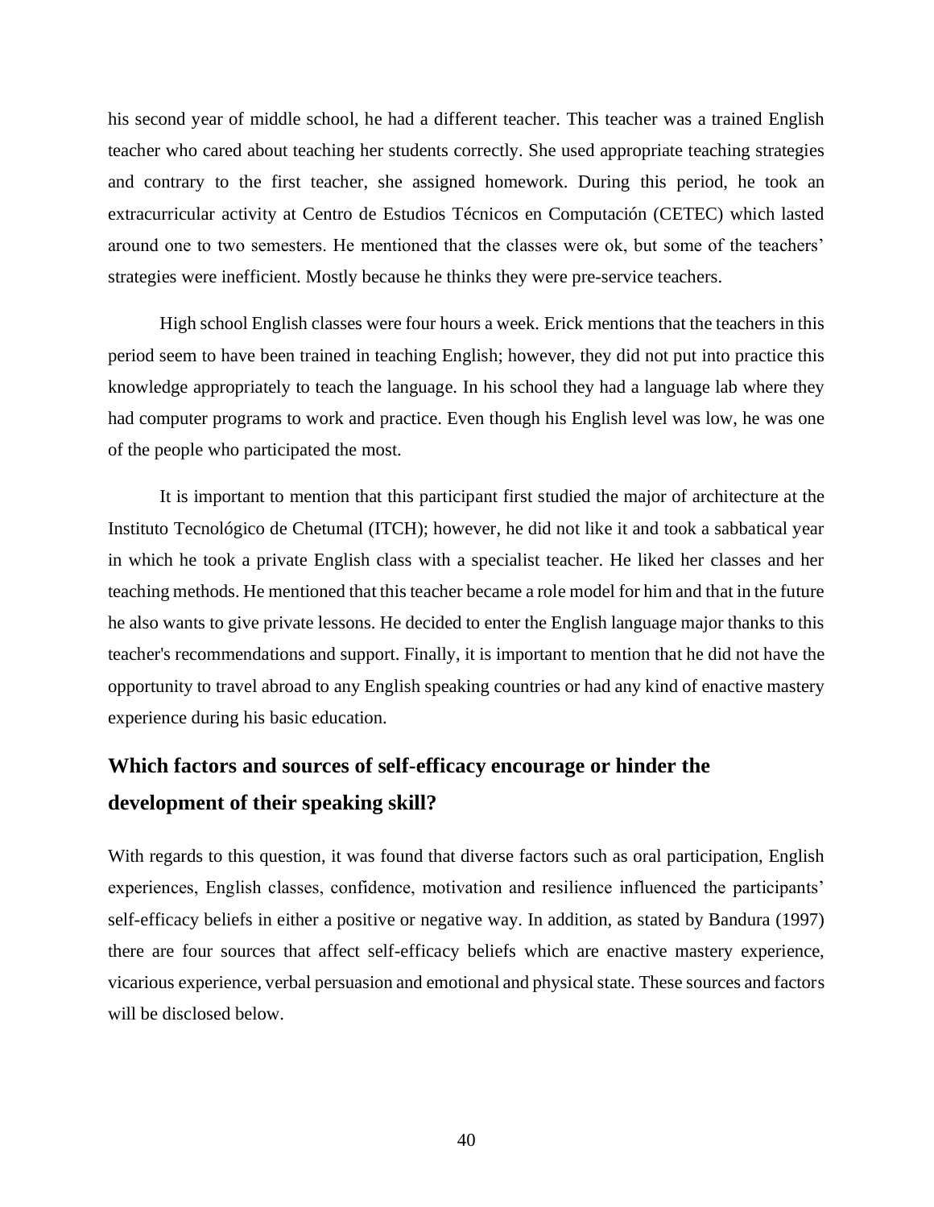his second year of middle school, he had a different teacher. This teacher was a trained English teacher who cared about teaching her students correctly. She used appropriate teaching strategies and contrary to the first teacher, she assigned homework. During this period, he took an extracurricular activity at Centro de Estudios Técnicos en Computación (CETEC) which lasted around one to two semesters. He mentioned that the classes were ok, but some of the teachers' strategies were inefficient. Mostly because he thinks they were pre-service teachers.

High school English classes were four hours a week. Erick mentions that the teachers in this period seem to have been trained in teaching English; however, they did not put into practice this knowledge appropriately to teach the language. In his school they had a language lab where they had computer programs to work and practice. Even though his English level was low, he was one of the people who participated the most.

It is important to mention that this participant first studied the major of architecture at the Instituto Tecnológico de Chetumal (ITCH); however, he did not like it and took a sabbatical year in which he took a private English class with a specialist teacher. He liked her classes and her teaching methods. He mentioned that this teacher became a role model for him and that in the future he also wants to give private lessons. He decided to enter the English language major thanks to this teacher's recommendations and support. Finally, it is important to mention that he did not have the opportunity to travel abroad to any English speaking countries or had any kind of enactive mastery experience during his basic education.

## Which factors and sources of self-efficacy encourage or hinder the development of their speaking skill?

With regards to this question, it was found that diverse factors such as oral participation, English experiences, English classes, confidence, motivation and resilience influenced the participants' self-efficacy beliefs in either a positive or negative way. In addition, as stated by Bandura (1997) there are four sources that affect self-efficacy beliefs which are enactive mastery experience, vicarious experience, verbal persuasion and emotional and physical state. These sources and factors will be disclosed below.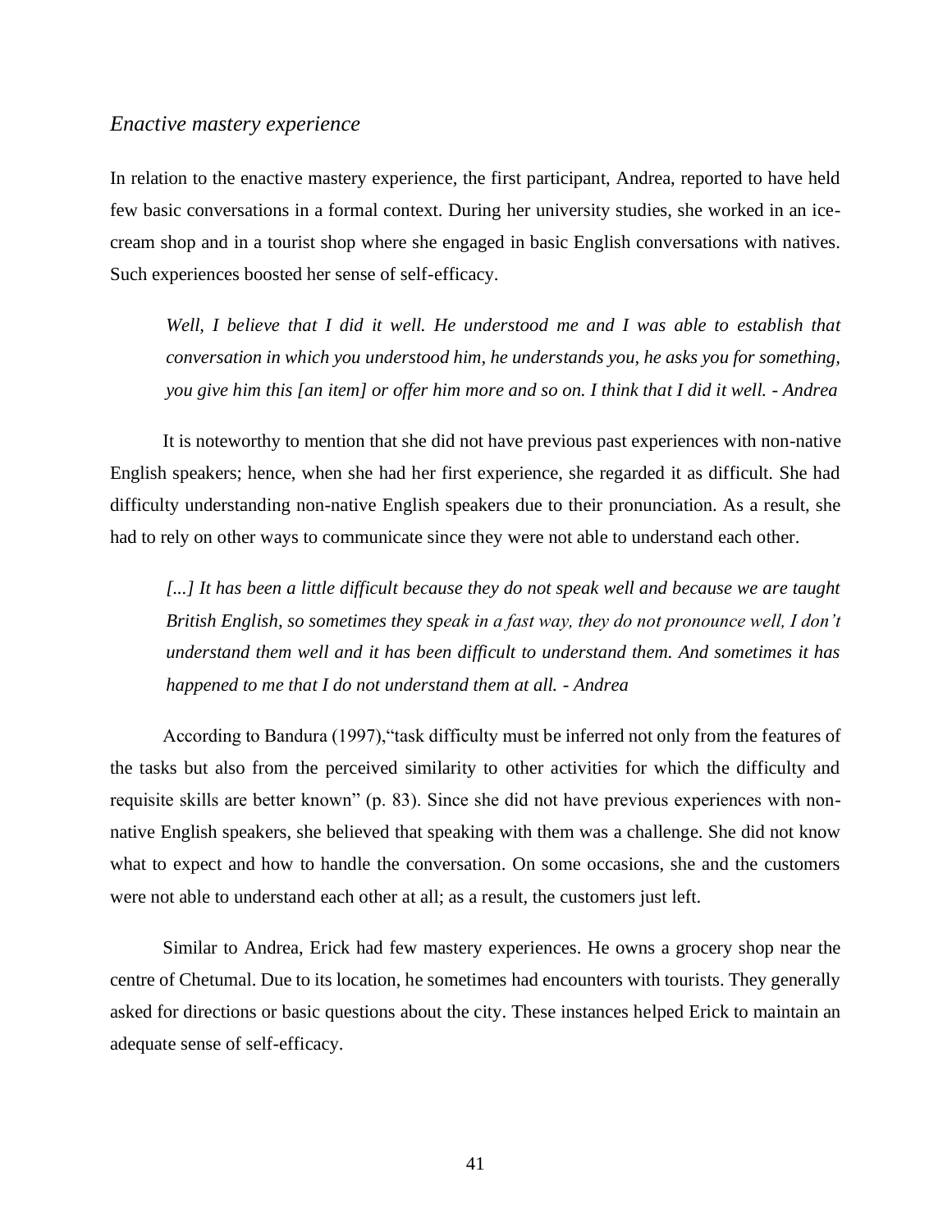### *Enactive mastery experience*

In relation to the enactive mastery experience, the first participant, Andrea, reported to have held few basic conversations in a formal context. During her university studies, she worked in an ice-cream shop and in a tourist shop where she engaged in basic English conversations with natives. Such experiences boosted her sense of self-efficacy.

> *Well, I believe that I did it well. He understood me and I was able to establish that conversation in which you understood him, he understands you, he asks you for something, you give him this [an item] or offer him more and so on. I think that I did it well. - Andrea*

It is noteworthy to mention that she did not have previous past experiences with non-native English speakers; hence, when she had her first experience, she regarded it as difficult. She had difficulty understanding non-native English speakers due to their pronunciation. As a result, she had to rely on other ways to communicate since they were not able to understand each other.

> *[...] It has been a little difficult because they do not speak well and because we are taught British English, so sometimes they speak in a fast way, they do not pronounce well, I don't understand them well and it has been difficult to understand them. And sometimes it has happened to me that I do not understand them at all. - Andrea*

According to Bandura (1997),"task difficulty must be inferred not only from the features of the tasks but also from the perceived similarity to other activities for which the difficulty and requisite skills are better known" (p. 83). Since she did not have previous experiences with non-native English speakers, she believed that speaking with them was a challenge. She did not know what to expect and how to handle the conversation. On some occasions, she and the customers were not able to understand each other at all; as a result, the customers just left.

Similar to Andrea, Erick had few mastery experiences. He owns a grocery shop near the centre of Chetumal. Due to its location, he sometimes had encounters with tourists. They generally asked for directions or basic questions about the city. These instances helped Erick to maintain an adequate sense of self-efficacy.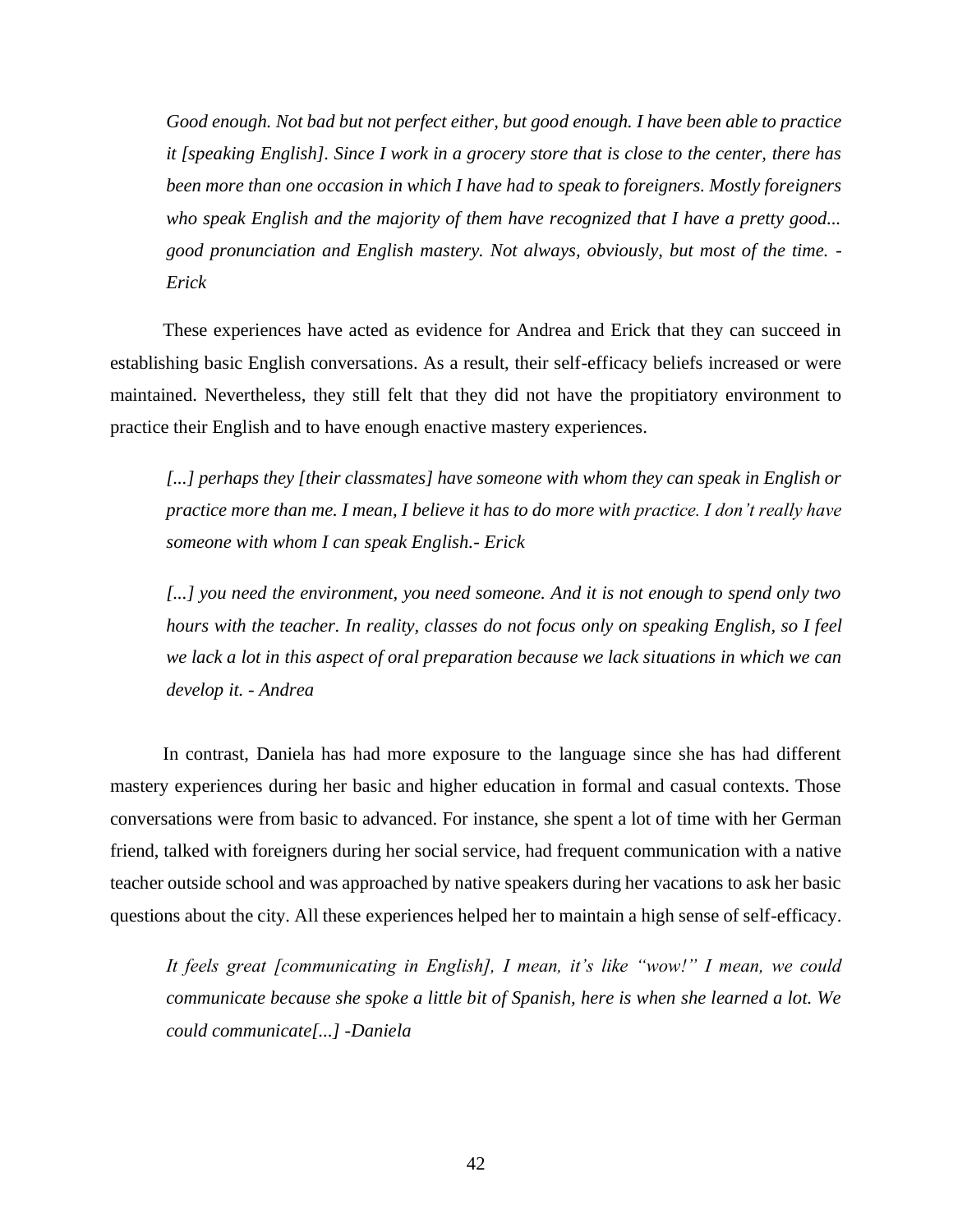> *Good enough. Not bad but not perfect either, but good enough. I have been able to practice it [speaking English]. Since I work in a grocery store that is close to the center, there has been more than one occasion in which I have had to speak to foreigners. Mostly foreigners who speak English and the majority of them have recognized that I have a pretty good... good pronunciation and English mastery. Not always, obviously, but most of the time. - Erick*

These experiences have acted as evidence for Andrea and Erick that they can succeed in establishing basic English conversations. As a result, their self-efficacy beliefs increased or were maintained. Nevertheless, they still felt that they did not have the propitiatory environment to practice their English and to have enough enactive mastery experiences.

> *[...] perhaps they [their classmates] have someone with whom they can speak in English or practice more than me. I mean, I believe it has to do more with practice. I don't really have someone with whom I can speak English.- Erick*

> *[...] you need the environment, you need someone. And it is not enough to spend only two hours with the teacher. In reality, classes do not focus only on speaking English, so I feel we lack a lot in this aspect of oral preparation because we lack situations in which we can develop it. - Andrea*

In contrast, Daniela has had more exposure to the language since she has had different mastery experiences during her basic and higher education in formal and casual contexts. Those conversations were from basic to advanced. For instance, she spent a lot of time with her German friend, talked with foreigners during her social service, had frequent communication with a native teacher outside school and was approached by native speakers during her vacations to ask her basic questions about the city. All these experiences helped her to maintain a high sense of self-efficacy.

> *It feels great [communicating in English], I mean, it's like "wow!" I mean, we could communicate because she spoke a little bit of Spanish, here is when she learned a lot. We could communicate[...] -Daniela*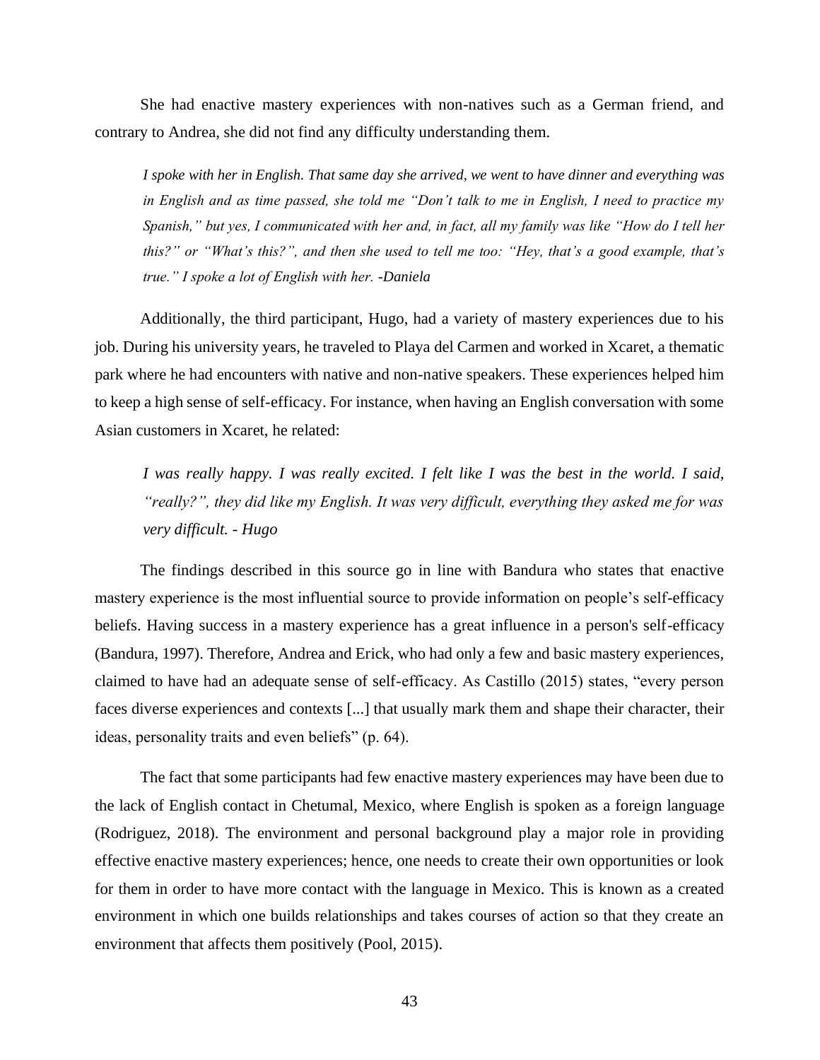She had enactive mastery experiences with non-natives such as a German friend, and contrary to Andrea, she did not find any difficulty understanding them.

> *I spoke with her in English. That same day she arrived, we went to have dinner and everything was in English and as time passed, she told me "Don't talk to me in English, I need to practice my Spanish," but yes, I communicated with her and, in fact, all my family was like "How do I tell her this?" or "What's this?", and then she used to tell me too: "Hey, that's a good example, that's true." I spoke a lot of English with her. -Daniela*

Additionally, the third participant, Hugo, had a variety of mastery experiences due to his job. During his university years, he traveled to Playa del Carmen and worked in Xcaret, a thematic park where he had encounters with native and non-native speakers. These experiences helped him to keep a high sense of self-efficacy. For instance, when having an English conversation with some Asian customers in Xcaret, he related:

> *I was really happy. I was really excited. I felt like I was the best in the world. I said, "really?", they did like my English. It was very difficult, everything they asked me for was very difficult. - Hugo*

The findings described in this source go in line with Bandura who states that enactive mastery experience is the most influential source to provide information on people's self-efficacy beliefs. Having success in a mastery experience has a great influence in a person's self-efficacy (Bandura, 1997). Therefore, Andrea and Erick, who had only a few and basic mastery experiences, claimed to have had an adequate sense of self-efficacy. As Castillo (2015) states, "every person faces diverse experiences and contexts [...] that usually mark them and shape their character, their ideas, personality traits and even beliefs" (p. 64).

The fact that some participants had few enactive mastery experiences may have been due to the lack of English contact in Chetumal, Mexico, where English is spoken as a foreign language (Rodriguez, 2018). The environment and personal background play a major role in providing effective enactive mastery experiences; hence, one needs to create their own opportunities or look for them in order to have more contact with the language in Mexico. This is known as a created environment in which one builds relationships and takes courses of action so that they create an environment that affects them positively (Pool, 2015).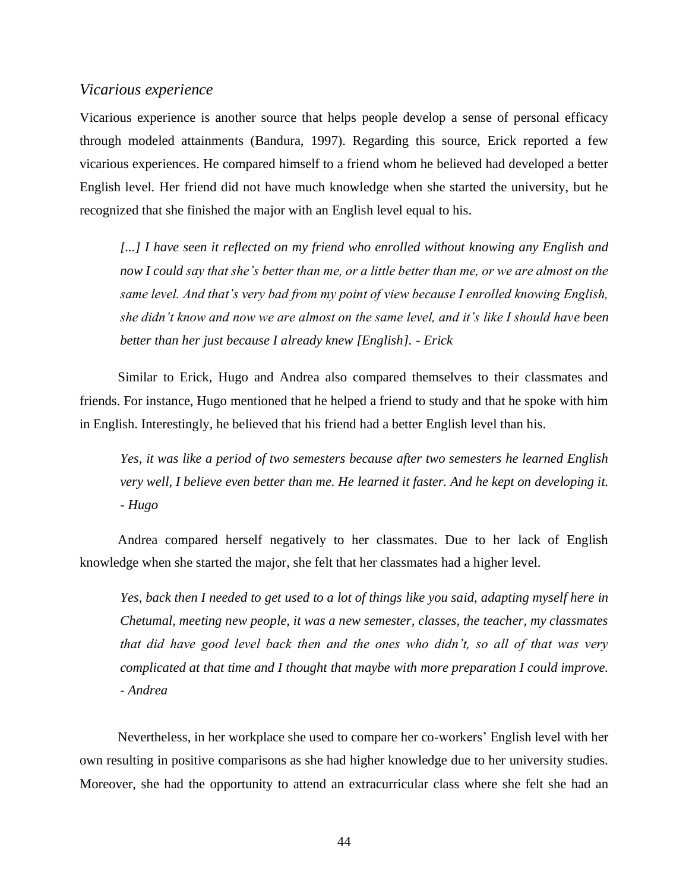### *Vicarious experience*

Vicarious experience is another source that helps people develop a sense of personal efficacy through modeled attainments (Bandura, 1997). Regarding this source, Erick reported a few vicarious experiences. He compared himself to a friend whom he believed had developed a better English level. Her friend did not have much knowledge when she started the university, but he recognized that she finished the major with an English level equal to his.

> *[...] I have seen it reflected on my friend who enrolled without knowing any English and now I could say that she's better than me, or a little better than me, or we are almost on the same level. And that's very bad from my point of view because I enrolled knowing English, she didn't know and now we are almost on the same level, and it's like I should have been better than her just because I already knew [English]. - Erick*

Similar to Erick, Hugo and Andrea also compared themselves to their classmates and friends. For instance, Hugo mentioned that he helped a friend to study and that he spoke with him in English. Interestingly, he believed that his friend had a better English level than his.

> *Yes, it was like a period of two semesters because after two semesters he learned English very well, I believe even better than me. He learned it faster. And he kept on developing it. - Hugo*

Andrea compared herself negatively to her classmates. Due to her lack of English knowledge when she started the major, she felt that her classmates had a higher level.

> *Yes, back then I needed to get used to a lot of things like you said, adapting myself here in Chetumal, meeting new people, it was a new semester, classes, the teacher, my classmates that did have good level back then and the ones who didn't, so all of that was very complicated at that time and I thought that maybe with more preparation I could improve. - Andrea*

Nevertheless, in her workplace she used to compare her co-workers' English level with her own resulting in positive comparisons as she had higher knowledge due to her university studies. Moreover, she had the opportunity to attend an extracurricular class where she felt she had an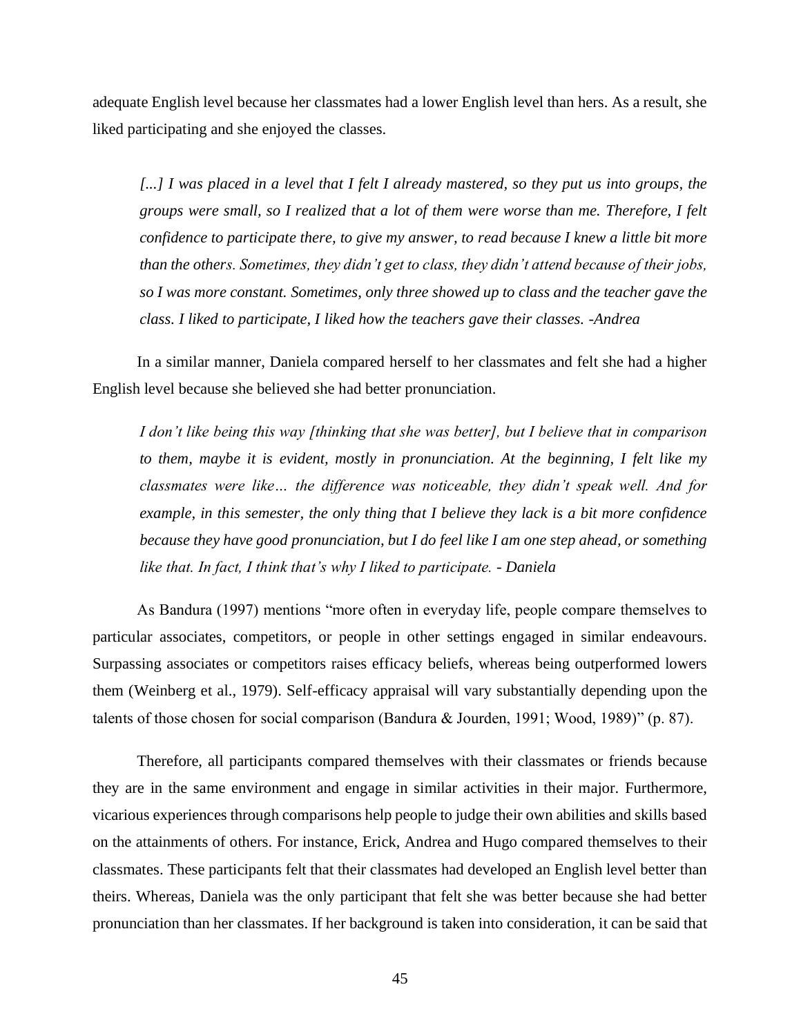adequate English level because her classmates had a lower English level than hers. As a result, she liked participating and she enjoyed the classes.

> *[...] I was placed in a level that I felt I already mastered, so they put us into groups, the groups were small, so I realized that a lot of them were worse than me. Therefore, I felt confidence to participate there, to give my answer, to read because I knew a little bit more than the others. Sometimes, they didn't get to class, they didn't attend because of their jobs, so I was more constant. Sometimes, only three showed up to class and the teacher gave the class. I liked to participate, I liked how the teachers gave their classes. -Andrea*

In a similar manner, Daniela compared herself to her classmates and felt she had a higher English level because she believed she had better pronunciation.

> *I don't like being this way [thinking that she was better], but I believe that in comparison to them, maybe it is evident, mostly in pronunciation. At the beginning, I felt like my classmates were like… the difference was noticeable, they didn't speak well. And for example, in this semester, the only thing that I believe they lack is a bit more confidence because they have good pronunciation, but I do feel like I am one step ahead, or something like that. In fact, I think that's why I liked to participate. - Daniela*

As Bandura (1997) mentions "more often in everyday life, people compare themselves to particular associates, competitors, or people in other settings engaged in similar endeavours. Surpassing associates or competitors raises efficacy beliefs, whereas being outperformed lowers them (Weinberg et al., 1979). Self-efficacy appraisal will vary substantially depending upon the talents of those chosen for social comparison (Bandura & Jourden, 1991; Wood, 1989)" (p. 87).

Therefore, all participants compared themselves with their classmates or friends because they are in the same environment and engage in similar activities in their major. Furthermore, vicarious experiences through comparisons help people to judge their own abilities and skills based on the attainments of others. For instance, Erick, Andrea and Hugo compared themselves to their classmates. These participants felt that their classmates had developed an English level better than theirs. Whereas, Daniela was the only participant that felt she was better because she had better pronunciation than her classmates. If her background is taken into consideration, it can be said that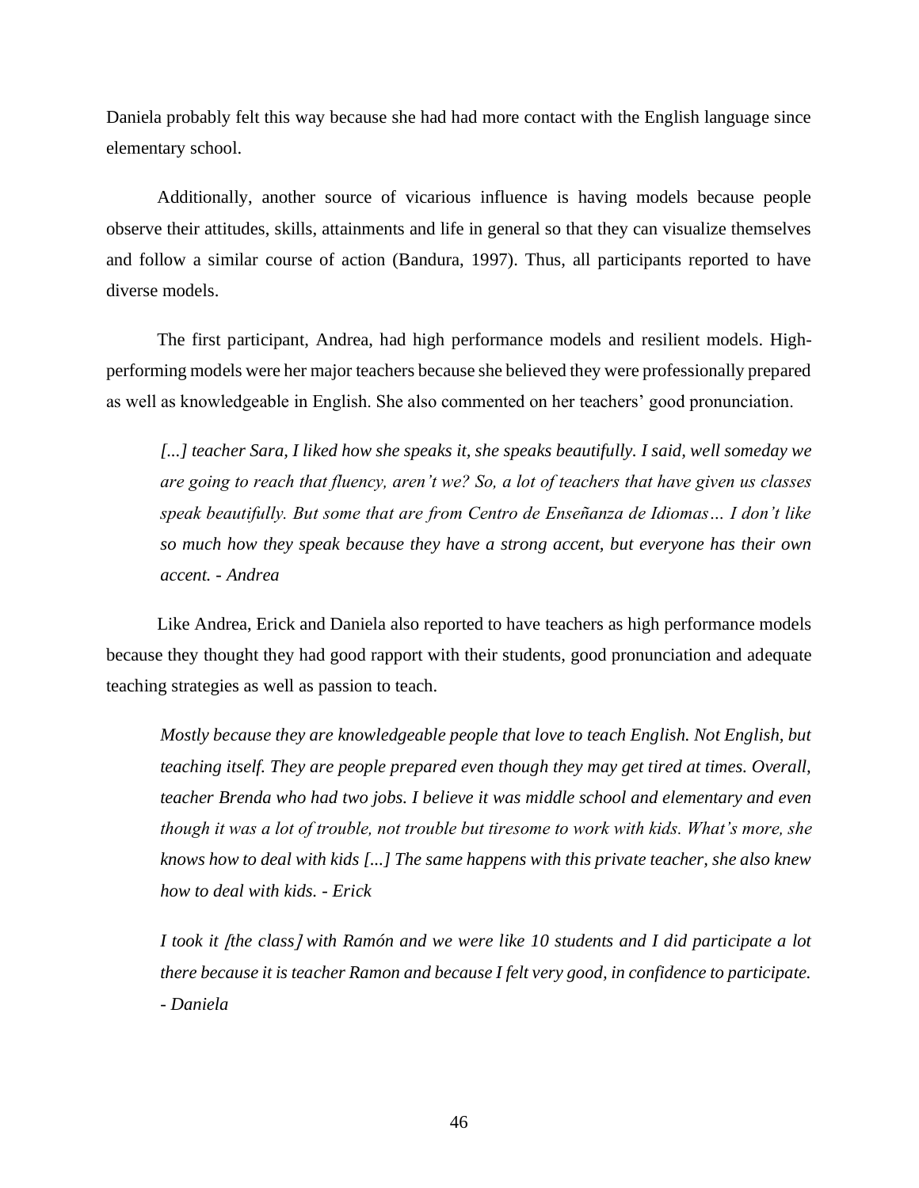Daniela probably felt this way because she had had more contact with the English language since elementary school.

Additionally, another source of vicarious influence is having models because people observe their attitudes, skills, attainments and life in general so that they can visualize themselves and follow a similar course of action (Bandura, 1997). Thus, all participants reported to have diverse models.

The first participant, Andrea, had high performance models and resilient models. High-performing models were her major teachers because she believed they were professionally prepared as well as knowledgeable in English. She also commented on her teachers' good pronunciation.

> *[...] teacher Sara, I liked how she speaks it, she speaks beautifully. I said, well someday we are going to reach that fluency, aren't we? So, a lot of teachers that have given us classes speak beautifully. But some that are from Centro de Enseñanza de Idiomas… I don't like so much how they speak because they have a strong accent, but everyone has their own accent. - Andrea*

Like Andrea, Erick and Daniela also reported to have teachers as high performance models because they thought they had good rapport with their students, good pronunciation and adequate teaching strategies as well as passion to teach.

> *Mostly because they are knowledgeable people that love to teach English. Not English, but teaching itself. They are people prepared even though they may get tired at times. Overall, teacher Brenda who had two jobs. I believe it was middle school and elementary and even though it was a lot of trouble, not trouble but tiresome to work with kids. What's more, she knows how to deal with kids [...] The same happens with this private teacher, she also knew how to deal with kids. - Erick*

> *I took it [the class] with Ramón and we were like 10 students and I did participate a lot there because it is teacher Ramon and because I felt very good, in confidence to participate. - Daniela*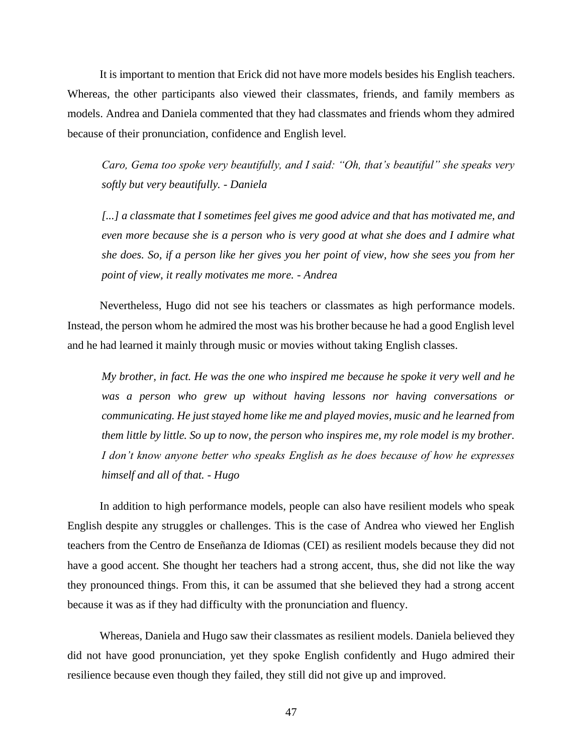It is important to mention that Erick did not have more models besides his English teachers. Whereas, the other participants also viewed their classmates, friends, and family members as models. Andrea and Daniela commented that they had classmates and friends whom they admired because of their pronunciation, confidence and English level.

> *Caro, Gema too spoke very beautifully, and I said: "Oh, that's beautiful" she speaks very softly but very beautifully. - Daniela*

> *[...] a classmate that I sometimes feel gives me good advice and that has motivated me, and even more because she is a person who is very good at what she does and I admire what she does. So, if a person like her gives you her point of view, how she sees you from her point of view, it really motivates me more. - Andrea*

Nevertheless, Hugo did not see his teachers or classmates as high performance models. Instead, the person whom he admired the most was his brother because he had a good English level and he had learned it mainly through music or movies without taking English classes.

> *My brother, in fact. He was the one who inspired me because he spoke it very well and he was a person who grew up without having lessons nor having conversations or communicating. He just stayed home like me and played movies, music and he learned from them little by little. So up to now, the person who inspires me, my role model is my brother. I don't know anyone better who speaks English as he does because of how he expresses himself and all of that. - Hugo*

In addition to high performance models, people can also have resilient models who speak English despite any struggles or challenges. This is the case of Andrea who viewed her English teachers from the Centro de Enseñanza de Idiomas (CEI) as resilient models because they did not have a good accent. She thought her teachers had a strong accent, thus, she did not like the way they pronounced things. From this, it can be assumed that she believed they had a strong accent because it was as if they had difficulty with the pronunciation and fluency.

Whereas, Daniela and Hugo saw their classmates as resilient models. Daniela believed they did not have good pronunciation, yet they spoke English confidently and Hugo admired their resilience because even though they failed, they still did not give up and improved.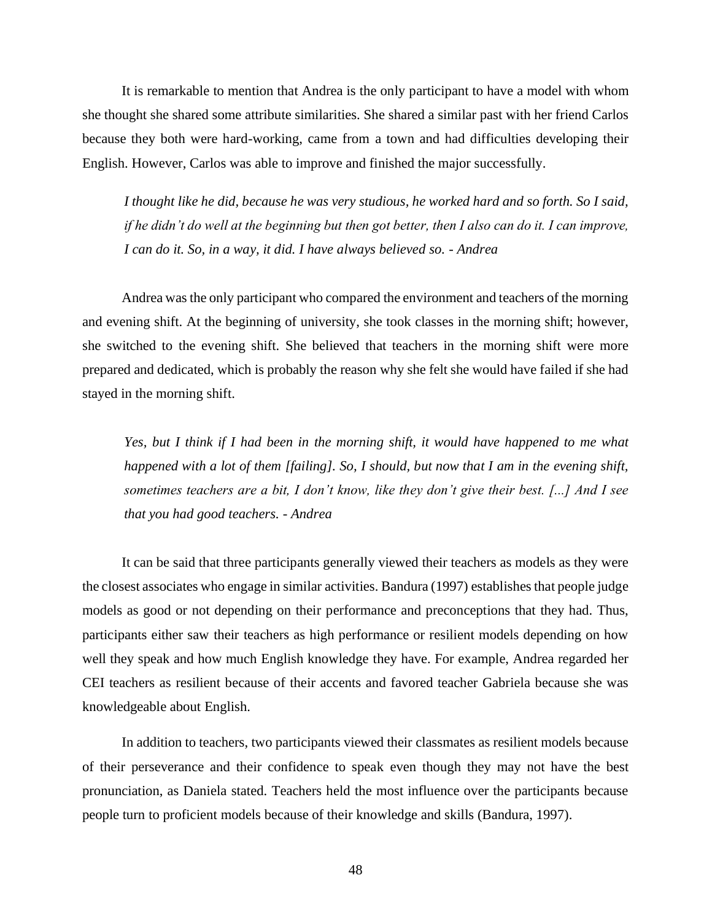It is remarkable to mention that Andrea is the only participant to have a model with whom she thought she shared some attribute similarities. She shared a similar past with her friend Carlos because they both were hard-working, came from a town and had difficulties developing their English. However, Carlos was able to improve and finished the major successfully.

> *I thought like he did, because he was very studious, he worked hard and so forth. So I said, if he didn't do well at the beginning but then got better, then I also can do it. I can improve, I can do it. So, in a way, it did. I have always believed so. - Andrea*

Andrea was the only participant who compared the environment and teachers of the morning and evening shift. At the beginning of university, she took classes in the morning shift; however, she switched to the evening shift. She believed that teachers in the morning shift were more prepared and dedicated, which is probably the reason why she felt she would have failed if she had stayed in the morning shift.

> *Yes, but I think if I had been in the morning shift, it would have happened to me what happened with a lot of them [failing]. So, I should, but now that I am in the evening shift, sometimes teachers are a bit, I don't know, like they don't give their best. [...] And I see that you had good teachers. - Andrea*

It can be said that three participants generally viewed their teachers as models as they were the closest associates who engage in similar activities. Bandura (1997) establishes that people judge models as good or not depending on their performance and preconceptions that they had. Thus, participants either saw their teachers as high performance or resilient models depending on how well they speak and how much English knowledge they have. For example, Andrea regarded her CEI teachers as resilient because of their accents and favored teacher Gabriela because she was knowledgeable about English.

In addition to teachers, two participants viewed their classmates as resilient models because of their perseverance and their confidence to speak even though they may not have the best pronunciation, as Daniela stated. Teachers held the most influence over the participants because people turn to proficient models because of their knowledge and skills (Bandura, 1997).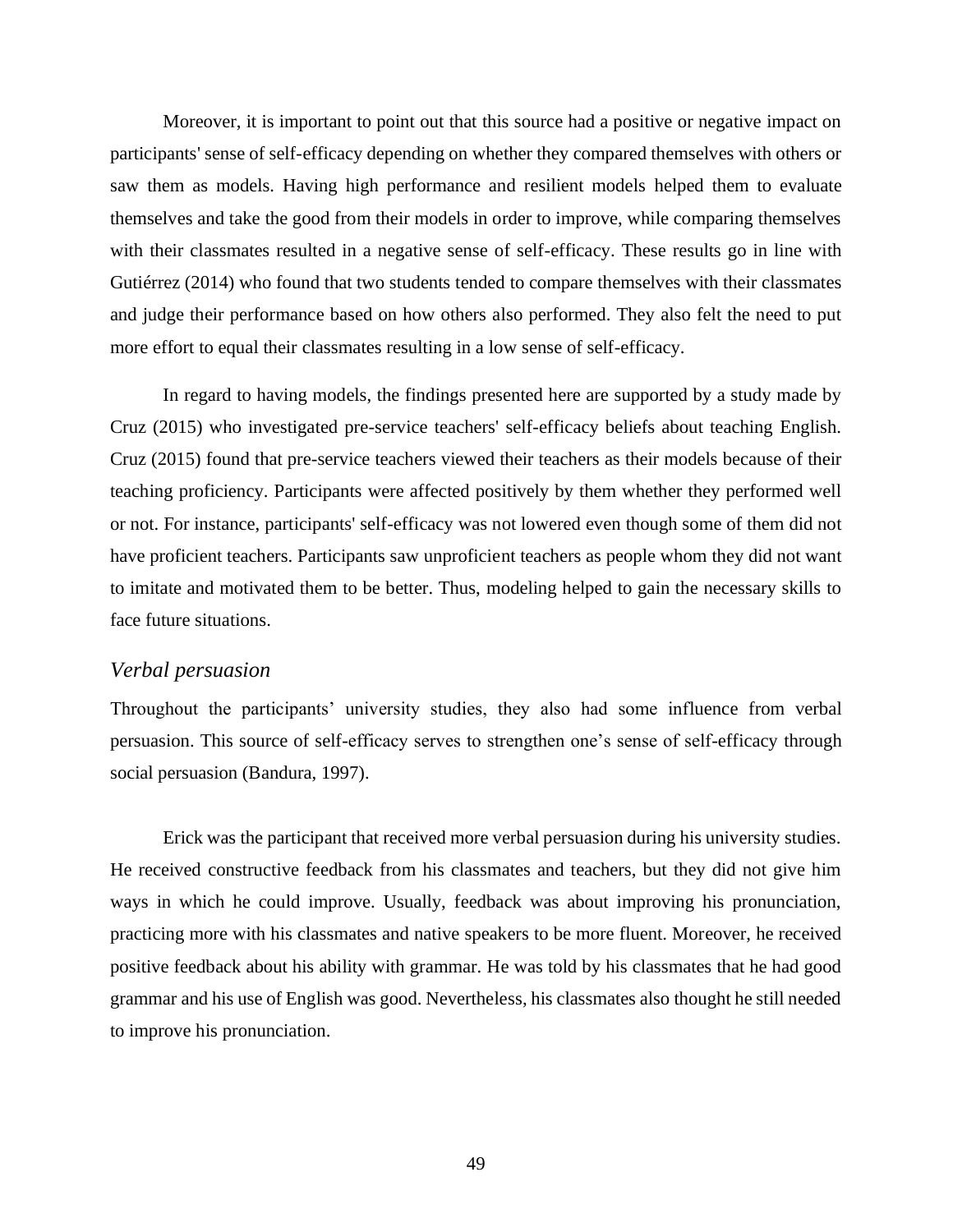Moreover, it is important to point out that this source had a positive or negative impact on participants' sense of self-efficacy depending on whether they compared themselves with others or saw them as models. Having high performance and resilient models helped them to evaluate themselves and take the good from their models in order to improve, while comparing themselves with their classmates resulted in a negative sense of self-efficacy. These results go in line with Gutiérrez (2014) who found that two students tended to compare themselves with their classmates and judge their performance based on how others also performed. They also felt the need to put more effort to equal their classmates resulting in a low sense of self-efficacy.

In regard to having models, the findings presented here are supported by a study made by Cruz (2015) who investigated pre-service teachers' self-efficacy beliefs about teaching English. Cruz (2015) found that pre-service teachers viewed their teachers as their models because of their teaching proficiency. Participants were affected positively by them whether they performed well or not. For instance, participants' self-efficacy was not lowered even though some of them did not have proficient teachers. Participants saw unproficient teachers as people whom they did not want to imitate and motivated them to be better. Thus, modeling helped to gain the necessary skills to face future situations.

### *Verbal persuasion*

Throughout the participants' university studies, they also had some influence from verbal persuasion. This source of self-efficacy serves to strengthen one's sense of self-efficacy through social persuasion (Bandura, 1997).

Erick was the participant that received more verbal persuasion during his university studies. He received constructive feedback from his classmates and teachers, but they did not give him ways in which he could improve. Usually, feedback was about improving his pronunciation, practicing more with his classmates and native speakers to be more fluent. Moreover, he received positive feedback about his ability with grammar. He was told by his classmates that he had good grammar and his use of English was good. Nevertheless, his classmates also thought he still needed to improve his pronunciation.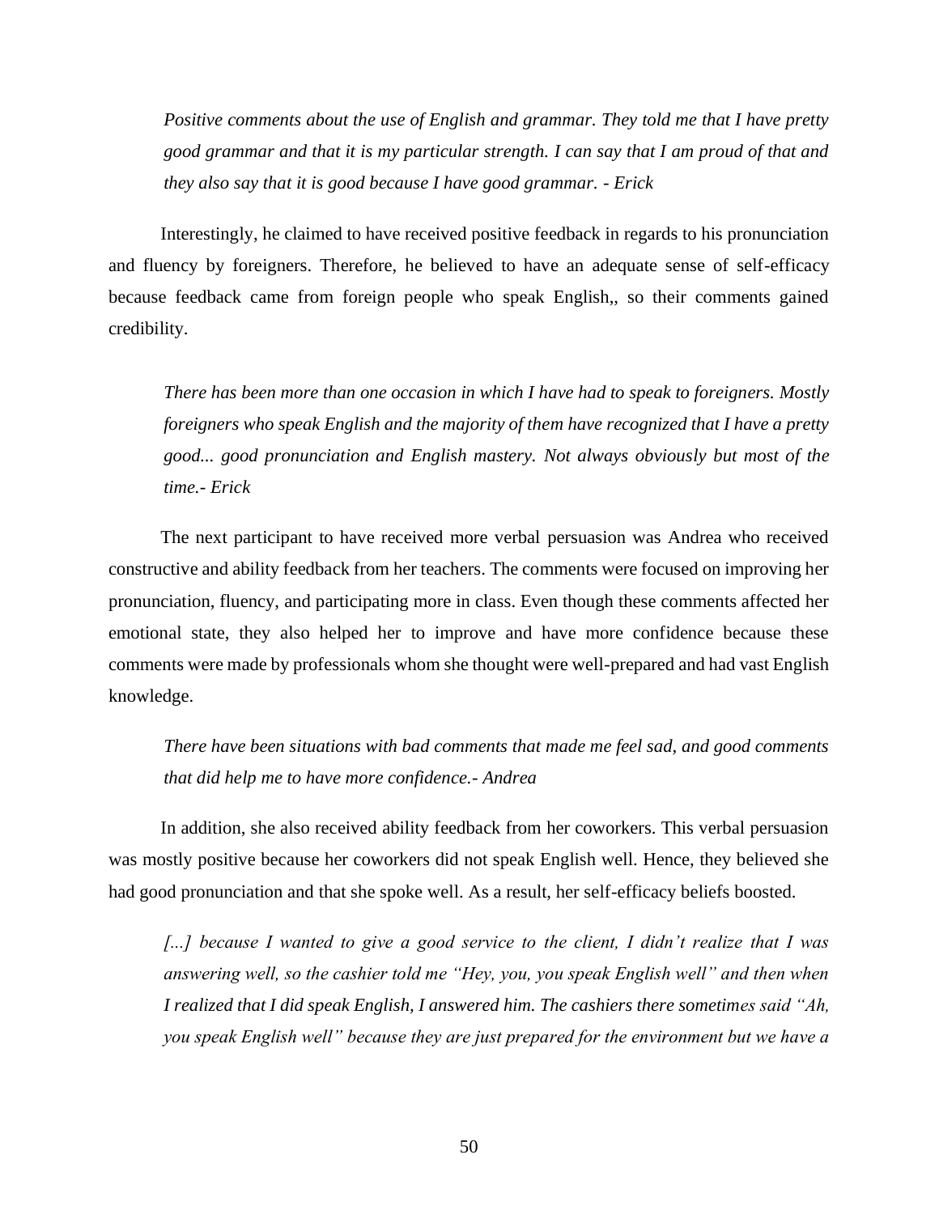*Positive comments about the use of English and grammar. They told me that I have pretty good grammar and that it is my particular strength. I can say that I am proud of that and they also say that it is good because I have good grammar. - Erick*

Interestingly, he claimed to have received positive feedback in regards to his pronunciation and fluency by foreigners. Therefore, he believed to have an adequate sense of self-efficacy because feedback came from foreign people who speak English,, so their comments gained credibility.

*There has been more than one occasion in which I have had to speak to foreigners. Mostly foreigners who speak English and the majority of them have recognized that I have a pretty good... good pronunciation and English mastery. Not always obviously but most of the time.- Erick*

The next participant to have received more verbal persuasion was Andrea who received constructive and ability feedback from her teachers. The comments were focused on improving her pronunciation, fluency, and participating more in class. Even though these comments affected her emotional state, they also helped her to improve and have more confidence because these comments were made by professionals whom she thought were well-prepared and had vast English knowledge.

*There have been situations with bad comments that made me feel sad, and good comments that did help me to have more confidence.- Andrea*

In addition, she also received ability feedback from her coworkers. This verbal persuasion was mostly positive because her coworkers did not speak English well. Hence, they believed she had good pronunciation and that she spoke well. As a result, her self-efficacy beliefs boosted.

*[...] because I wanted to give a good service to the client, I didn't realize that I was answering well, so the cashier told me "Hey, you, you speak English well" and then when I realized that I did speak English, I answered him. The cashiers there sometimes said "Ah, you speak English well" because they are just prepared for the environment but we have a*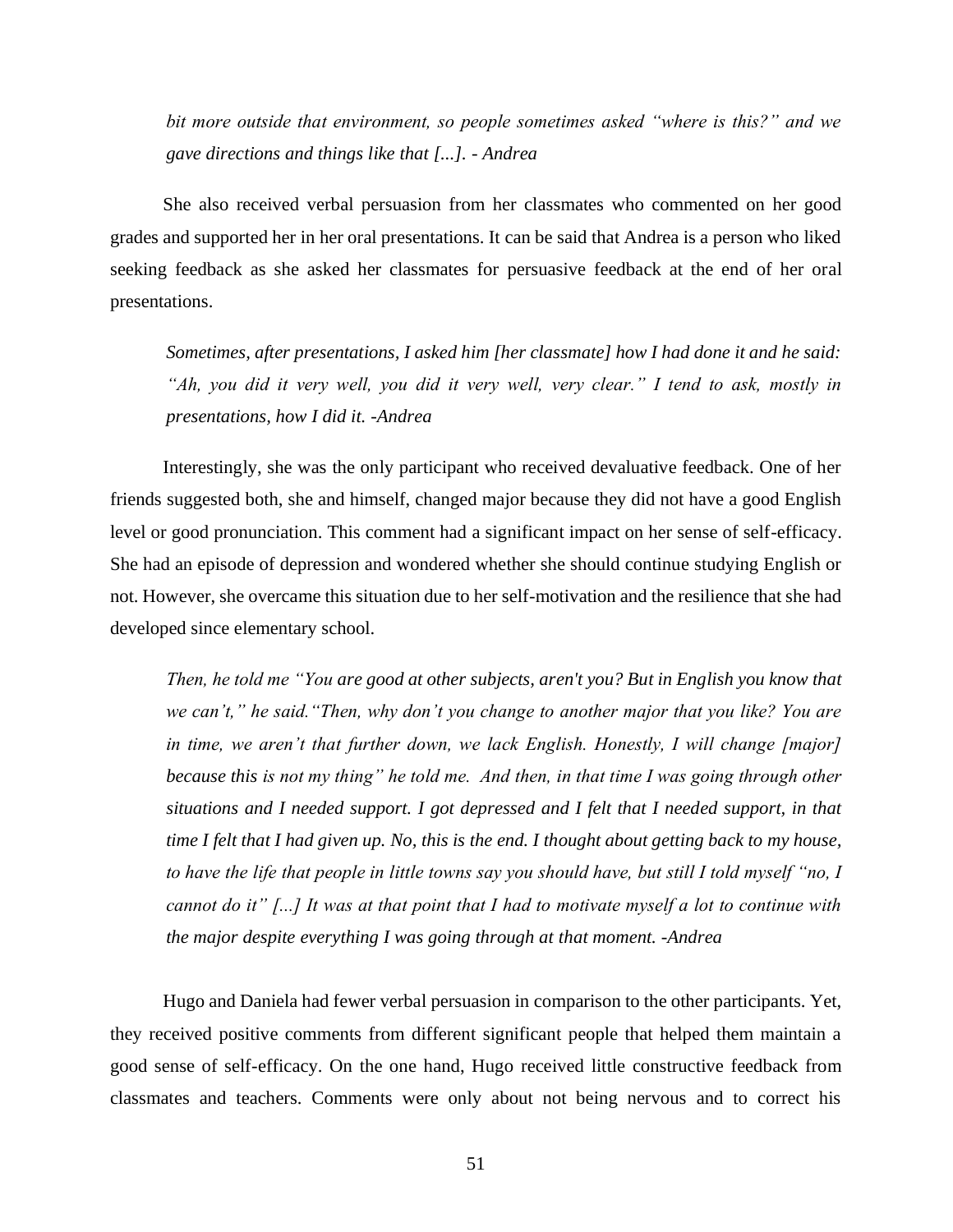*bit more outside that environment, so people sometimes asked "where is this?" and we gave directions and things like that [...]. - Andrea*

She also received verbal persuasion from her classmates who commented on her good grades and supported her in her oral presentations. It can be said that Andrea is a person who liked seeking feedback as she asked her classmates for persuasive feedback at the end of her oral presentations.

*Sometimes, after presentations, I asked him [her classmate] how I had done it and he said: "Ah, you did it very well, you did it very well, very clear." I tend to ask, mostly in presentations, how I did it. -Andrea*

Interestingly, she was the only participant who received devaluative feedback. One of her friends suggested both, she and himself, changed major because they did not have a good English level or good pronunciation. This comment had a significant impact on her sense of self-efficacy. She had an episode of depression and wondered whether she should continue studying English or not. However, she overcame this situation due to her self-motivation and the resilience that she had developed since elementary school.

*Then, he told me "You are good at other subjects, aren't you? But in English you know that we can't," he said."Then, why don't you change to another major that you like? You are in time, we aren't that further down, we lack English. Honestly, I will change [major] because this is not my thing" he told me. And then, in that time I was going through other situations and I needed support. I got depressed and I felt that I needed support, in that time I felt that I had given up. No, this is the end. I thought about getting back to my house, to have the life that people in little towns say you should have, but still I told myself "no, I cannot do it" [...] It was at that point that I had to motivate myself a lot to continue with the major despite everything I was going through at that moment. -Andrea*

Hugo and Daniela had fewer verbal persuasion in comparison to the other participants. Yet, they received positive comments from different significant people that helped them maintain a good sense of self-efficacy. On the one hand, Hugo received little constructive feedback from classmates and teachers. Comments were only about not being nervous and to correct his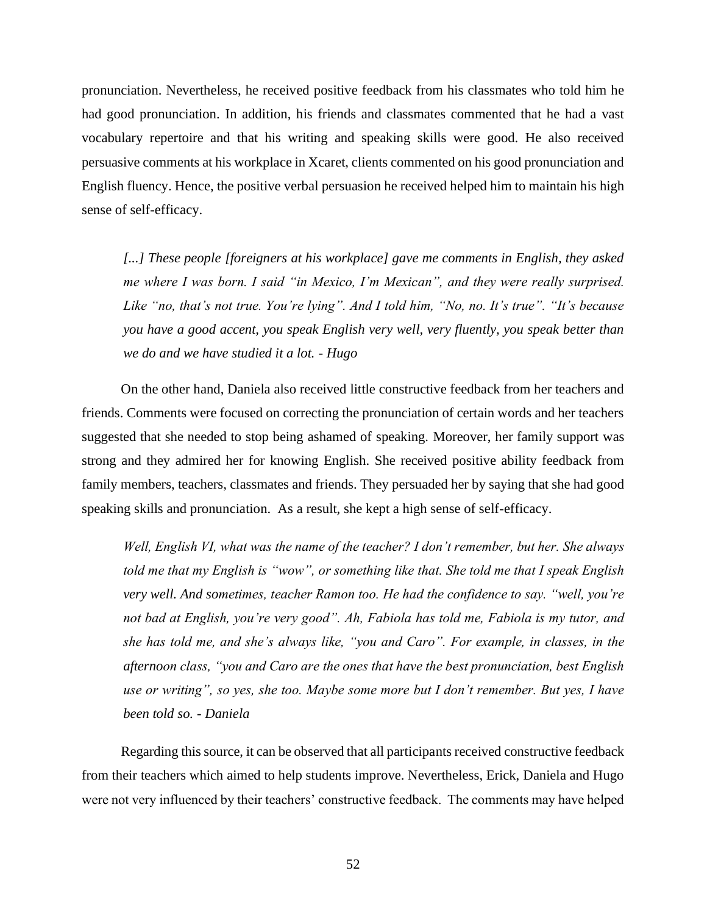pronunciation. Nevertheless, he received positive feedback from his classmates who told him he had good pronunciation. In addition, his friends and classmates commented that he had a vast vocabulary repertoire and that his writing and speaking skills were good. He also received persuasive comments at his workplace in Xcaret, clients commented on his good pronunciation and English fluency. Hence, the positive verbal persuasion he received helped him to maintain his high sense of self-efficacy.

> *[...] These people [foreigners at his workplace] gave me comments in English, they asked me where I was born. I said "in Mexico, I'm Mexican", and they were really surprised. Like "no, that's not true. You're lying". And I told him, "No, no. It's true". "It's because you have a good accent, you speak English very well, very fluently, you speak better than we do and we have studied it a lot. - Hugo*

On the other hand, Daniela also received little constructive feedback from her teachers and friends. Comments were focused on correcting the pronunciation of certain words and her teachers suggested that she needed to stop being ashamed of speaking. Moreover, her family support was strong and they admired her for knowing English. She received positive ability feedback from family members, teachers, classmates and friends. They persuaded her by saying that she had good speaking skills and pronunciation. As a result, she kept a high sense of self-efficacy.

> *Well, English VI, what was the name of the teacher? I don't remember, but her. She always told me that my English is "wow", or something like that. She told me that I speak English very well. And sometimes, teacher Ramon too. He had the confidence to say. "well, you're not bad at English, you're very good". Ah, Fabiola has told me, Fabiola is my tutor, and she has told me, and she's always like, "you and Caro". For example, in classes, in the afternoon class, "you and Caro are the ones that have the best pronunciation, best English use or writing", so yes, she too. Maybe some more but I don't remember. But yes, I have been told so. - Daniela*

Regarding this source, it can be observed that all participants received constructive feedback from their teachers which aimed to help students improve. Nevertheless, Erick, Daniela and Hugo were not very influenced by their teachers' constructive feedback. The comments may have helped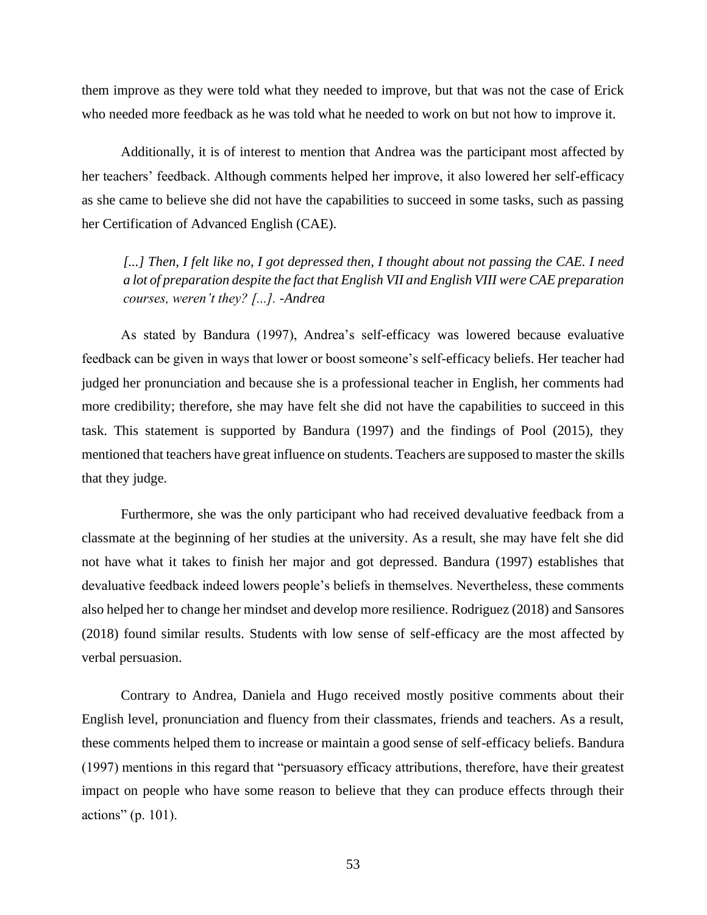them improve as they were told what they needed to improve, but that was not the case of Erick who needed more feedback as he was told what he needed to work on but not how to improve it.

Additionally, it is of interest to mention that Andrea was the participant most affected by her teachers' feedback. Although comments helped her improve, it also lowered her self-efficacy as she came to believe she did not have the capabilities to succeed in some tasks, such as passing her Certification of Advanced English (CAE).

> *[...] Then, I felt like no, I got depressed then, I thought about not passing the CAE. I need a lot of preparation despite the fact that English VII and English VIII were CAE preparation courses, weren't they? [...]. -Andrea*

As stated by Bandura (1997), Andrea's self-efficacy was lowered because evaluative feedback can be given in ways that lower or boost someone's self-efficacy beliefs. Her teacher had judged her pronunciation and because she is a professional teacher in English, her comments had more credibility; therefore, she may have felt she did not have the capabilities to succeed in this task. This statement is supported by Bandura (1997) and the findings of Pool (2015), they mentioned that teachers have great influence on students. Teachers are supposed to master the skills that they judge.

Furthermore, she was the only participant who had received devaluative feedback from a classmate at the beginning of her studies at the university. As a result, she may have felt she did not have what it takes to finish her major and got depressed. Bandura (1997) establishes that devaluative feedback indeed lowers people's beliefs in themselves. Nevertheless, these comments also helped her to change her mindset and develop more resilience. Rodriguez (2018) and Sansores (2018) found similar results. Students with low sense of self-efficacy are the most affected by verbal persuasion.

Contrary to Andrea, Daniela and Hugo received mostly positive comments about their English level, pronunciation and fluency from their classmates, friends and teachers. As a result, these comments helped them to increase or maintain a good sense of self-efficacy beliefs. Bandura (1997) mentions in this regard that "persuasory efficacy attributions, therefore, have their greatest impact on people who have some reason to believe that they can produce effects through their actions" (p. 101).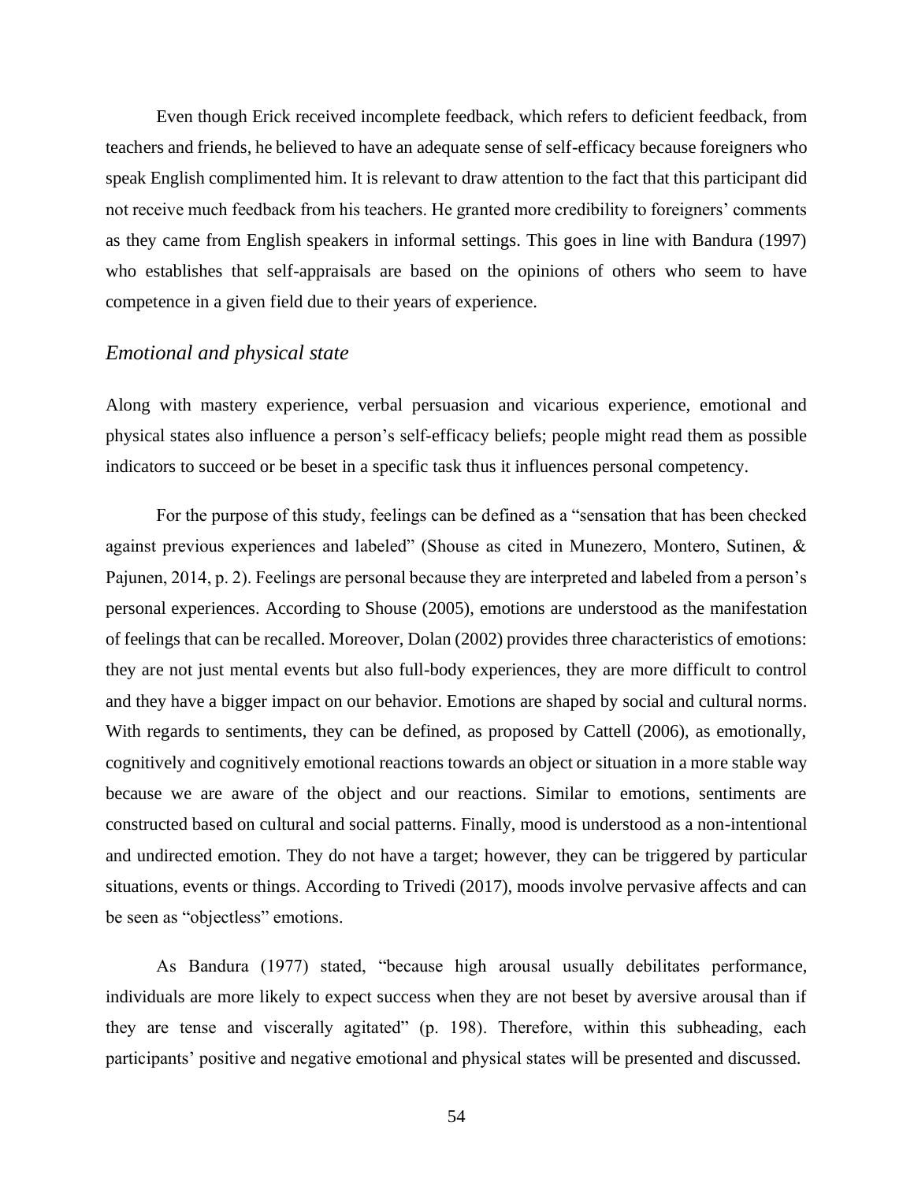Even though Erick received incomplete feedback, which refers to deficient feedback, from teachers and friends, he believed to have an adequate sense of self-efficacy because foreigners who speak English complimented him. It is relevant to draw attention to the fact that this participant did not receive much feedback from his teachers. He granted more credibility to foreigners' comments as they came from English speakers in informal settings. This goes in line with Bandura (1997) who establishes that self-appraisals are based on the opinions of others who seem to have competence in a given field due to their years of experience.

### *Emotional and physical state*

Along with mastery experience, verbal persuasion and vicarious experience, emotional and physical states also influence a person's self-efficacy beliefs; people might read them as possible indicators to succeed or be beset in a specific task thus it influences personal competency.

For the purpose of this study, feelings can be defined as a "sensation that has been checked against previous experiences and labeled" (Shouse as cited in Munezero, Montero, Sutinen, & Pajunen, 2014, p. 2). Feelings are personal because they are interpreted and labeled from a person's personal experiences. According to Shouse (2005), emotions are understood as the manifestation of feelings that can be recalled. Moreover, Dolan (2002) provides three characteristics of emotions: they are not just mental events but also full-body experiences, they are more difficult to control and they have a bigger impact on our behavior. Emotions are shaped by social and cultural norms. With regards to sentiments, they can be defined, as proposed by Cattell (2006), as emotionally, cognitively and cognitively emotional reactions towards an object or situation in a more stable way because we are aware of the object and our reactions. Similar to emotions, sentiments are constructed based on cultural and social patterns. Finally, mood is understood as a non-intentional and undirected emotion. They do not have a target; however, they can be triggered by particular situations, events or things. According to Trivedi (2017), moods involve pervasive affects and can be seen as "objectless" emotions.

As Bandura (1977) stated, "because high arousal usually debilitates performance, individuals are more likely to expect success when they are not beset by aversive arousal than if they are tense and viscerally agitated" (p. 198). Therefore, within this subheading, each participants' positive and negative emotional and physical states will be presented and discussed.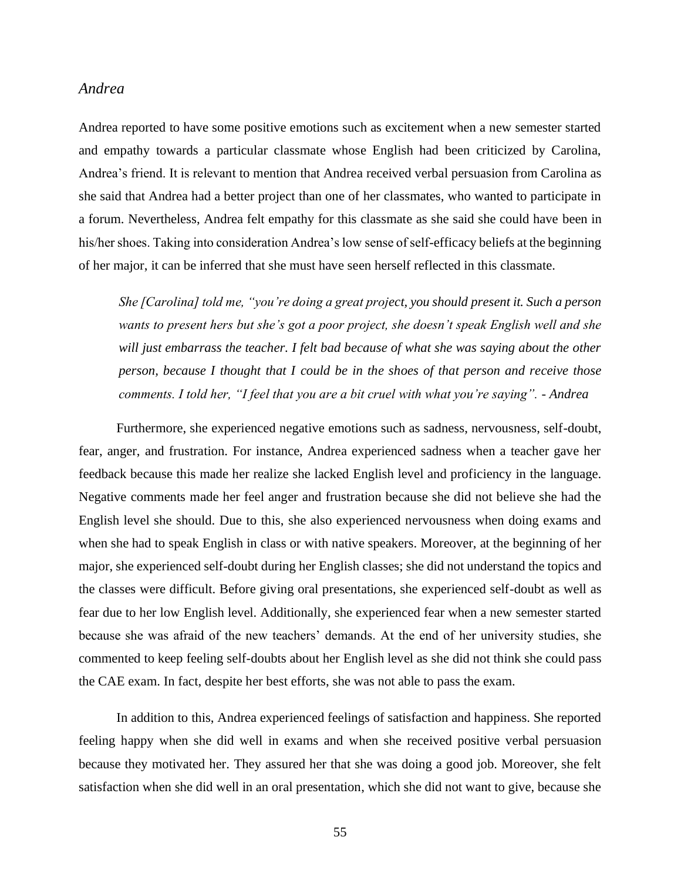### *Andrea*

Andrea reported to have some positive emotions such as excitement when a new semester started and empathy towards a particular classmate whose English had been criticized by Carolina, Andrea's friend. It is relevant to mention that Andrea received verbal persuasion from Carolina as she said that Andrea had a better project than one of her classmates, who wanted to participate in a forum. Nevertheless, Andrea felt empathy for this classmate as she said she could have been in his/her shoes. Taking into consideration Andrea's low sense of self-efficacy beliefs at the beginning of her major, it can be inferred that she must have seen herself reflected in this classmate.

> *She [Carolina] told me, "you're doing a great project, you should present it. Such a person wants to present hers but she's got a poor project, she doesn't speak English well and she will just embarrass the teacher. I felt bad because of what she was saying about the other person, because I thought that I could be in the shoes of that person and receive those comments. I told her, "I feel that you are a bit cruel with what you're saying". - Andrea*

Furthermore, she experienced negative emotions such as sadness, nervousness, self-doubt, fear, anger, and frustration. For instance, Andrea experienced sadness when a teacher gave her feedback because this made her realize she lacked English level and proficiency in the language. Negative comments made her feel anger and frustration because she did not believe she had the English level she should. Due to this, she also experienced nervousness when doing exams and when she had to speak English in class or with native speakers. Moreover, at the beginning of her major, she experienced self-doubt during her English classes; she did not understand the topics and the classes were difficult. Before giving oral presentations, she experienced self-doubt as well as fear due to her low English level. Additionally, she experienced fear when a new semester started because she was afraid of the new teachers' demands. At the end of her university studies, she commented to keep feeling self-doubts about her English level as she did not think she could pass the CAE exam. In fact, despite her best efforts, she was not able to pass the exam.

In addition to this, Andrea experienced feelings of satisfaction and happiness. She reported feeling happy when she did well in exams and when she received positive verbal persuasion because they motivated her. They assured her that she was doing a good job. Moreover, she felt satisfaction when she did well in an oral presentation, which she did not want to give, because she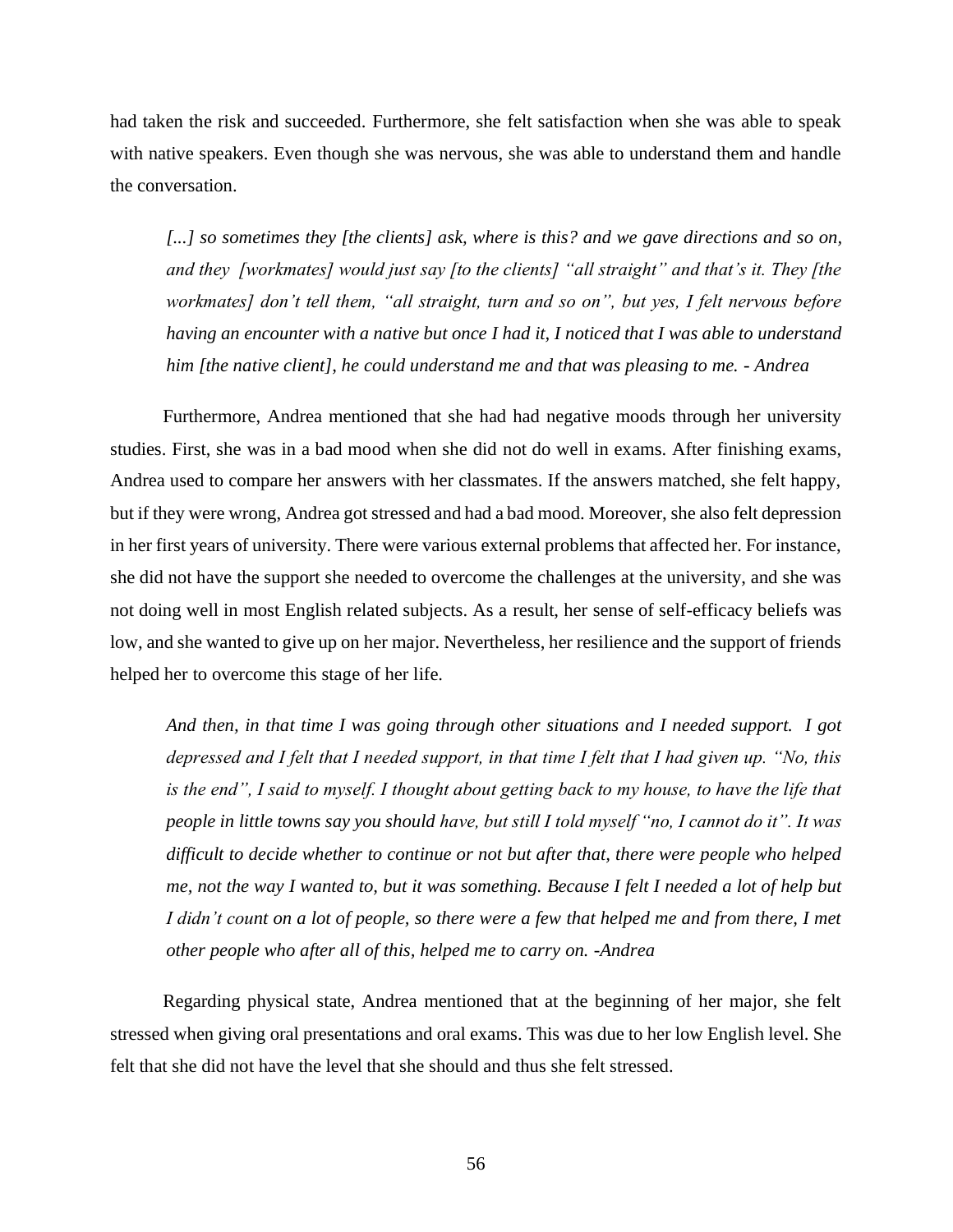had taken the risk and succeeded. Furthermore, she felt satisfaction when she was able to speak with native speakers. Even though she was nervous, she was able to understand them and handle the conversation.

> *[...] so sometimes they [the clients] ask, where is this? and we gave directions and so on, and they [workmates] would just say [to the clients] "all straight" and that's it. They [the workmates] don't tell them, "all straight, turn and so on", but yes, I felt nervous before having an encounter with a native but once I had it, I noticed that I was able to understand him [the native client], he could understand me and that was pleasing to me. - Andrea*

Furthermore, Andrea mentioned that she had had negative moods through her university studies. First, she was in a bad mood when she did not do well in exams. After finishing exams, Andrea used to compare her answers with her classmates. If the answers matched, she felt happy, but if they were wrong, Andrea got stressed and had a bad mood. Moreover, she also felt depression in her first years of university. There were various external problems that affected her. For instance, she did not have the support she needed to overcome the challenges at the university, and she was not doing well in most English related subjects. As a result, her sense of self-efficacy beliefs was low, and she wanted to give up on her major. Nevertheless, her resilience and the support of friends helped her to overcome this stage of her life.

> *And then, in that time I was going through other situations and I needed support. I got depressed and I felt that I needed support, in that time I felt that I had given up. "No, this is the end", I said to myself. I thought about getting back to my house, to have the life that people in little towns say you should have, but still I told myself "no, I cannot do it". It was difficult to decide whether to continue or not but after that, there were people who helped me, not the way I wanted to, but it was something. Because I felt I needed a lot of help but I didn't count on a lot of people, so there were a few that helped me and from there, I met other people who after all of this, helped me to carry on. -Andrea*

Regarding physical state, Andrea mentioned that at the beginning of her major, she felt stressed when giving oral presentations and oral exams. This was due to her low English level. She felt that she did not have the level that she should and thus she felt stressed.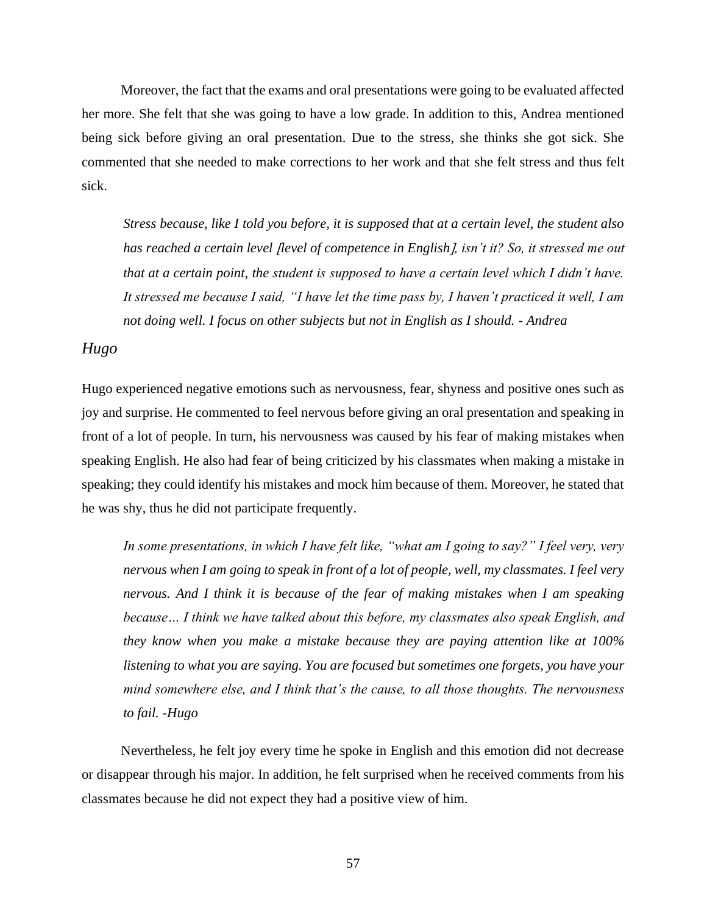Moreover, the fact that the exams and oral presentations were going to be evaluated affected her more. She felt that she was going to have a low grade. In addition to this, Andrea mentioned being sick before giving an oral presentation. Due to the stress, she thinks she got sick. She commented that she needed to make corrections to her work and that she felt stress and thus felt sick.

> *Stress because, like I told you before, it is supposed that at a certain level, the student also has reached a certain level [level of competence in English], isn't it? So, it stressed me out that at a certain point, the student is supposed to have a certain level which I didn't have. It stressed me because I said, "I have let the time pass by, I haven't practiced it well, I am not doing well. I focus on other subjects but not in English as I should. - Andrea*

### *Hugo*

Hugo experienced negative emotions such as nervousness, fear, shyness and positive ones such as joy and surprise. He commented to feel nervous before giving an oral presentation and speaking in front of a lot of people. In turn, his nervousness was caused by his fear of making mistakes when speaking English. He also had fear of being criticized by his classmates when making a mistake in speaking; they could identify his mistakes and mock him because of them. Moreover, he stated that he was shy, thus he did not participate frequently.

> *In some presentations, in which I have felt like, "what am I going to say?" I feel very, very nervous when I am going to speak in front of a lot of people, well, my classmates. I feel very nervous. And I think it is because of the fear of making mistakes when I am speaking because… I think we have talked about this before, my classmates also speak English, and they know when you make a mistake because they are paying attention like at 100% listening to what you are saying. You are focused but sometimes one forgets, you have your mind somewhere else, and I think that's the cause, to all those thoughts. The nervousness to fail. -Hugo*

Nevertheless, he felt joy every time he spoke in English and this emotion did not decrease or disappear through his major. In addition, he felt surprised when he received comments from his classmates because he did not expect they had a positive view of him.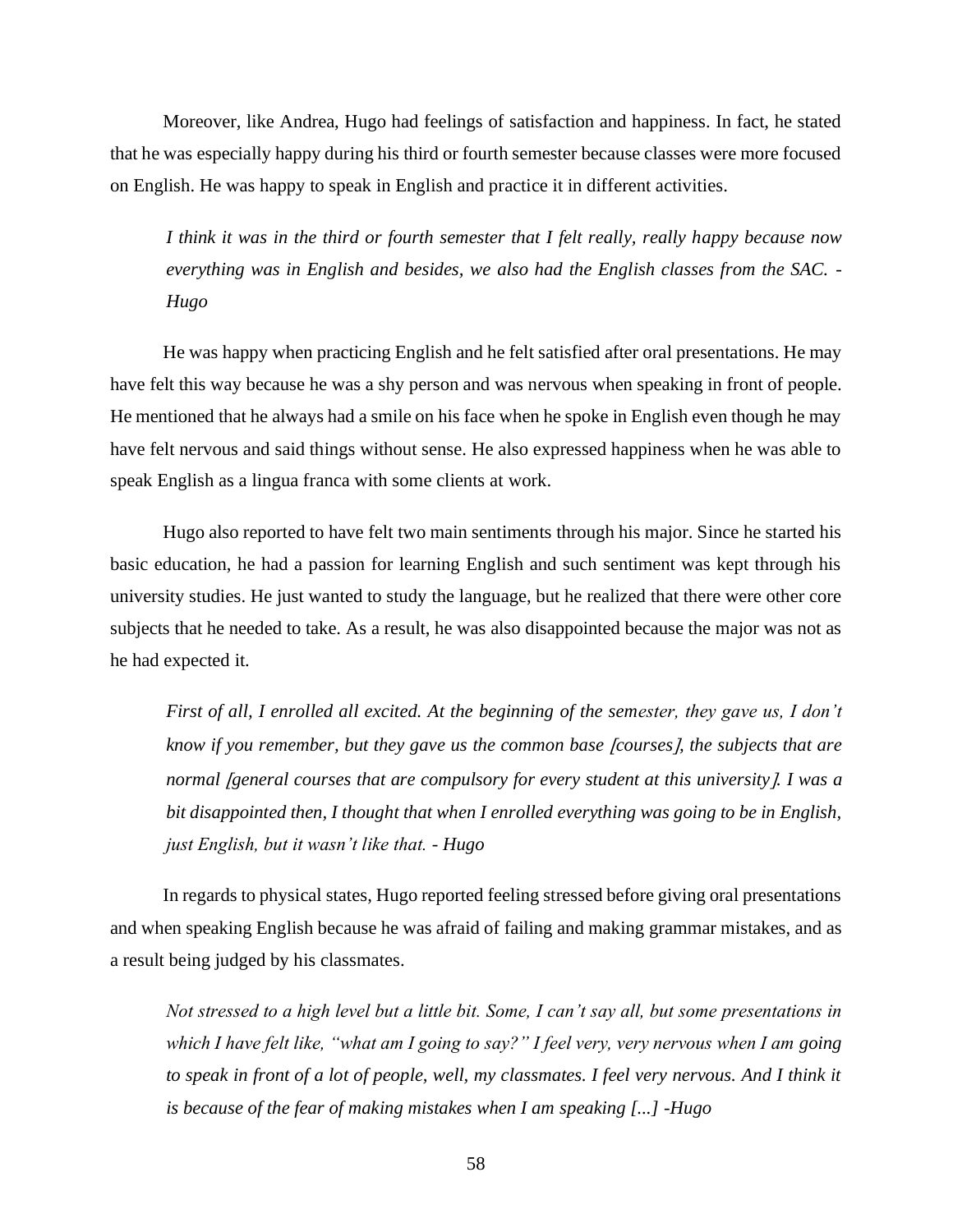Moreover, like Andrea, Hugo had feelings of satisfaction and happiness. In fact, he stated that he was especially happy during his third or fourth semester because classes were more focused on English. He was happy to speak in English and practice it in different activities.

> *I think it was in the third or fourth semester that I felt really, really happy because now everything was in English and besides, we also had the English classes from the SAC. - Hugo*

He was happy when practicing English and he felt satisfied after oral presentations. He may have felt this way because he was a shy person and was nervous when speaking in front of people. He mentioned that he always had a smile on his face when he spoke in English even though he may have felt nervous and said things without sense. He also expressed happiness when he was able to speak English as a lingua franca with some clients at work.

Hugo also reported to have felt two main sentiments through his major. Since he started his basic education, he had a passion for learning English and such sentiment was kept through his university studies. He just wanted to study the language, but he realized that there were other core subjects that he needed to take. As a result, he was also disappointed because the major was not as he had expected it.

> *First of all, I enrolled all excited. At the beginning of the semester, they gave us, I don't know if you remember, but they gave us the common base [courses], the subjects that are normal [general courses that are compulsory for every student at this university]. I was a bit disappointed then, I thought that when I enrolled everything was going to be in English, just English, but it wasn't like that. - Hugo*

In regards to physical states, Hugo reported feeling stressed before giving oral presentations and when speaking English because he was afraid of failing and making grammar mistakes, and as a result being judged by his classmates.

> *Not stressed to a high level but a little bit. Some, I can't say all, but some presentations in which I have felt like, "what am I going to say?" I feel very, very nervous when I am going to speak in front of a lot of people, well, my classmates. I feel very nervous. And I think it is because of the fear of making mistakes when I am speaking [...] -Hugo*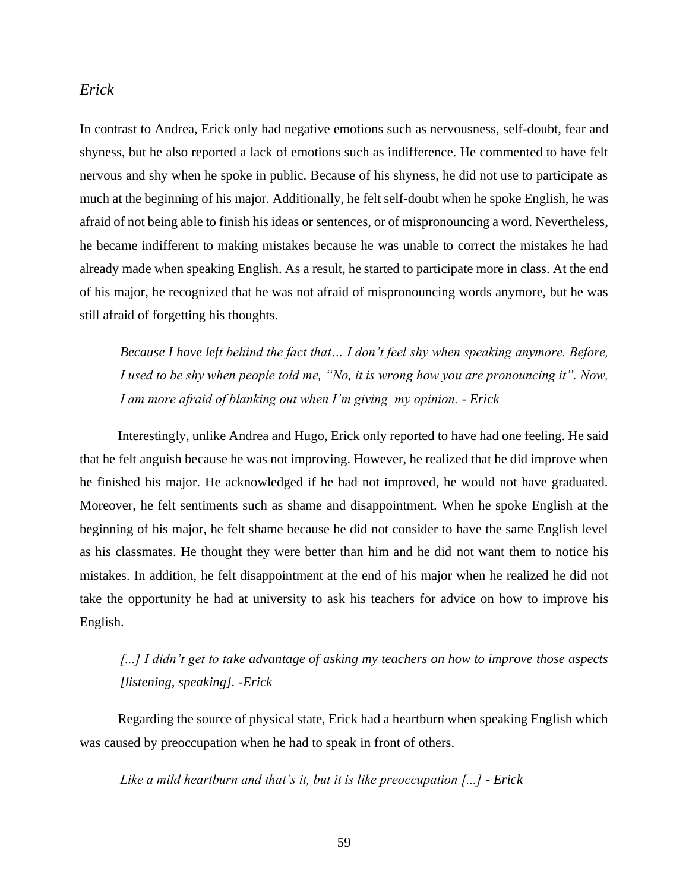### *Erick*

In contrast to Andrea, Erick only had negative emotions such as nervousness, self-doubt, fear and shyness, but he also reported a lack of emotions such as indifference. He commented to have felt nervous and shy when he spoke in public. Because of his shyness, he did not use to participate as much at the beginning of his major. Additionally, he felt self-doubt when he spoke English, he was afraid of not being able to finish his ideas or sentences, or of mispronouncing a word. Nevertheless, he became indifferent to making mistakes because he was unable to correct the mistakes he had already made when speaking English. As a result, he started to participate more in class. At the end of his major, he recognized that he was not afraid of mispronouncing words anymore, but he was still afraid of forgetting his thoughts.

> *Because I have left behind the fact that… I don't feel shy when speaking anymore. Before, I used to be shy when people told me, "No, it is wrong how you are pronouncing it". Now, I am more afraid of blanking out when I'm giving my opinion. - Erick*

Interestingly, unlike Andrea and Hugo, Erick only reported to have had one feeling. He said that he felt anguish because he was not improving. However, he realized that he did improve when he finished his major. He acknowledged if he had not improved, he would not have graduated. Moreover, he felt sentiments such as shame and disappointment. When he spoke English at the beginning of his major, he felt shame because he did not consider to have the same English level as his classmates. He thought they were better than him and he did not want them to notice his mistakes. In addition, he felt disappointment at the end of his major when he realized he did not take the opportunity he had at university to ask his teachers for advice on how to improve his English.

> *[...] I didn't get to take advantage of asking my teachers on how to improve those aspects [listening, speaking]. -Erick*

Regarding the source of physical state, Erick had a heartburn when speaking English which was caused by preoccupation when he had to speak in front of others.

> *Like a mild heartburn and that's it, but it is like preoccupation [...] - Erick*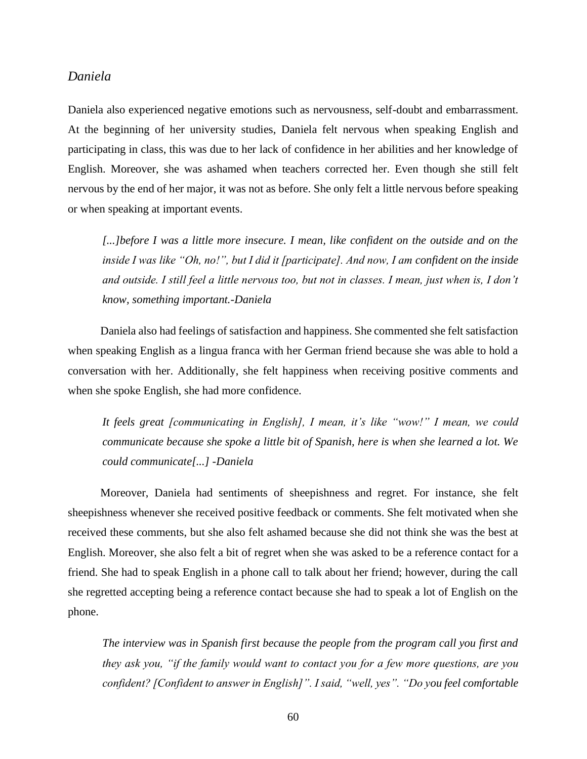### *Daniela*

Daniela also experienced negative emotions such as nervousness, self-doubt and embarrassment. At the beginning of her university studies, Daniela felt nervous when speaking English and participating in class, this was due to her lack of confidence in her abilities and her knowledge of English. Moreover, she was ashamed when teachers corrected her. Even though she still felt nervous by the end of her major, it was not as before. She only felt a little nervous before speaking or when speaking at important events.

> *[...]before I was a little more insecure. I mean, like confident on the outside and on the inside I was like "Oh, no!", but I did it [participate]. And now, I am confident on the inside and outside. I still feel a little nervous too, but not in classes. I mean, just when is, I don't know, something important.-Daniela*

Daniela also had feelings of satisfaction and happiness. She commented she felt satisfaction when speaking English as a lingua franca with her German friend because she was able to hold a conversation with her. Additionally, she felt happiness when receiving positive comments and when she spoke English, she had more confidence.

> *It feels great [communicating in English], I mean, it's like "wow!" I mean, we could communicate because she spoke a little bit of Spanish, here is when she learned a lot. We could communicate[...] -Daniela*

Moreover, Daniela had sentiments of sheepishness and regret. For instance, she felt sheepishness whenever she received positive feedback or comments. She felt motivated when she received these comments, but she also felt ashamed because she did not think she was the best at English. Moreover, she also felt a bit of regret when she was asked to be a reference contact for a friend. She had to speak English in a phone call to talk about her friend; however, during the call she regretted accepting being a reference contact because she had to speak a lot of English on the phone.

> *The interview was in Spanish first because the people from the program call you first and they ask you, "if the family would want to contact you for a few more questions, are you confident? [Confident to answer in English]". I said, "well, yes". "Do you feel comfortable*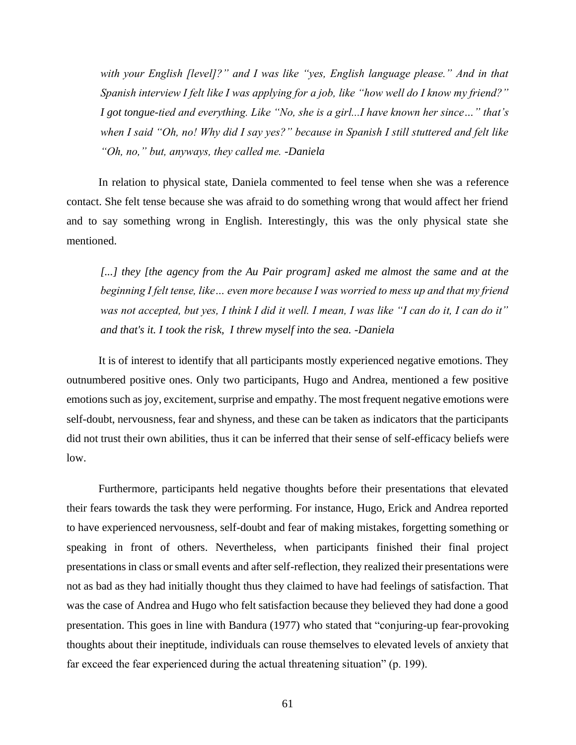*with your English [level]?" and I was like "yes, English language please." And in that Spanish interview I felt like I was applying for a job, like "how well do I know my friend?" I got tongue-tied and everything. Like "No, she is a girl...I have known her since…" that's when I said "Oh, no! Why did I say yes?" because in Spanish I still stuttered and felt like "Oh, no," but, anyways, they called me. -Daniela*

In relation to physical state, Daniela commented to feel tense when she was a reference contact. She felt tense because she was afraid to do something wrong that would affect her friend and to say something wrong in English. Interestingly, this was the only physical state she mentioned.

*[...] they [the agency from the Au Pair program] asked me almost the same and at the beginning I felt tense, like… even more because I was worried to mess up and that my friend was not accepted, but yes, I think I did it well. I mean, I was like "I can do it, I can do it" and that's it. I took the risk, I threw myself into the sea. -Daniela*

It is of interest to identify that all participants mostly experienced negative emotions. They outnumbered positive ones. Only two participants, Hugo and Andrea, mentioned a few positive emotions such as joy, excitement, surprise and empathy. The most frequent negative emotions were self-doubt, nervousness, fear and shyness, and these can be taken as indicators that the participants did not trust their own abilities, thus it can be inferred that their sense of self-efficacy beliefs were low.

Furthermore, participants held negative thoughts before their presentations that elevated their fears towards the task they were performing. For instance, Hugo, Erick and Andrea reported to have experienced nervousness, self-doubt and fear of making mistakes, forgetting something or speaking in front of others. Nevertheless, when participants finished their final project presentations in class or small events and after self-reflection, they realized their presentations were not as bad as they had initially thought thus they claimed to have had feelings of satisfaction. That was the case of Andrea and Hugo who felt satisfaction because they believed they had done a good presentation. This goes in line with Bandura (1977) who stated that "conjuring-up fear-provoking thoughts about their ineptitude, individuals can rouse themselves to elevated levels of anxiety that far exceed the fear experienced during the actual threatening situation" (p. 199).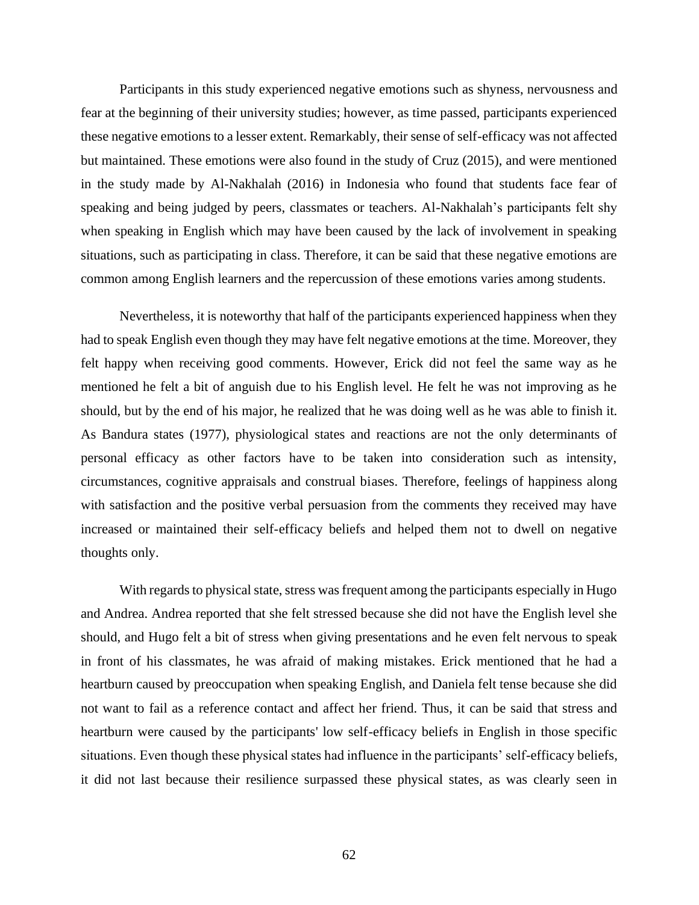Participants in this study experienced negative emotions such as shyness, nervousness and fear at the beginning of their university studies; however, as time passed, participants experienced these negative emotions to a lesser extent. Remarkably, their sense of self-efficacy was not affected but maintained. These emotions were also found in the study of Cruz (2015), and were mentioned in the study made by Al-Nakhalah (2016) in Indonesia who found that students face fear of speaking and being judged by peers, classmates or teachers. Al-Nakhalah's participants felt shy when speaking in English which may have been caused by the lack of involvement in speaking situations, such as participating in class. Therefore, it can be said that these negative emotions are common among English learners and the repercussion of these emotions varies among students.

Nevertheless, it is noteworthy that half of the participants experienced happiness when they had to speak English even though they may have felt negative emotions at the time. Moreover, they felt happy when receiving good comments. However, Erick did not feel the same way as he mentioned he felt a bit of anguish due to his English level. He felt he was not improving as he should, but by the end of his major, he realized that he was doing well as he was able to finish it. As Bandura states (1977), physiological states and reactions are not the only determinants of personal efficacy as other factors have to be taken into consideration such as intensity, circumstances, cognitive appraisals and construal biases. Therefore, feelings of happiness along with satisfaction and the positive verbal persuasion from the comments they received may have increased or maintained their self-efficacy beliefs and helped them not to dwell on negative thoughts only.

With regards to physical state, stress was frequent among the participants especially in Hugo and Andrea. Andrea reported that she felt stressed because she did not have the English level she should, and Hugo felt a bit of stress when giving presentations and he even felt nervous to speak in front of his classmates, he was afraid of making mistakes. Erick mentioned that he had a heartburn caused by preoccupation when speaking English, and Daniela felt tense because she did not want to fail as a reference contact and affect her friend. Thus, it can be said that stress and heartburn were caused by the participants' low self-efficacy beliefs in English in those specific situations. Even though these physical states had influence in the participants' self-efficacy beliefs, it did not last because their resilience surpassed these physical states, as was clearly seen in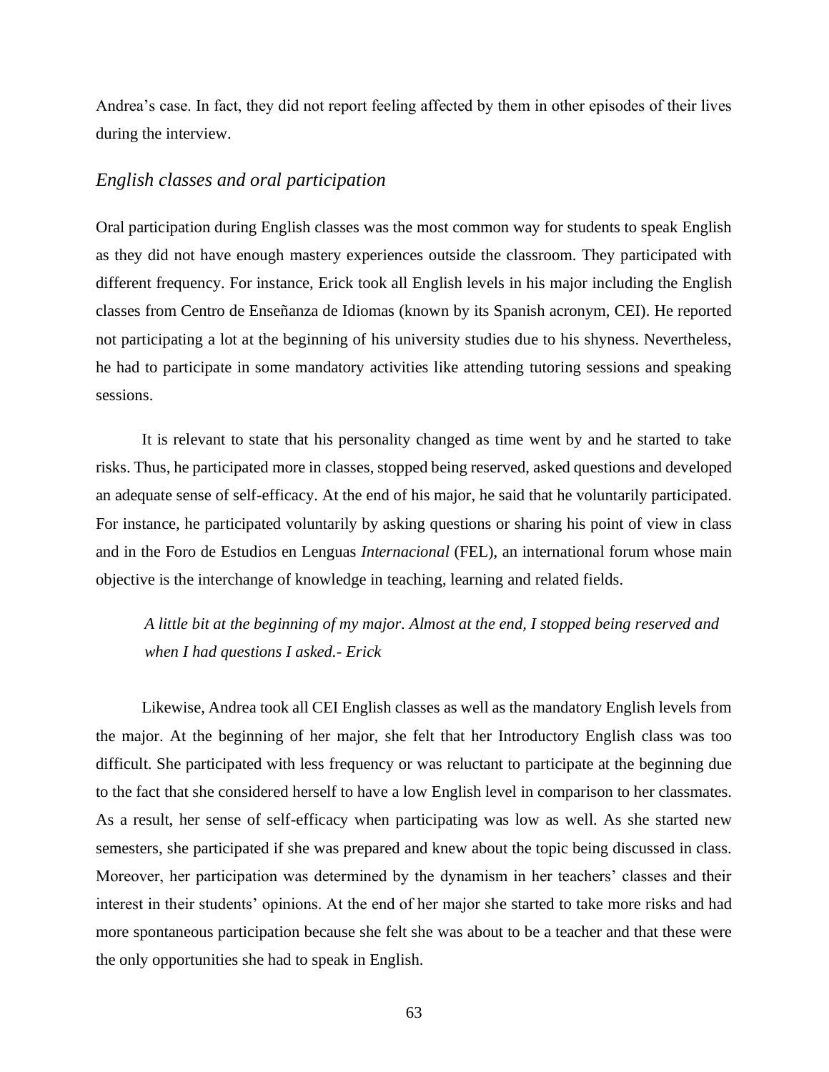Andrea's case. In fact, they did not report feeling affected by them in other episodes of their lives during the interview.

### *English classes and oral participation*

Oral participation during English classes was the most common way for students to speak English as they did not have enough mastery experiences outside the classroom. They participated with different frequency. For instance, Erick took all English levels in his major including the English classes from Centro de Enseñanza de Idiomas (known by its Spanish acronym, CEI). He reported not participating a lot at the beginning of his university studies due to his shyness. Nevertheless, he had to participate in some mandatory activities like attending tutoring sessions and speaking sessions.

It is relevant to state that his personality changed as time went by and he started to take risks. Thus, he participated more in classes, stopped being reserved, asked questions and developed an adequate sense of self-efficacy. At the end of his major, he said that he voluntarily participated. For instance, he participated voluntarily by asking questions or sharing his point of view in class and in the Foro de Estudios en Lenguas *Internacional* (FEL), an international forum whose main objective is the interchange of knowledge in teaching, learning and related fields.

> *A little bit at the beginning of my major. Almost at the end, I stopped being reserved and when I had questions I asked.- Erick*

Likewise, Andrea took all CEI English classes as well as the mandatory English levels from the major. At the beginning of her major, she felt that her Introductory English class was too difficult. She participated with less frequency or was reluctant to participate at the beginning due to the fact that she considered herself to have a low English level in comparison to her classmates. As a result, her sense of self-efficacy when participating was low as well. As she started new semesters, she participated if she was prepared and knew about the topic being discussed in class. Moreover, her participation was determined by the dynamism in her teachers' classes and their interest in their students' opinions. At the end of her major she started to take more risks and had more spontaneous participation because she felt she was about to be a teacher and that these were the only opportunities she had to speak in English.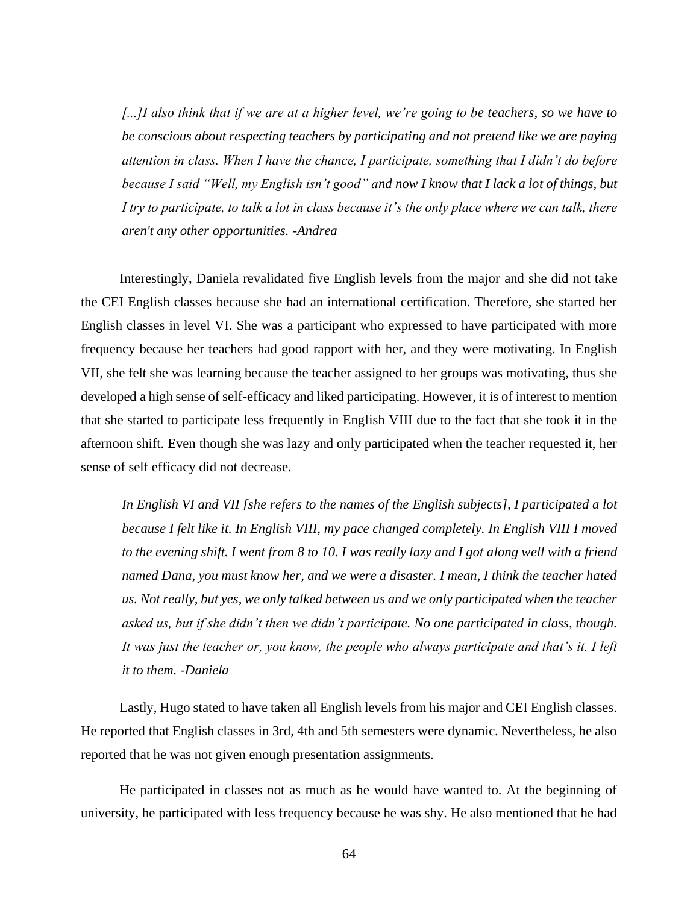> *[...]I also think that if we are at a higher level, we're going to be teachers, so we have to be conscious about respecting teachers by participating and not pretend like we are paying attention in class. When I have the chance, I participate, something that I didn't do before because I said "Well, my English isn't good" and now I know that I lack a lot of things, but I try to participate, to talk a lot in class because it's the only place where we can talk, there aren't any other opportunities. -Andrea*

Interestingly, Daniela revalidated five English levels from the major and she did not take the CEI English classes because she had an international certification. Therefore, she started her English classes in level VI. She was a participant who expressed to have participated with more frequency because her teachers had good rapport with her, and they were motivating. In English VII, she felt she was learning because the teacher assigned to her groups was motivating, thus she developed a high sense of self-efficacy and liked participating. However, it is of interest to mention that she started to participate less frequently in English VIII due to the fact that she took it in the afternoon shift. Even though she was lazy and only participated when the teacher requested it, her sense of self efficacy did not decrease.

> *In English VI and VII [she refers to the names of the English subjects], I participated a lot because I felt like it. In English VIII, my pace changed completely. In English VIII I moved to the evening shift. I went from 8 to 10. I was really lazy and I got along well with a friend named Dana, you must know her, and we were a disaster. I mean, I think the teacher hated us. Not really, but yes, we only talked between us and we only participated when the teacher asked us, but if she didn't then we didn't participate. No one participated in class, though. It was just the teacher or, you know, the people who always participate and that's it. I left it to them. -Daniela*

Lastly, Hugo stated to have taken all English levels from his major and CEI English classes. He reported that English classes in 3rd, 4th and 5th semesters were dynamic. Nevertheless, he also reported that he was not given enough presentation assignments.

He participated in classes not as much as he would have wanted to. At the beginning of university, he participated with less frequency because he was shy. He also mentioned that he had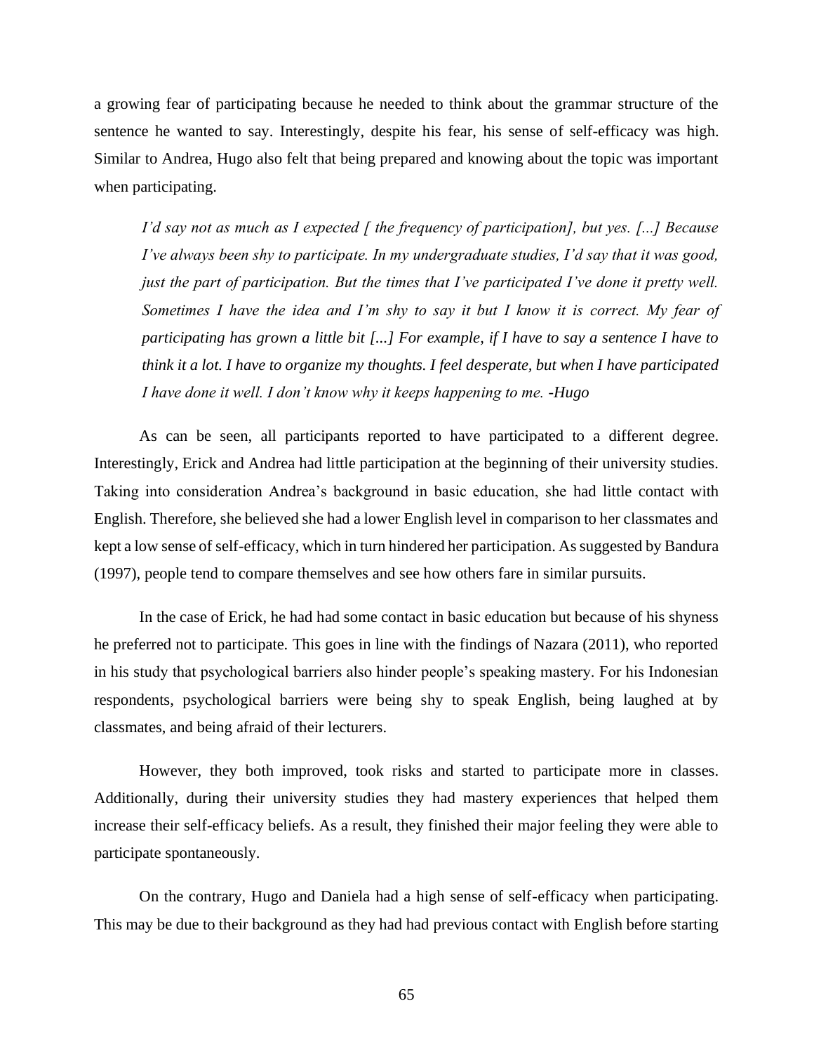a growing fear of participating because he needed to think about the grammar structure of the sentence he wanted to say. Interestingly, despite his fear, his sense of self-efficacy was high. Similar to Andrea, Hugo also felt that being prepared and knowing about the topic was important when participating.

> *I'd say not as much as I expected [ the frequency of participation], but yes. [...] Because I've always been shy to participate. In my undergraduate studies, I'd say that it was good, just the part of participation. But the times that I've participated I've done it pretty well. Sometimes I have the idea and I'm shy to say it but I know it is correct. My fear of participating has grown a little bit [...] For example, if I have to say a sentence I have to think it a lot. I have to organize my thoughts. I feel desperate, but when I have participated I have done it well. I don't know why it keeps happening to me. -Hugo*

As can be seen, all participants reported to have participated to a different degree. Interestingly, Erick and Andrea had little participation at the beginning of their university studies. Taking into consideration Andrea's background in basic education, she had little contact with English. Therefore, she believed she had a lower English level in comparison to her classmates and kept a low sense of self-efficacy, which in turn hindered her participation. As suggested by Bandura (1997), people tend to compare themselves and see how others fare in similar pursuits.

In the case of Erick, he had had some contact in basic education but because of his shyness he preferred not to participate. This goes in line with the findings of Nazara (2011), who reported in his study that psychological barriers also hinder people's speaking mastery. For his Indonesian respondents, psychological barriers were being shy to speak English, being laughed at by classmates, and being afraid of their lecturers.

However, they both improved, took risks and started to participate more in classes. Additionally, during their university studies they had mastery experiences that helped them increase their self-efficacy beliefs. As a result, they finished their major feeling they were able to participate spontaneously.

On the contrary, Hugo and Daniela had a high sense of self-efficacy when participating. This may be due to their background as they had had previous contact with English before starting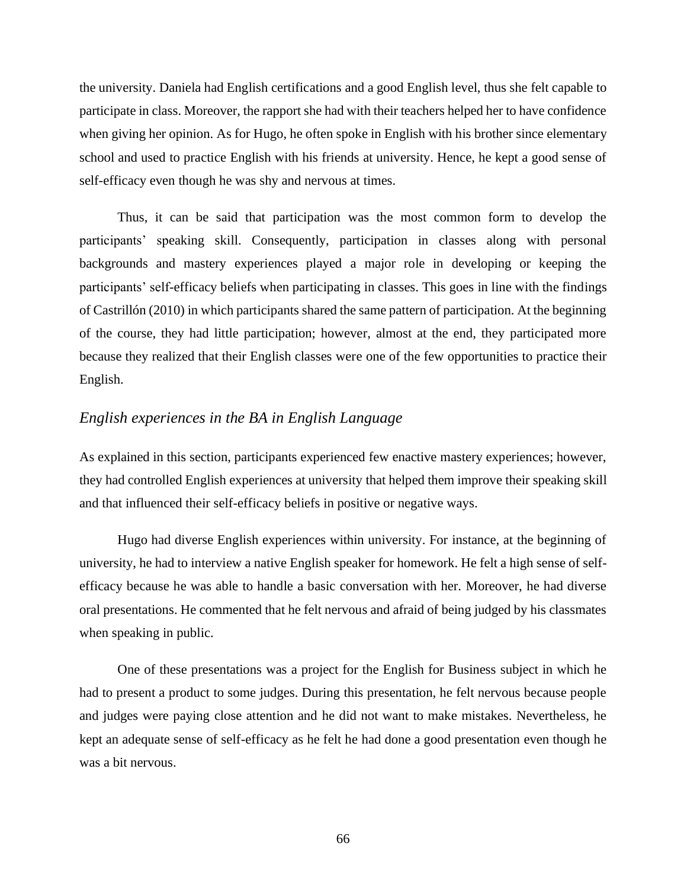the university. Daniela had English certifications and a good English level, thus she felt capable to participate in class. Moreover, the rapport she had with their teachers helped her to have confidence when giving her opinion. As for Hugo, he often spoke in English with his brother since elementary school and used to practice English with his friends at university. Hence, he kept a good sense of self-efficacy even though he was shy and nervous at times.

Thus, it can be said that participation was the most common form to develop the participants' speaking skill. Consequently, participation in classes along with personal backgrounds and mastery experiences played a major role in developing or keeping the participants' self-efficacy beliefs when participating in classes. This goes in line with the findings of Castrillón (2010) in which participants shared the same pattern of participation. At the beginning of the course, they had little participation; however, almost at the end, they participated more because they realized that their English classes were one of the few opportunities to practice their English.

### *English experiences in the BA in English Language*

As explained in this section, participants experienced few enactive mastery experiences; however, they had controlled English experiences at university that helped them improve their speaking skill and that influenced their self-efficacy beliefs in positive or negative ways.

Hugo had diverse English experiences within university. For instance, at the beginning of university, he had to interview a native English speaker for homework. He felt a high sense of self-efficacy because he was able to handle a basic conversation with her. Moreover, he had diverse oral presentations. He commented that he felt nervous and afraid of being judged by his classmates when speaking in public.

One of these presentations was a project for the English for Business subject in which he had to present a product to some judges. During this presentation, he felt nervous because people and judges were paying close attention and he did not want to make mistakes. Nevertheless, he kept an adequate sense of self-efficacy as he felt he had done a good presentation even though he was a bit nervous.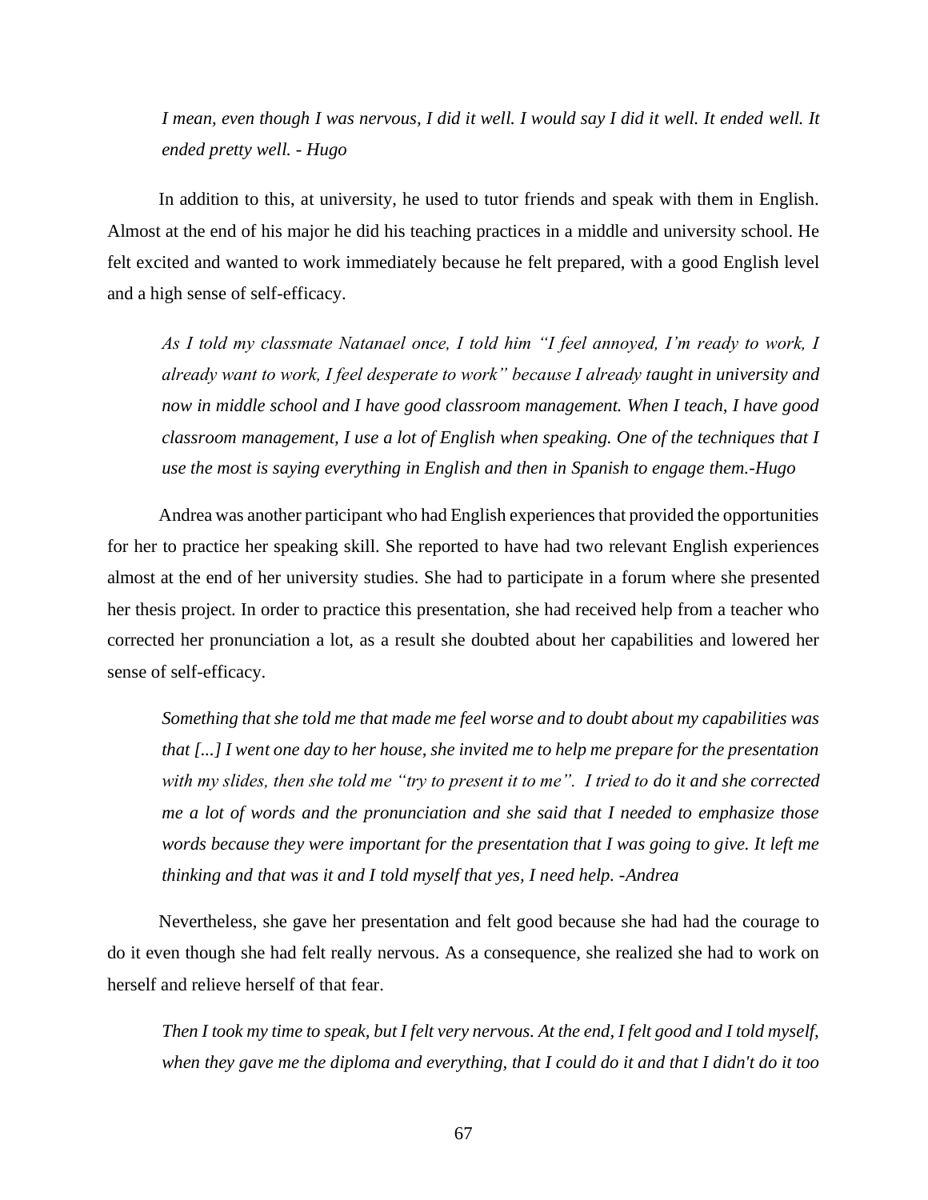*I mean, even though I was nervous, I did it well. I would say I did it well. It ended well. It ended pretty well. - Hugo*

In addition to this, at university, he used to tutor friends and speak with them in English. Almost at the end of his major he did his teaching practices in a middle and university school. He felt excited and wanted to work immediately because he felt prepared, with a good English level and a high sense of self-efficacy.

*As I told my classmate Natanael once, I told him "I feel annoyed, I'm ready to work, I already want to work, I feel desperate to work" because I already taught in university and now in middle school and I have good classroom management. When I teach, I have good classroom management, I use a lot of English when speaking. One of the techniques that I use the most is saying everything in English and then in Spanish to engage them.-Hugo*

Andrea was another participant who had English experiences that provided the opportunities for her to practice her speaking skill. She reported to have had two relevant English experiences almost at the end of her university studies. She had to participate in a forum where she presented her thesis project. In order to practice this presentation, she had received help from a teacher who corrected her pronunciation a lot, as a result she doubted about her capabilities and lowered her sense of self-efficacy.

*Something that she told me that made me feel worse and to doubt about my capabilities was that [...] I went one day to her house, she invited me to help me prepare for the presentation with my slides, then she told me "try to present it to me". I tried to do it and she corrected me a lot of words and the pronunciation and she said that I needed to emphasize those words because they were important for the presentation that I was going to give. It left me thinking and that was it and I told myself that yes, I need help. -Andrea*

Nevertheless, she gave her presentation and felt good because she had had the courage to do it even though she had felt really nervous. As a consequence, she realized she had to work on herself and relieve herself of that fear.

*Then I took my time to speak, but I felt very nervous. At the end, I felt good and I told myself, when they gave me the diploma and everything, that I could do it and that I didn't do it too*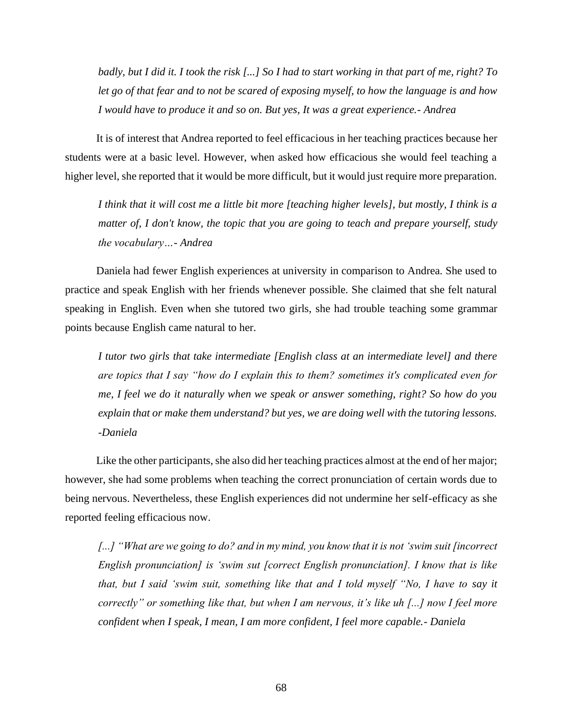*badly, but I did it. I took the risk [...] So I had to start working in that part of me, right? To let go of that fear and to not be scared of exposing myself, to how the language is and how I would have to produce it and so on. But yes, It was a great experience.- Andrea*

It is of interest that Andrea reported to feel efficacious in her teaching practices because her students were at a basic level. However, when asked how efficacious she would feel teaching a higher level, she reported that it would be more difficult, but it would just require more preparation.

*I think that it will cost me a little bit more [teaching higher levels], but mostly, I think is a matter of, I don't know, the topic that you are going to teach and prepare yourself, study the vocabulary…- Andrea*

Daniela had fewer English experiences at university in comparison to Andrea. She used to practice and speak English with her friends whenever possible. She claimed that she felt natural speaking in English. Even when she tutored two girls, she had trouble teaching some grammar points because English came natural to her.

*I tutor two girls that take intermediate [English class at an intermediate level] and there are topics that I say "how do I explain this to them? sometimes it's complicated even for me, I feel we do it naturally when we speak or answer something, right? So how do you explain that or make them understand? but yes, we are doing well with the tutoring lessons. -Daniela*

Like the other participants, she also did her teaching practices almost at the end of her major; however, she had some problems when teaching the correct pronunciation of certain words due to being nervous. Nevertheless, these English experiences did not undermine her self-efficacy as she reported feeling efficacious now.

*[...] "What are we going to do? and in my mind, you know that it is not 'swim suit [incorrect English pronunciation] is 'swim sut [correct English pronunciation]. I know that is like that, but I said 'swim suit, something like that and I told myself "No, I have to say it correctly" or something like that, but when I am nervous, it's like uh [...] now I feel more confident when I speak, I mean, I am more confident, I feel more capable.- Daniela*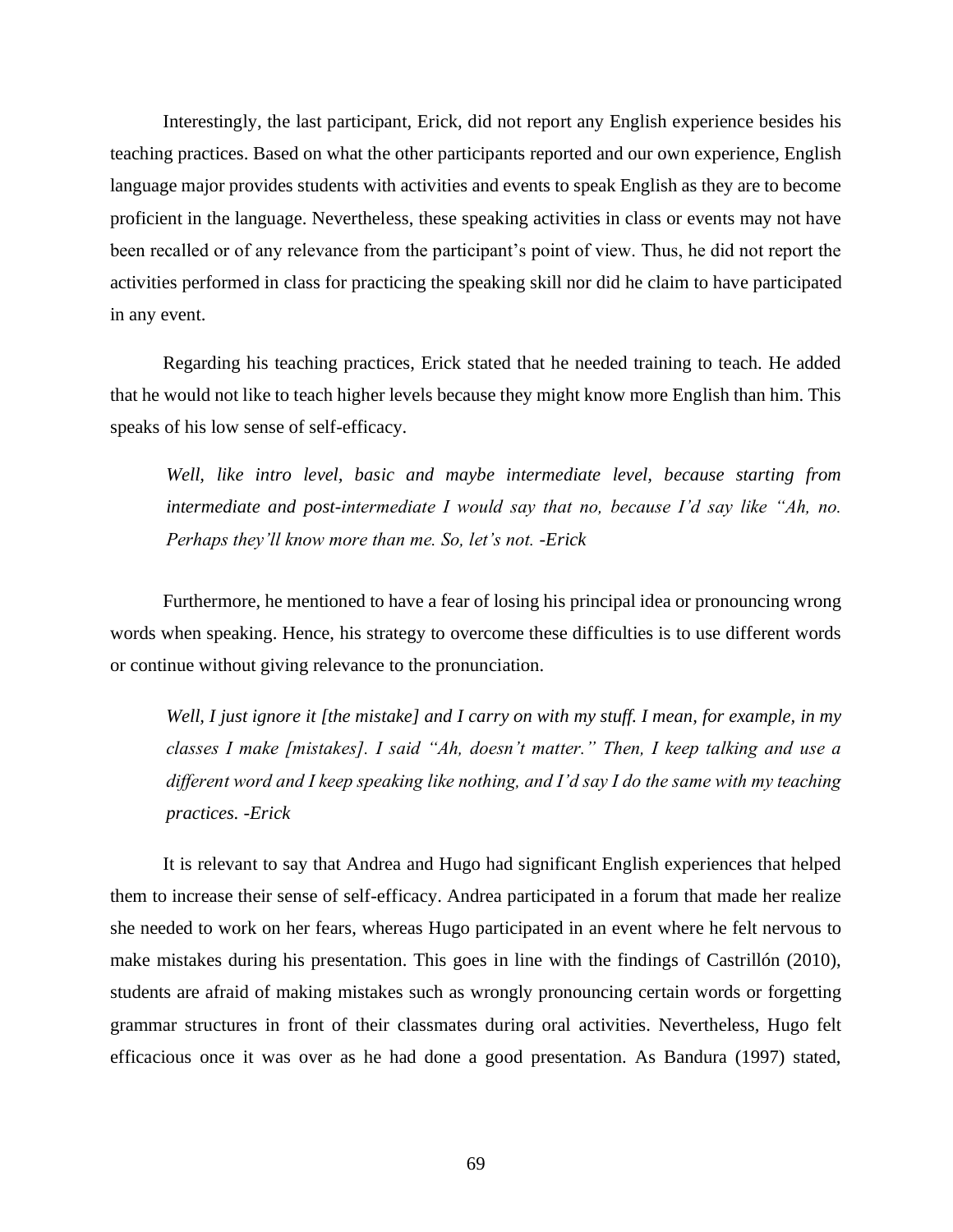Interestingly, the last participant, Erick, did not report any English experience besides his teaching practices. Based on what the other participants reported and our own experience, English language major provides students with activities and events to speak English as they are to become proficient in the language. Nevertheless, these speaking activities in class or events may not have been recalled or of any relevance from the participant's point of view. Thus, he did not report the activities performed in class for practicing the speaking skill nor did he claim to have participated in any event.

Regarding his teaching practices, Erick stated that he needed training to teach. He added that he would not like to teach higher levels because they might know more English than him. This speaks of his low sense of self-efficacy.

> *Well, like intro level, basic and maybe intermediate level, because starting from intermediate and post-intermediate I would say that no, because I'd say like "Ah, no. Perhaps they'll know more than me. So, let's not. -Erick*

Furthermore, he mentioned to have a fear of losing his principal idea or pronouncing wrong words when speaking. Hence, his strategy to overcome these difficulties is to use different words or continue without giving relevance to the pronunciation.

> *Well, I just ignore it [the mistake] and I carry on with my stuff. I mean, for example, in my classes I make [mistakes]. I said "Ah, doesn't matter." Then, I keep talking and use a different word and I keep speaking like nothing, and I'd say I do the same with my teaching practices. -Erick*

It is relevant to say that Andrea and Hugo had significant English experiences that helped them to increase their sense of self-efficacy. Andrea participated in a forum that made her realize she needed to work on her fears, whereas Hugo participated in an event where he felt nervous to make mistakes during his presentation. This goes in line with the findings of Castrillón (2010), students are afraid of making mistakes such as wrongly pronouncing certain words or forgetting grammar structures in front of their classmates during oral activities. Nevertheless, Hugo felt efficacious once it was over as he had done a good presentation. As Bandura (1997) stated,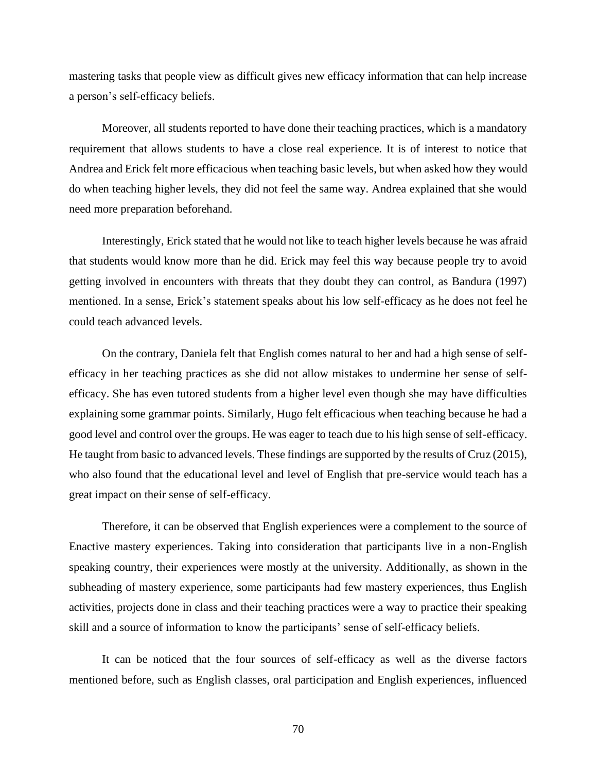mastering tasks that people view as difficult gives new efficacy information that can help increase a person's self-efficacy beliefs.

Moreover, all students reported to have done their teaching practices, which is a mandatory requirement that allows students to have a close real experience. It is of interest to notice that Andrea and Erick felt more efficacious when teaching basic levels, but when asked how they would do when teaching higher levels, they did not feel the same way. Andrea explained that she would need more preparation beforehand.

Interestingly, Erick stated that he would not like to teach higher levels because he was afraid that students would know more than he did. Erick may feel this way because people try to avoid getting involved in encounters with threats that they doubt they can control, as Bandura (1997) mentioned. In a sense, Erick's statement speaks about his low self-efficacy as he does not feel he could teach advanced levels.

On the contrary, Daniela felt that English comes natural to her and had a high sense of self-efficacy in her teaching practices as she did not allow mistakes to undermine her sense of self-efficacy. She has even tutored students from a higher level even though she may have difficulties explaining some grammar points. Similarly, Hugo felt efficacious when teaching because he had a good level and control over the groups. He was eager to teach due to his high sense of self-efficacy. He taught from basic to advanced levels. These findings are supported by the results of Cruz (2015), who also found that the educational level and level of English that pre-service would teach has a great impact on their sense of self-efficacy.

Therefore, it can be observed that English experiences were a complement to the source of Enactive mastery experiences. Taking into consideration that participants live in a non-English speaking country, their experiences were mostly at the university. Additionally, as shown in the subheading of mastery experience, some participants had few mastery experiences, thus English activities, projects done in class and their teaching practices were a way to practice their speaking skill and a source of information to know the participants' sense of self-efficacy beliefs.

It can be noticed that the four sources of self-efficacy as well as the diverse factors mentioned before, such as English classes, oral participation and English experiences, influenced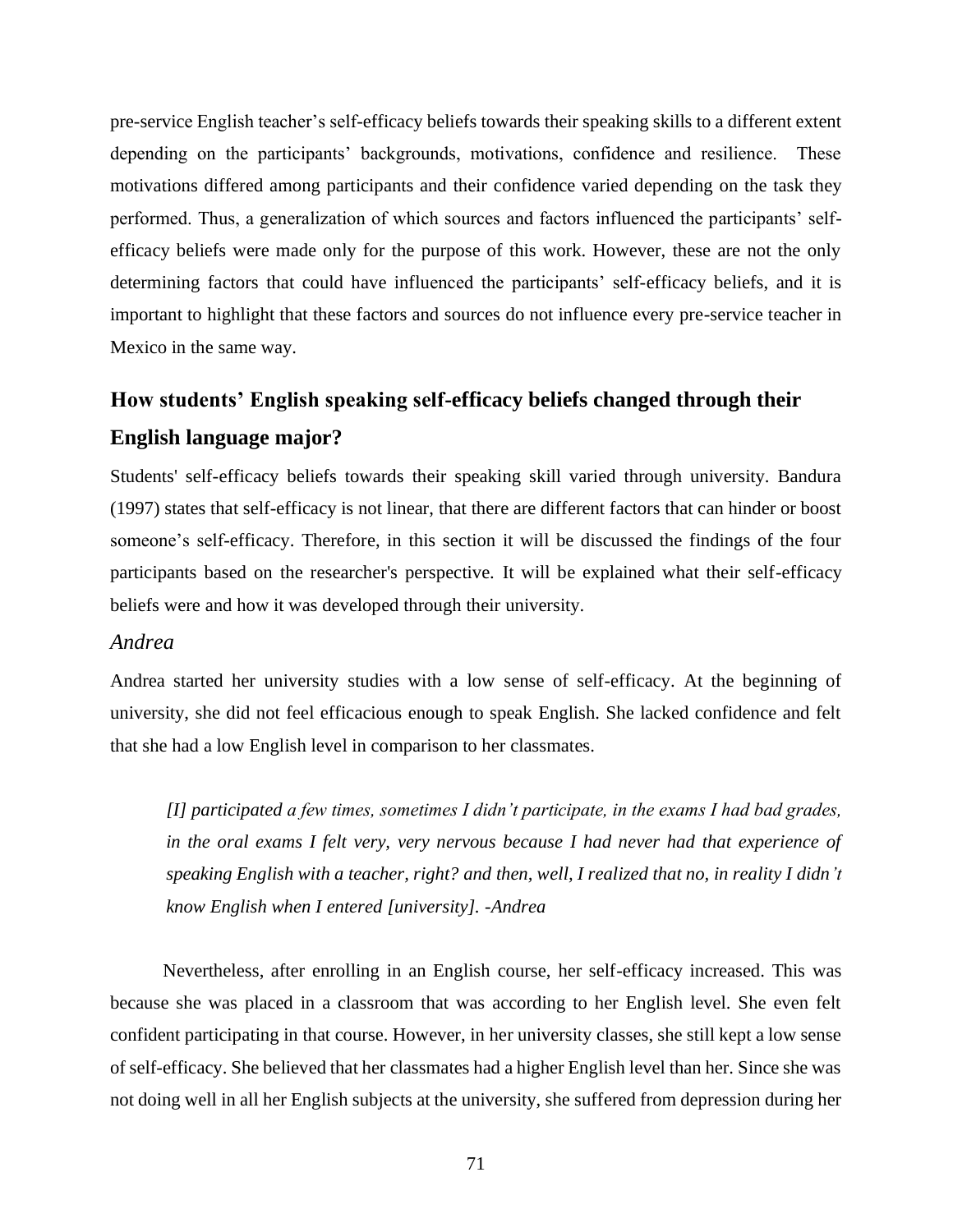pre-service English teacher's self-efficacy beliefs towards their speaking skills to a different extent depending on the participants' backgrounds, motivations, confidence and resilience. These motivations differed among participants and their confidence varied depending on the task they performed. Thus, a generalization of which sources and factors influenced the participants' self-efficacy beliefs were made only for the purpose of this work. However, these are not the only determining factors that could have influenced the participants' self-efficacy beliefs, and it is important to highlight that these factors and sources do not influence every pre-service teacher in Mexico in the same way.

## How students' English speaking self-efficacy beliefs changed through their English language major?

Students' self-efficacy beliefs towards their speaking skill varied through university. Bandura (1997) states that self-efficacy is not linear, that there are different factors that can hinder or boost someone's self-efficacy. Therefore, in this section it will be discussed the findings of the four participants based on the researcher's perspective. It will be explained what their self-efficacy beliefs were and how it was developed through their university.

### *Andrea*

Andrea started her university studies with a low sense of self-efficacy. At the beginning of university, she did not feel efficacious enough to speak English. She lacked confidence and felt that she had a low English level in comparison to her classmates.

> *[I] participated a few times, sometimes I didn't participate, in the exams I had bad grades, in the oral exams I felt very, very nervous because I had never had that experience of speaking English with a teacher, right? and then, well, I realized that no, in reality I didn't know English when I entered [university]. -Andrea*

Nevertheless, after enrolling in an English course, her self-efficacy increased. This was because she was placed in a classroom that was according to her English level. She even felt confident participating in that course. However, in her university classes, she still kept a low sense of self-efficacy. She believed that her classmates had a higher English level than her. Since she was not doing well in all her English subjects at the university, she suffered from depression during her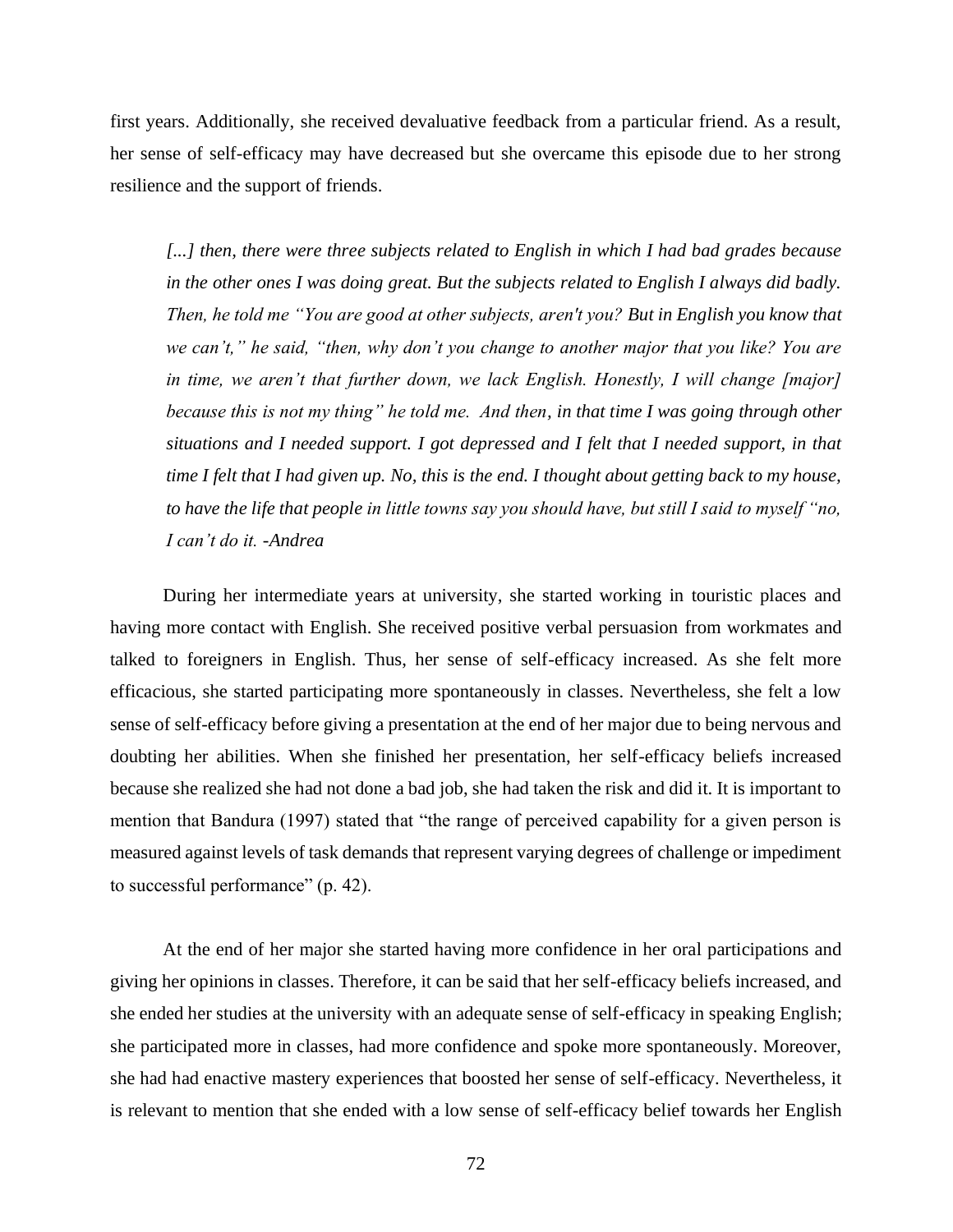first years. Additionally, she received devaluative feedback from a particular friend. As a result, her sense of self-efficacy may have decreased but she overcame this episode due to her strong resilience and the support of friends.

> *[...] then, there were three subjects related to English in which I had bad grades because in the other ones I was doing great. But the subjects related to English I always did badly. Then, he told me "You are good at other subjects, aren't you? But in English you know that we can't," he said, "then, why don't you change to another major that you like? You are in time, we aren't that further down, we lack English. Honestly, I will change [major] because this is not my thing" he told me. And then, in that time I was going through other situations and I needed support. I got depressed and I felt that I needed support, in that time I felt that I had given up. No, this is the end. I thought about getting back to my house, to have the life that people in little towns say you should have, but still I said to myself "no, I can't do it. -Andrea*

During her intermediate years at university, she started working in touristic places and having more contact with English. She received positive verbal persuasion from workmates and talked to foreigners in English. Thus, her sense of self-efficacy increased. As she felt more efficacious, she started participating more spontaneously in classes. Nevertheless, she felt a low sense of self-efficacy before giving a presentation at the end of her major due to being nervous and doubting her abilities. When she finished her presentation, her self-efficacy beliefs increased because she realized she had not done a bad job, she had taken the risk and did it. It is important to mention that Bandura (1997) stated that "the range of perceived capability for a given person is measured against levels of task demands that represent varying degrees of challenge or impediment to successful performance" (p. 42).

At the end of her major she started having more confidence in her oral participations and giving her opinions in classes. Therefore, it can be said that her self-efficacy beliefs increased, and she ended her studies at the university with an adequate sense of self-efficacy in speaking English; she participated more in classes, had more confidence and spoke more spontaneously. Moreover, she had had enactive mastery experiences that boosted her sense of self-efficacy. Nevertheless, it is relevant to mention that she ended with a low sense of self-efficacy belief towards her English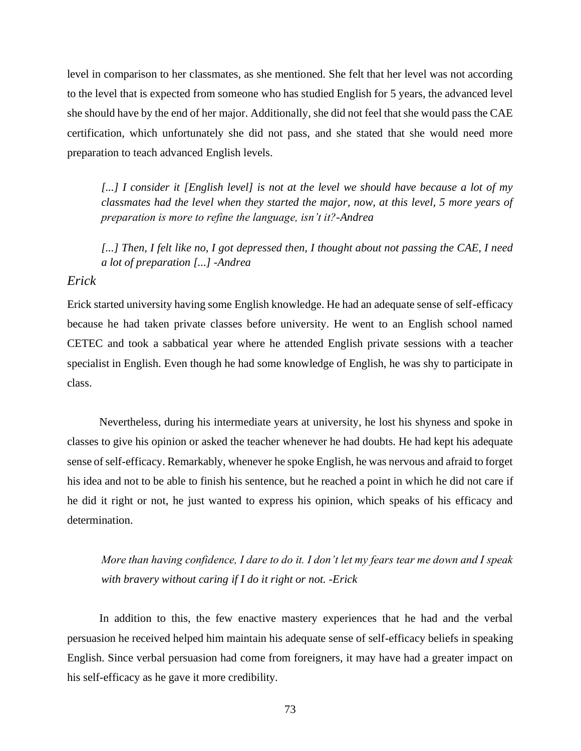level in comparison to her classmates, as she mentioned. She felt that her level was not according to the level that is expected from someone who has studied English for 5 years, the advanced level she should have by the end of her major. Additionally, she did not feel that she would pass the CAE certification, which unfortunately she did not pass, and she stated that she would need more preparation to teach advanced English levels.

> *[...] I consider it [English level] is not at the level we should have because a lot of my classmates had the level when they started the major, now, at this level, 5 more years of preparation is more to refine the language, isn't it?-Andrea*

> *[...] Then, I felt like no, I got depressed then, I thought about not passing the CAE, I need a lot of preparation [...] -Andrea*

### *Erick*

Erick started university having some English knowledge. He had an adequate sense of self-efficacy because he had taken private classes before university. He went to an English school named CETEC and took a sabbatical year where he attended English private sessions with a teacher specialist in English. Even though he had some knowledge of English, he was shy to participate in class.

Nevertheless, during his intermediate years at university, he lost his shyness and spoke in classes to give his opinion or asked the teacher whenever he had doubts. He had kept his adequate sense of self-efficacy. Remarkably, whenever he spoke English, he was nervous and afraid to forget his idea and not to be able to finish his sentence, but he reached a point in which he did not care if he did it right or not, he just wanted to express his opinion, which speaks of his efficacy and determination.

> *More than having confidence, I dare to do it. I don't let my fears tear me down and I speak with bravery without caring if I do it right or not. -Erick*

In addition to this, the few enactive mastery experiences that he had and the verbal persuasion he received helped him maintain his adequate sense of self-efficacy beliefs in speaking English. Since verbal persuasion had come from foreigners, it may have had a greater impact on his self-efficacy as he gave it more credibility.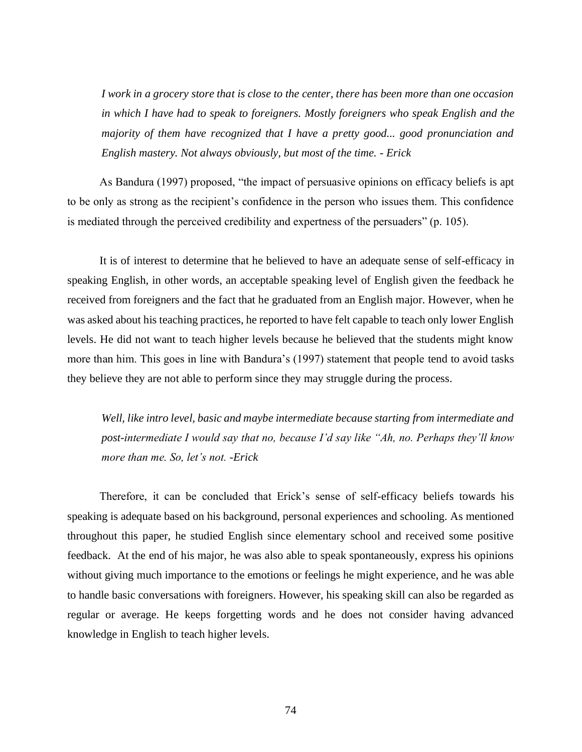> *I work in a grocery store that is close to the center, there has been more than one occasion in which I have had to speak to foreigners. Mostly foreigners who speak English and the majority of them have recognized that I have a pretty good... good pronunciation and English mastery. Not always obviously, but most of the time. - Erick*

As Bandura (1997) proposed, "the impact of persuasive opinions on efficacy beliefs is apt to be only as strong as the recipient's confidence in the person who issues them. This confidence is mediated through the perceived credibility and expertness of the persuaders" (p. 105).

It is of interest to determine that he believed to have an adequate sense of self-efficacy in speaking English, in other words, an acceptable speaking level of English given the feedback he received from foreigners and the fact that he graduated from an English major. However, when he was asked about his teaching practices, he reported to have felt capable to teach only lower English levels. He did not want to teach higher levels because he believed that the students might know more than him. This goes in line with Bandura's (1997) statement that people tend to avoid tasks they believe they are not able to perform since they may struggle during the process.

> *Well, like intro level, basic and maybe intermediate because starting from intermediate and post-intermediate I would say that no, because I'd say like "Ah, no. Perhaps they'll know more than me. So, let's not. -Erick*

Therefore, it can be concluded that Erick's sense of self-efficacy beliefs towards his speaking is adequate based on his background, personal experiences and schooling. As mentioned throughout this paper, he studied English since elementary school and received some positive feedback. At the end of his major, he was also able to speak spontaneously, express his opinions without giving much importance to the emotions or feelings he might experience, and he was able to handle basic conversations with foreigners. However, his speaking skill can also be regarded as regular or average. He keeps forgetting words and he does not consider having advanced knowledge in English to teach higher levels.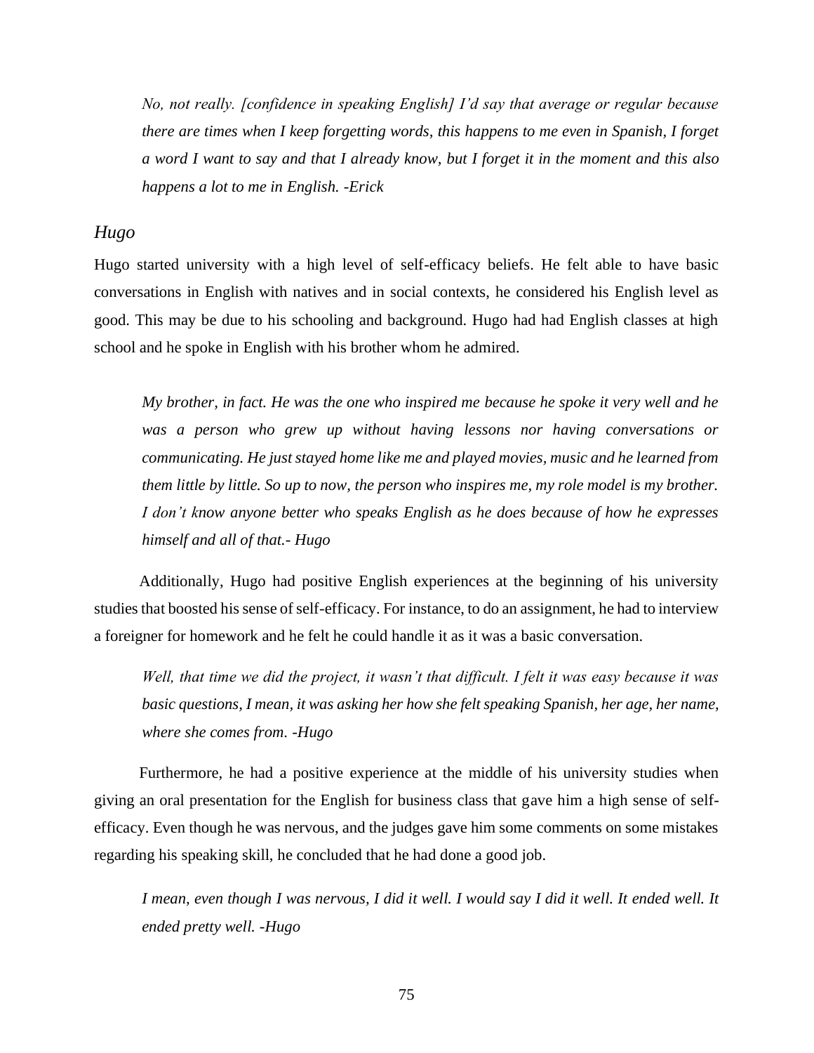*No, not really. [confidence in speaking English] I'd say that average or regular because there are times when I keep forgetting words, this happens to me even in Spanish, I forget a word I want to say and that I already know, but I forget it in the moment and this also happens a lot to me in English. -Erick*

### *Hugo*

Hugo started university with a high level of self-efficacy beliefs. He felt able to have basic conversations in English with natives and in social contexts, he considered his English level as good. This may be due to his schooling and background. Hugo had had English classes at high school and he spoke in English with his brother whom he admired.

*My brother, in fact. He was the one who inspired me because he spoke it very well and he was a person who grew up without having lessons nor having conversations or communicating. He just stayed home like me and played movies, music and he learned from them little by little. So up to now, the person who inspires me, my role model is my brother. I don't know anyone better who speaks English as he does because of how he expresses himself and all of that.- Hugo*

Additionally, Hugo had positive English experiences at the beginning of his university studies that boosted his sense of self-efficacy. For instance, to do an assignment, he had to interview a foreigner for homework and he felt he could handle it as it was a basic conversation.

*Well, that time we did the project, it wasn't that difficult. I felt it was easy because it was basic questions, I mean, it was asking her how she felt speaking Spanish, her age, her name, where she comes from. -Hugo*

Furthermore, he had a positive experience at the middle of his university studies when giving an oral presentation for the English for business class that gave him a high sense of self-efficacy. Even though he was nervous, and the judges gave him some comments on some mistakes regarding his speaking skill, he concluded that he had done a good job.

*I mean, even though I was nervous, I did it well. I would say I did it well. It ended well. It ended pretty well. -Hugo*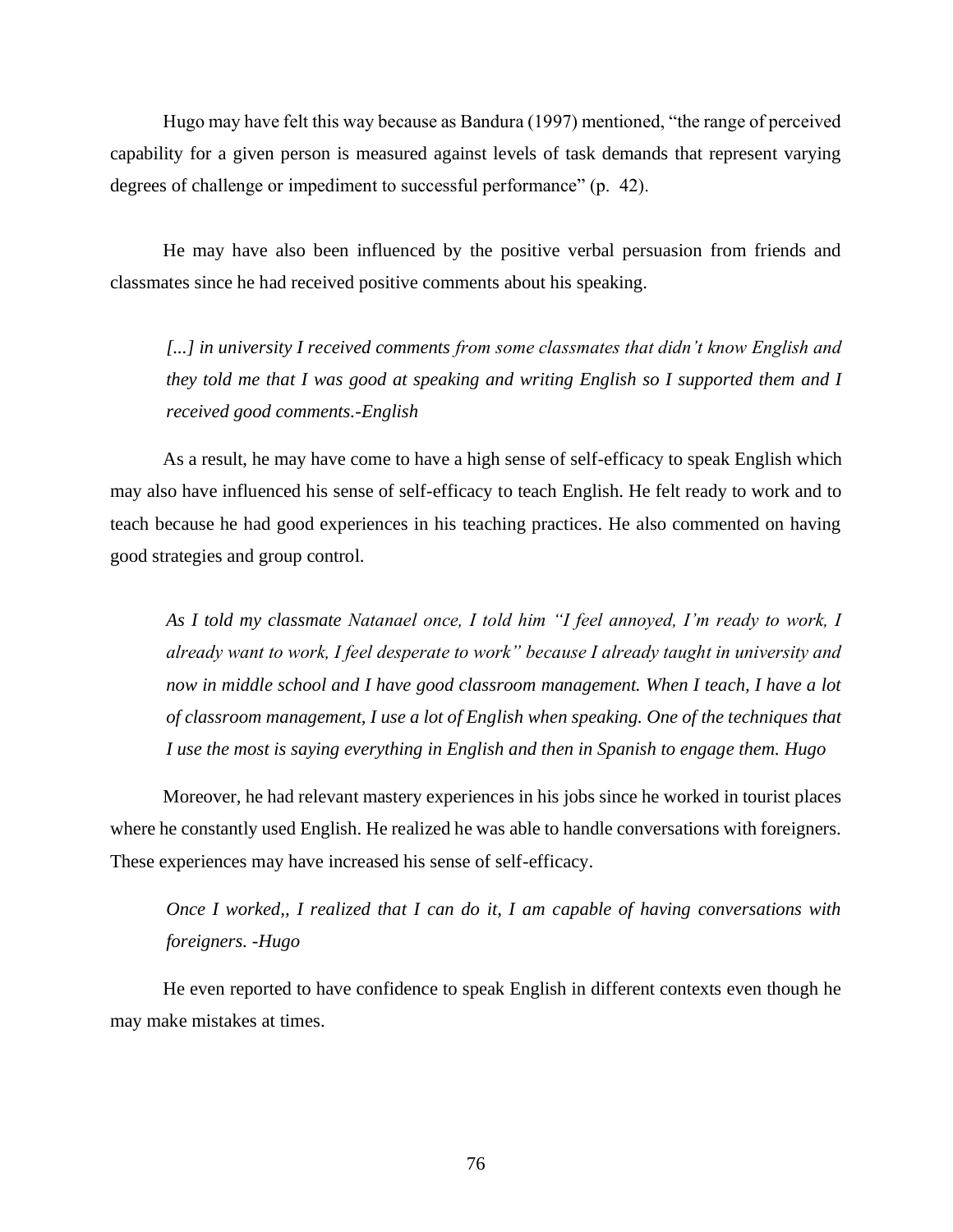Hugo may have felt this way because as Bandura (1997) mentioned, "the range of perceived capability for a given person is measured against levels of task demands that represent varying degrees of challenge or impediment to successful performance" (p. 42).

He may have also been influenced by the positive verbal persuasion from friends and classmates since he had received positive comments about his speaking.

> *[...] in university I received comments from some classmates that didn't know English and they told me that I was good at speaking and writing English so I supported them and I received good comments.-English*

As a result, he may have come to have a high sense of self-efficacy to speak English which may also have influenced his sense of self-efficacy to teach English. He felt ready to work and to teach because he had good experiences in his teaching practices. He also commented on having good strategies and group control.

> *As I told my classmate Natanael once, I told him "I feel annoyed, I'm ready to work, I already want to work, I feel desperate to work" because I already taught in university and now in middle school and I have good classroom management. When I teach, I have a lot of classroom management, I use a lot of English when speaking. One of the techniques that I use the most is saying everything in English and then in Spanish to engage them. Hugo*

Moreover, he had relevant mastery experiences in his jobs since he worked in tourist places where he constantly used English. He realized he was able to handle conversations with foreigners. These experiences may have increased his sense of self-efficacy.

> *Once I worked,, I realized that I can do it, I am capable of having conversations with foreigners. -Hugo*

He even reported to have confidence to speak English in different contexts even though he may make mistakes at times.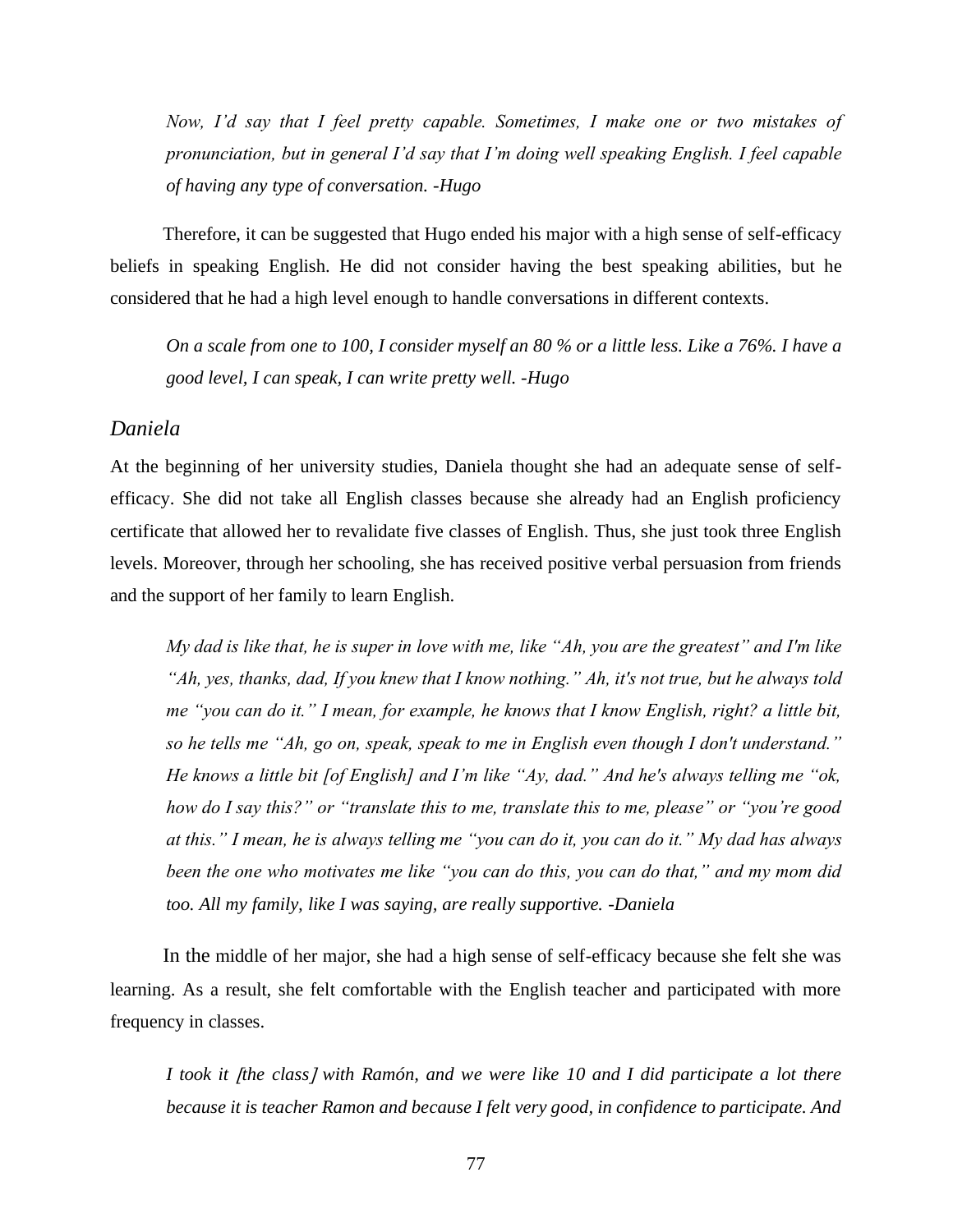*Now, I'd say that I feel pretty capable. Sometimes, I make one or two mistakes of pronunciation, but in general I'd say that I'm doing well speaking English. I feel capable of having any type of conversation. -Hugo*

Therefore, it can be suggested that Hugo ended his major with a high sense of self-efficacy beliefs in speaking English. He did not consider having the best speaking abilities, but he considered that he had a high level enough to handle conversations in different contexts.

*On a scale from one to 100, I consider myself an 80 % or a little less. Like a 76%. I have a good level, I can speak, I can write pretty well. -Hugo*

### *Daniela*

At the beginning of her university studies, Daniela thought she had an adequate sense of self-efficacy. She did not take all English classes because she already had an English proficiency certificate that allowed her to revalidate five classes of English. Thus, she just took three English levels. Moreover, through her schooling, she has received positive verbal persuasion from friends and the support of her family to learn English.

*My dad is like that, he is super in love with me, like "Ah, you are the greatest" and I'm like "Ah, yes, thanks, dad, If you knew that I know nothing." Ah, it's not true, but he always told me "you can do it." I mean, for example, he knows that I know English, right? a little bit, so he tells me "Ah, go on, speak, speak to me in English even though I don't understand." He knows a little bit [of English] and I'm like "Ay, dad." And he's always telling me "ok, how do I say this?" or "translate this to me, translate this to me, please" or "you're good at this." I mean, he is always telling me "you can do it, you can do it." My dad has always been the one who motivates me like "you can do this, you can do that," and my mom did too. All my family, like I was saying, are really supportive. -Daniela*

In the middle of her major, she had a high sense of self-efficacy because she felt she was learning. As a result, she felt comfortable with the English teacher and participated with more frequency in classes.

*I took it [the class] with Ramón, and we were like 10 and I did participate a lot there because it is teacher Ramon and because I felt very good, in confidence to participate. And*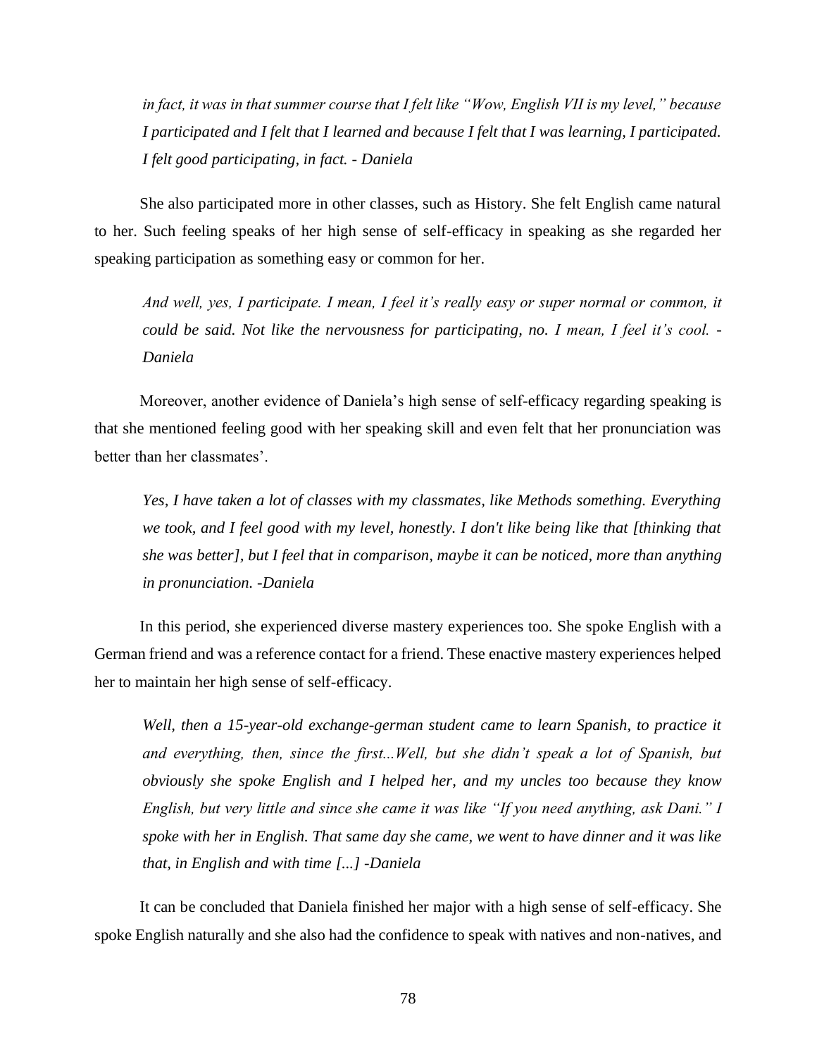*in fact, it was in that summer course that I felt like "Wow, English VII is my level," because I participated and I felt that I learned and because I felt that I was learning, I participated. I felt good participating, in fact. - Daniela*

She also participated more in other classes, such as History. She felt English came natural to her. Such feeling speaks of her high sense of self-efficacy in speaking as she regarded her speaking participation as something easy or common for her.

*And well, yes, I participate. I mean, I feel it's really easy or super normal or common, it could be said. Not like the nervousness for participating, no. I mean, I feel it's cool. - Daniela*

Moreover, another evidence of Daniela's high sense of self-efficacy regarding speaking is that she mentioned feeling good with her speaking skill and even felt that her pronunciation was better than her classmates'.

*Yes, I have taken a lot of classes with my classmates, like Methods something. Everything we took, and I feel good with my level, honestly. I don't like being like that [thinking that she was better], but I feel that in comparison, maybe it can be noticed, more than anything in pronunciation. -Daniela*

In this period, she experienced diverse mastery experiences too. She spoke English with a German friend and was a reference contact for a friend. These enactive mastery experiences helped her to maintain her high sense of self-efficacy.

*Well, then a 15-year-old exchange-german student came to learn Spanish, to practice it and everything, then, since the first...Well, but she didn't speak a lot of Spanish, but obviously she spoke English and I helped her, and my uncles too because they know English, but very little and since she came it was like "If you need anything, ask Dani." I spoke with her in English. That same day she came, we went to have dinner and it was like that, in English and with time [...] -Daniela*

It can be concluded that Daniela finished her major with a high sense of self-efficacy. She spoke English naturally and she also had the confidence to speak with natives and non-natives, and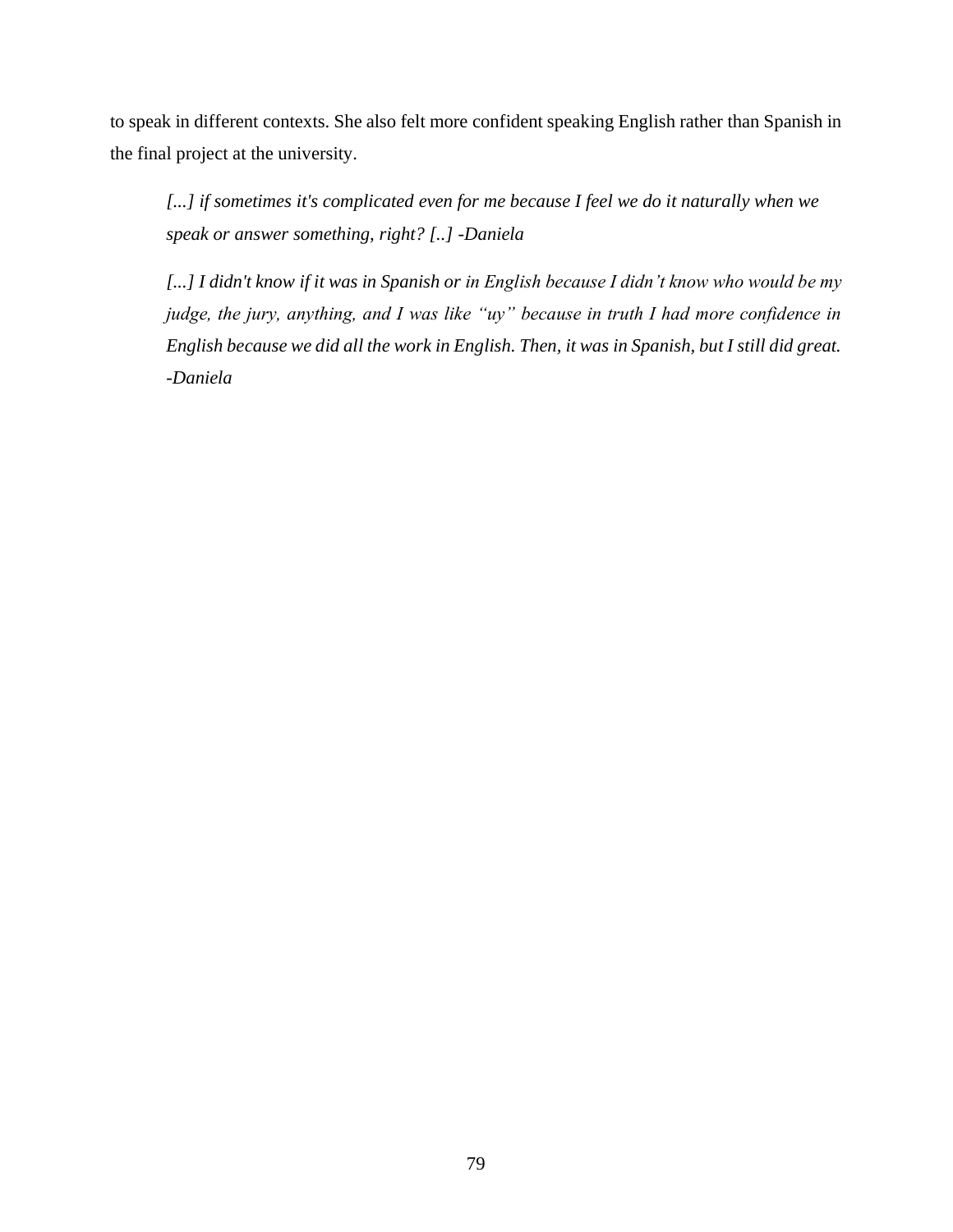to speak in different contexts. She also felt more confident speaking English rather than Spanish in the final project at the university.

> *[...] if sometimes it's complicated even for me because I feel we do it naturally when we speak or answer something, right? [..] -Daniela*

> *[...] I didn't know if it was in Spanish or in English because I didn't know who would be my judge, the jury, anything, and I was like "uy" because in truth I had more confidence in English because we did all the work in English. Then, it was in Spanish, but I still did great. -Daniela*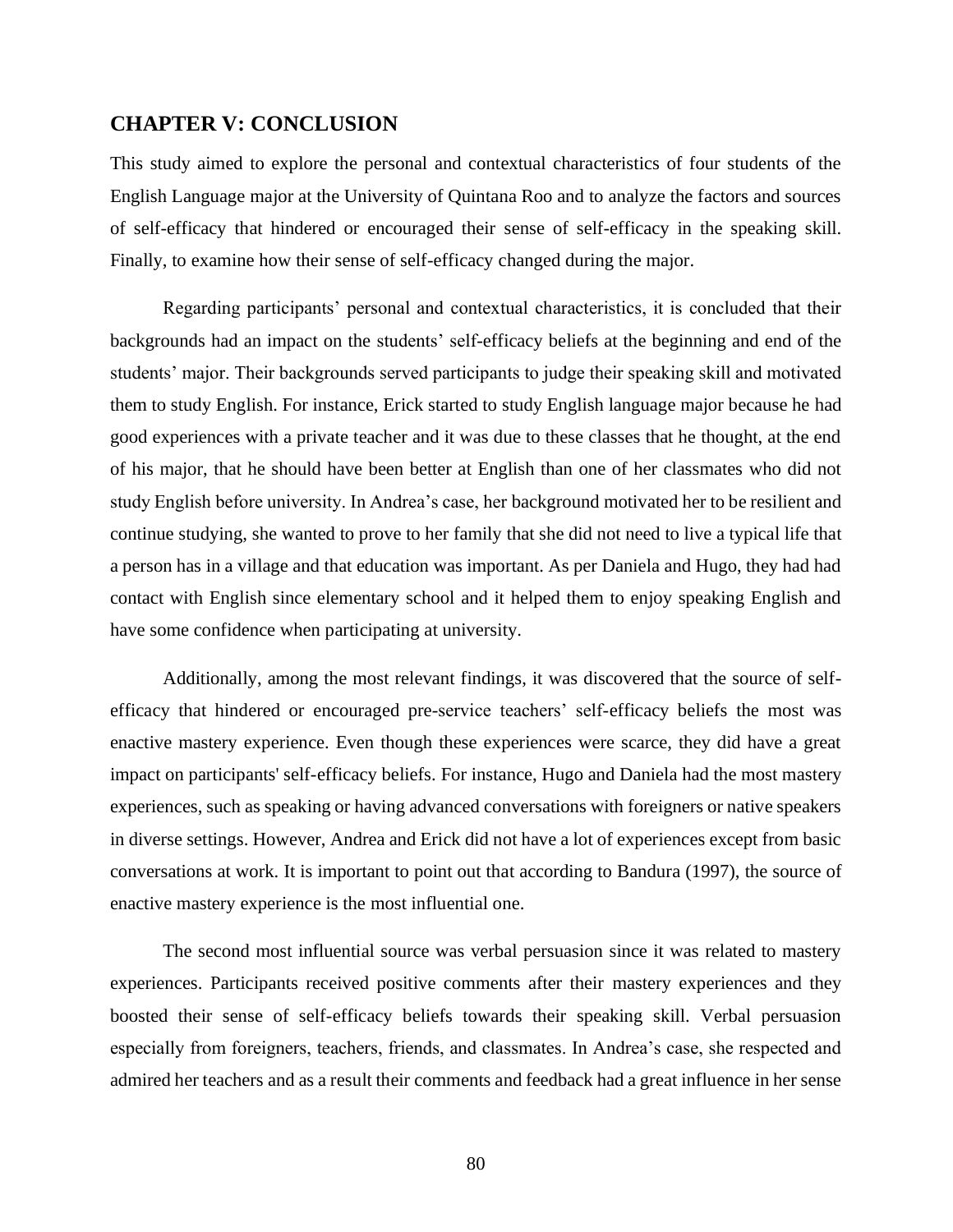## CHAPTER V: CONCLUSION

This study aimed to explore the personal and contextual characteristics of four students of the English Language major at the University of Quintana Roo and to analyze the factors and sources of self-efficacy that hindered or encouraged their sense of self-efficacy in the speaking skill. Finally, to examine how their sense of self-efficacy changed during the major.

Regarding participants' personal and contextual characteristics, it is concluded that their backgrounds had an impact on the students' self-efficacy beliefs at the beginning and end of the students' major. Their backgrounds served participants to judge their speaking skill and motivated them to study English. For instance, Erick started to study English language major because he had good experiences with a private teacher and it was due to these classes that he thought, at the end of his major, that he should have been better at English than one of her classmates who did not study English before university. In Andrea's case, her background motivated her to be resilient and continue studying, she wanted to prove to her family that she did not need to live a typical life that a person has in a village and that education was important. As per Daniela and Hugo, they had had contact with English since elementary school and it helped them to enjoy speaking English and have some confidence when participating at university.

Additionally, among the most relevant findings, it was discovered that the source of self-efficacy that hindered or encouraged pre-service teachers' self-efficacy beliefs the most was enactive mastery experience. Even though these experiences were scarce, they did have a great impact on participants' self-efficacy beliefs. For instance, Hugo and Daniela had the most mastery experiences, such as speaking or having advanced conversations with foreigners or native speakers in diverse settings. However, Andrea and Erick did not have a lot of experiences except from basic conversations at work. It is important to point out that according to Bandura (1997), the source of enactive mastery experience is the most influential one.

The second most influential source was verbal persuasion since it was related to mastery experiences. Participants received positive comments after their mastery experiences and they boosted their sense of self-efficacy beliefs towards their speaking skill. Verbal persuasion especially from foreigners, teachers, friends, and classmates. In Andrea's case, she respected and admired her teachers and as a result their comments and feedback had a great influence in her sense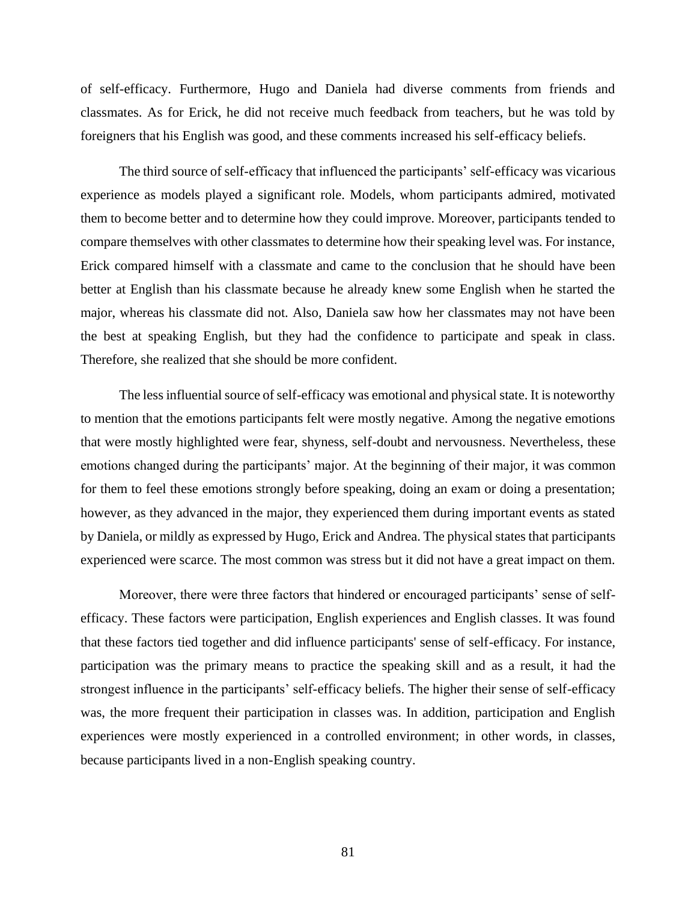of self-efficacy. Furthermore, Hugo and Daniela had diverse comments from friends and classmates. As for Erick, he did not receive much feedback from teachers, but he was told by foreigners that his English was good, and these comments increased his self-efficacy beliefs.

The third source of self-efficacy that influenced the participants' self-efficacy was vicarious experience as models played a significant role. Models, whom participants admired, motivated them to become better and to determine how they could improve. Moreover, participants tended to compare themselves with other classmates to determine how their speaking level was. For instance, Erick compared himself with a classmate and came to the conclusion that he should have been better at English than his classmate because he already knew some English when he started the major, whereas his classmate did not. Also, Daniela saw how her classmates may not have been the best at speaking English, but they had the confidence to participate and speak in class. Therefore, she realized that she should be more confident.

The less influential source of self-efficacy was emotional and physical state. It is noteworthy to mention that the emotions participants felt were mostly negative. Among the negative emotions that were mostly highlighted were fear, shyness, self-doubt and nervousness. Nevertheless, these emotions changed during the participants' major. At the beginning of their major, it was common for them to feel these emotions strongly before speaking, doing an exam or doing a presentation; however, as they advanced in the major, they experienced them during important events as stated by Daniela, or mildly as expressed by Hugo, Erick and Andrea. The physical states that participants experienced were scarce. The most common was stress but it did not have a great impact on them.

Moreover, there were three factors that hindered or encouraged participants' sense of self-efficacy. These factors were participation, English experiences and English classes. It was found that these factors tied together and did influence participants' sense of self-efficacy. For instance, participation was the primary means to practice the speaking skill and as a result, it had the strongest influence in the participants' self-efficacy beliefs. The higher their sense of self-efficacy was, the more frequent their participation in classes was. In addition, participation and English experiences were mostly experienced in a controlled environment; in other words, in classes, because participants lived in a non-English speaking country.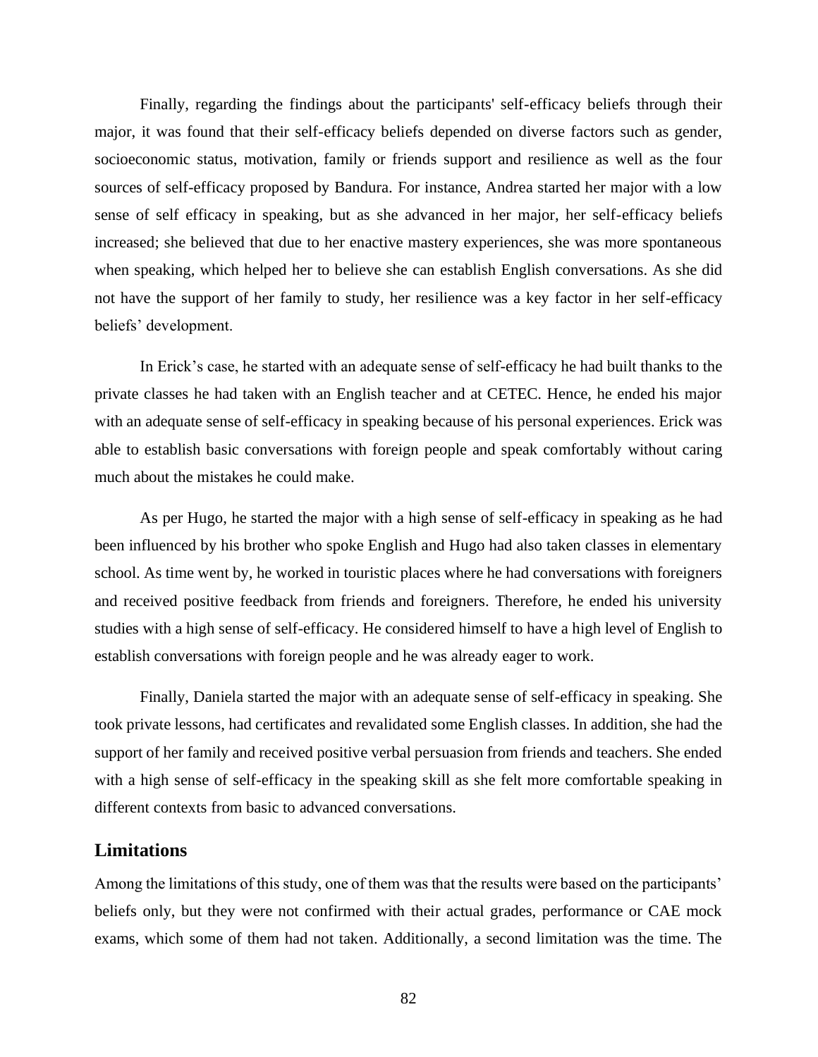Finally, regarding the findings about the participants' self-efficacy beliefs through their major, it was found that their self-efficacy beliefs depended on diverse factors such as gender, socioeconomic status, motivation, family or friends support and resilience as well as the four sources of self-efficacy proposed by Bandura. For instance, Andrea started her major with a low sense of self efficacy in speaking, but as she advanced in her major, her self-efficacy beliefs increased; she believed that due to her enactive mastery experiences, she was more spontaneous when speaking, which helped her to believe she can establish English conversations. As she did not have the support of her family to study, her resilience was a key factor in her self-efficacy beliefs' development.

In Erick's case, he started with an adequate sense of self-efficacy he had built thanks to the private classes he had taken with an English teacher and at CETEC. Hence, he ended his major with an adequate sense of self-efficacy in speaking because of his personal experiences. Erick was able to establish basic conversations with foreign people and speak comfortably without caring much about the mistakes he could make.

As per Hugo, he started the major with a high sense of self-efficacy in speaking as he had been influenced by his brother who spoke English and Hugo had also taken classes in elementary school. As time went by, he worked in touristic places where he had conversations with foreigners and received positive feedback from friends and foreigners. Therefore, he ended his university studies with a high sense of self-efficacy. He considered himself to have a high level of English to establish conversations with foreign people and he was already eager to work.

Finally, Daniela started the major with an adequate sense of self-efficacy in speaking. She took private lessons, had certificates and revalidated some English classes. In addition, she had the support of her family and received positive verbal persuasion from friends and teachers. She ended with a high sense of self-efficacy in the speaking skill as she felt more comfortable speaking in different contexts from basic to advanced conversations.

## Limitations

Among the limitations of this study, one of them was that the results were based on the participants' beliefs only, but they were not confirmed with their actual grades, performance or CAE mock exams, which some of them had not taken. Additionally, a second limitation was the time. The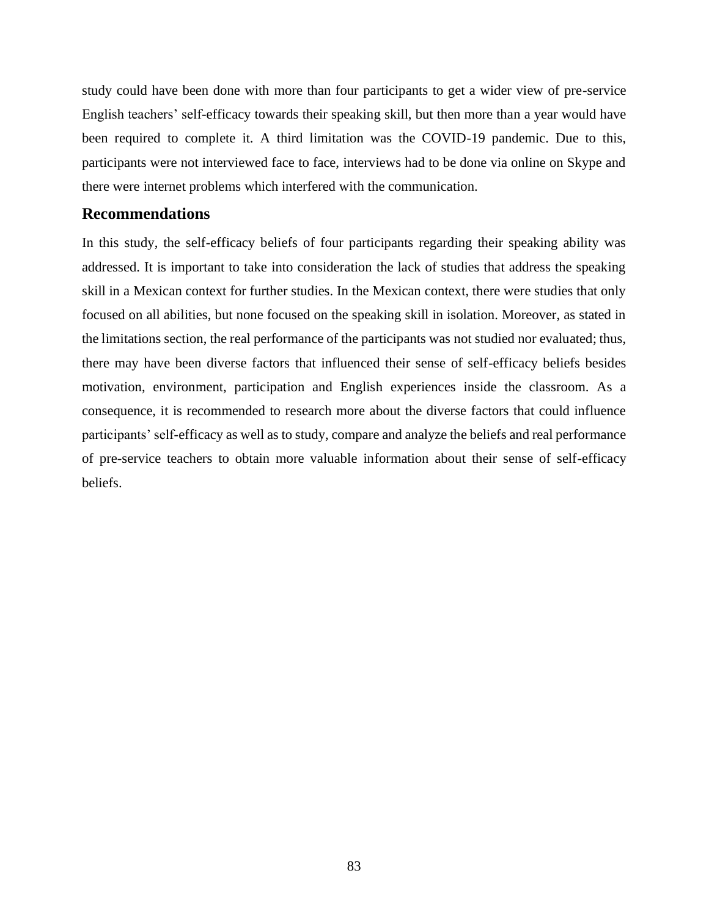study could have been done with more than four participants to get a wider view of pre-service English teachers' self-efficacy towards their speaking skill, but then more than a year would have been required to complete it. A third limitation was the COVID-19 pandemic. Due to this, participants were not interviewed face to face, interviews had to be done via online on Skype and there were internet problems which interfered with the communication.

## Recommendations

In this study, the self-efficacy beliefs of four participants regarding their speaking ability was addressed. It is important to take into consideration the lack of studies that address the speaking skill in a Mexican context for further studies. In the Mexican context, there were studies that only focused on all abilities, but none focused on the speaking skill in isolation. Moreover, as stated in the limitations section, the real performance of the participants was not studied nor evaluated; thus, there may have been diverse factors that influenced their sense of self-efficacy beliefs besides motivation, environment, participation and English experiences inside the classroom. As a consequence, it is recommended to research more about the diverse factors that could influence participants' self-efficacy as well as to study, compare and analyze the beliefs and real performance of pre-service teachers to obtain more valuable information about their sense of self-efficacy beliefs.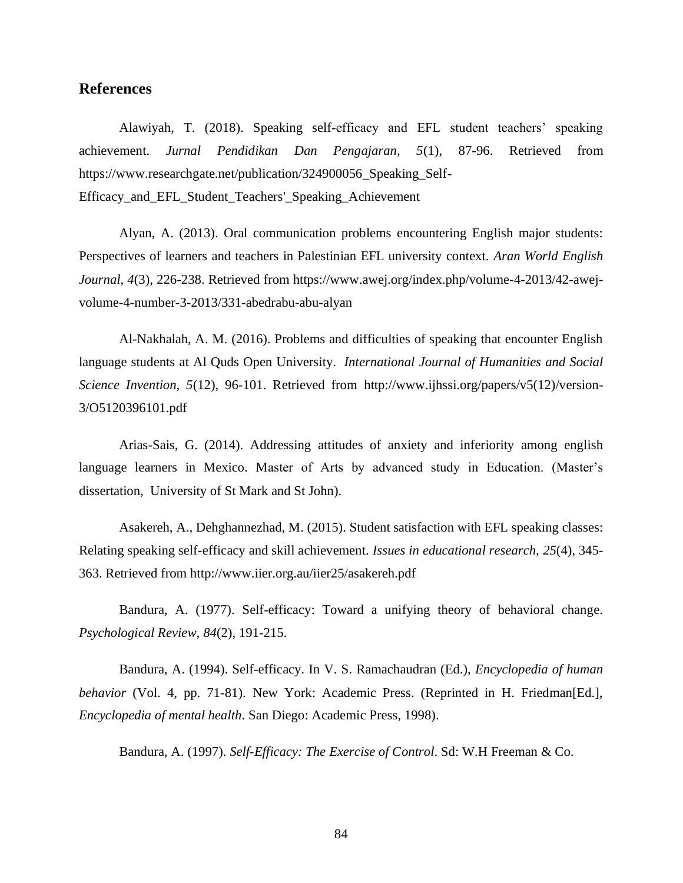## References

Alawiyah, T. (2018). Speaking self-efficacy and EFL student teachers' speaking achievement. *Jurnal Pendidikan Dan Pengajaran, 5*(1), 87-96. Retrieved from https://www.researchgate.net/publication/324900056_Speaking_Self-Efficacy_and_EFL_Student_Teachers'_Speaking_Achievement

Alyan, A. (2013). Oral communication problems encountering English major students: Perspectives of learners and teachers in Palestinian EFL university context. *Aran World English Journal, 4*(3), 226-238. Retrieved from https://www.awej.org/index.php/volume-4-2013/42-awej-volume-4-number-3-2013/331-abedrabu-abu-alyan

Al-Nakhalah, A. M. (2016). Problems and difficulties of speaking that encounter English language students at Al Quds Open University. *International Journal of Humanities and Social Science Invention, 5*(12), 96-101. Retrieved from http://www.ijhssi.org/papers/v5(12)/version-3/O5120396101.pdf

Arias-Sais, G. (2014). Addressing attitudes of anxiety and inferiority among english language learners in Mexico. Master of Arts by advanced study in Education. (Master's dissertation, University of St Mark and St John).

Asakereh, A., Dehghannezhad, M. (2015). Student satisfaction with EFL speaking classes: Relating speaking self-efficacy and skill achievement. *Issues in educational research, 25*(4), 345-363. Retrieved from http://www.iier.org.au/iier25/asakereh.pdf

Bandura, A. (1977). Self-efficacy: Toward a unifying theory of behavioral change. *Psychological Review, 84*(2), 191-215.

Bandura, A. (1994). Self-efficacy. In V. S. Ramachaudran (Ed.), *Encyclopedia of human behavior* (Vol. 4, pp. 71-81). New York: Academic Press. (Reprinted in H. Friedman[Ed.], *Encyclopedia of mental health*. San Diego: Academic Press, 1998).

Bandura, A. (1997). *Self-Efficacy: The Exercise of Control*. Sd: W.H Freeman & Co.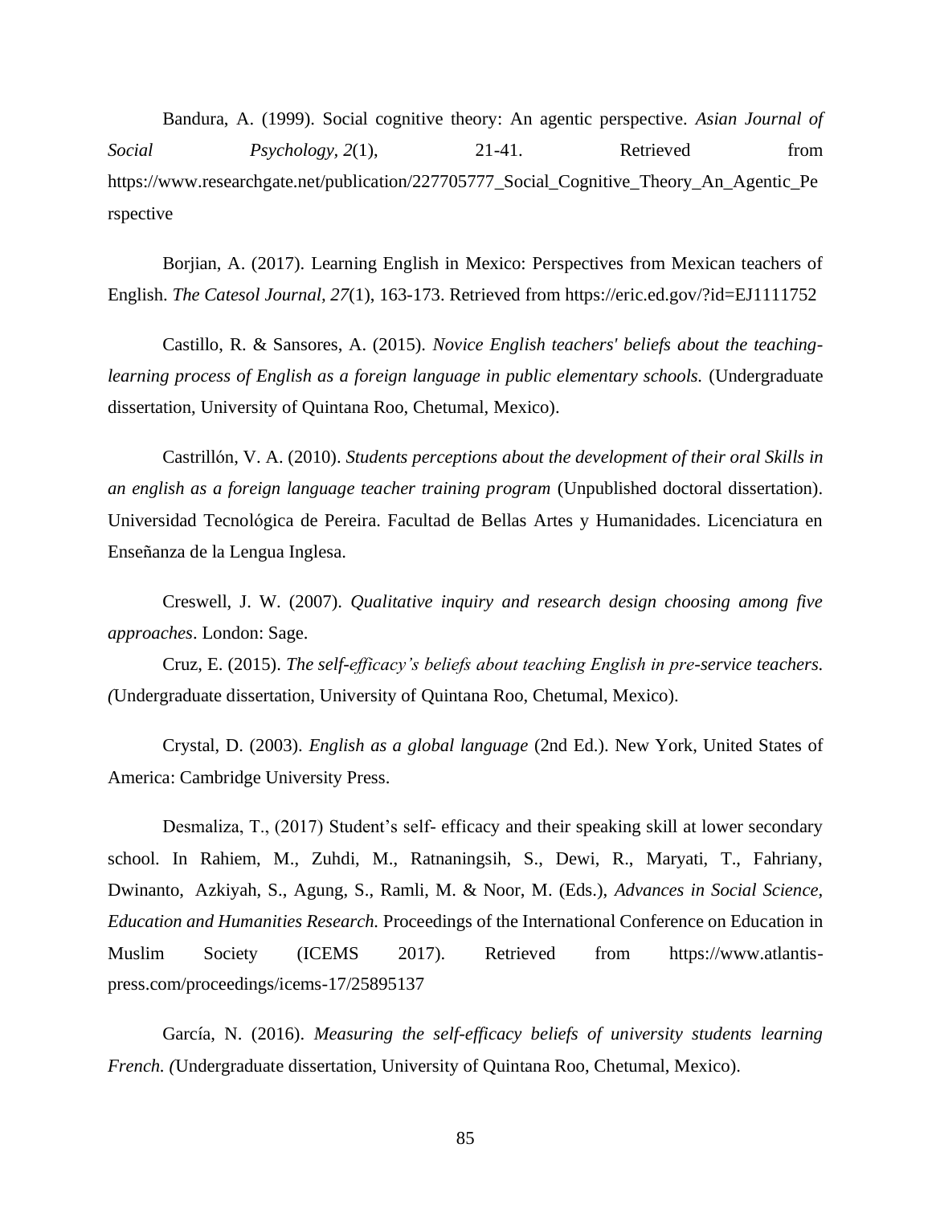Bandura, A. (1999). Social cognitive theory: An agentic perspective. *Asian Journal of Social Psychology*, *2*(1), 21-41. Retrieved from https://www.researchgate.net/publication/227705777_Social_Cognitive_Theory_An_Agentic_Perspective

Borjian, A. (2017). Learning English in Mexico: Perspectives from Mexican teachers of English. *The Catesol Journal, 27*(1), 163-173. Retrieved from https://eric.ed.gov/?id=EJ1111752

Castillo, R. & Sansores, A. (2015). *Novice English teachers' beliefs about the teaching-learning process of English as a foreign language in public elementary schools.* (Undergraduate dissertation, University of Quintana Roo, Chetumal, Mexico).

Castrillón, V. A. (2010). *Students perceptions about the development of their oral Skills in an english as a foreign language teacher training program* (Unpublished doctoral dissertation). Universidad Tecnológica de Pereira. Facultad de Bellas Artes y Humanidades. Licenciatura en Enseñanza de la Lengua Inglesa.

Creswell, J. W. (2007). *Qualitative inquiry and research design choosing among five approaches*. London: Sage.

Cruz, E. (2015). *The self-efficacy's beliefs about teaching English in pre-service teachers. (*Undergraduate dissertation, University of Quintana Roo, Chetumal, Mexico).

Crystal, D. (2003). *English as a global language* (2nd Ed.). New York, United States of America: Cambridge University Press.

Desmaliza, T., (2017) Student's self- efficacy and their speaking skill at lower secondary school. In Rahiem, M., Zuhdi, M., Ratnaningsih, S., Dewi, R., Maryati, T., Fahriany, Dwinanto, Azkiyah, S., Agung, S., Ramli, M. & Noor, M. (Eds.), *Advances in Social Science, Education and Humanities Research.* Proceedings of the International Conference on Education in Muslim Society (ICEMS 2017). Retrieved from https://www.atlantis-press.com/proceedings/icems-17/25895137

García, N. (2016). *Measuring the self-efficacy beliefs of university students learning French. (*Undergraduate dissertation, University of Quintana Roo, Chetumal, Mexico).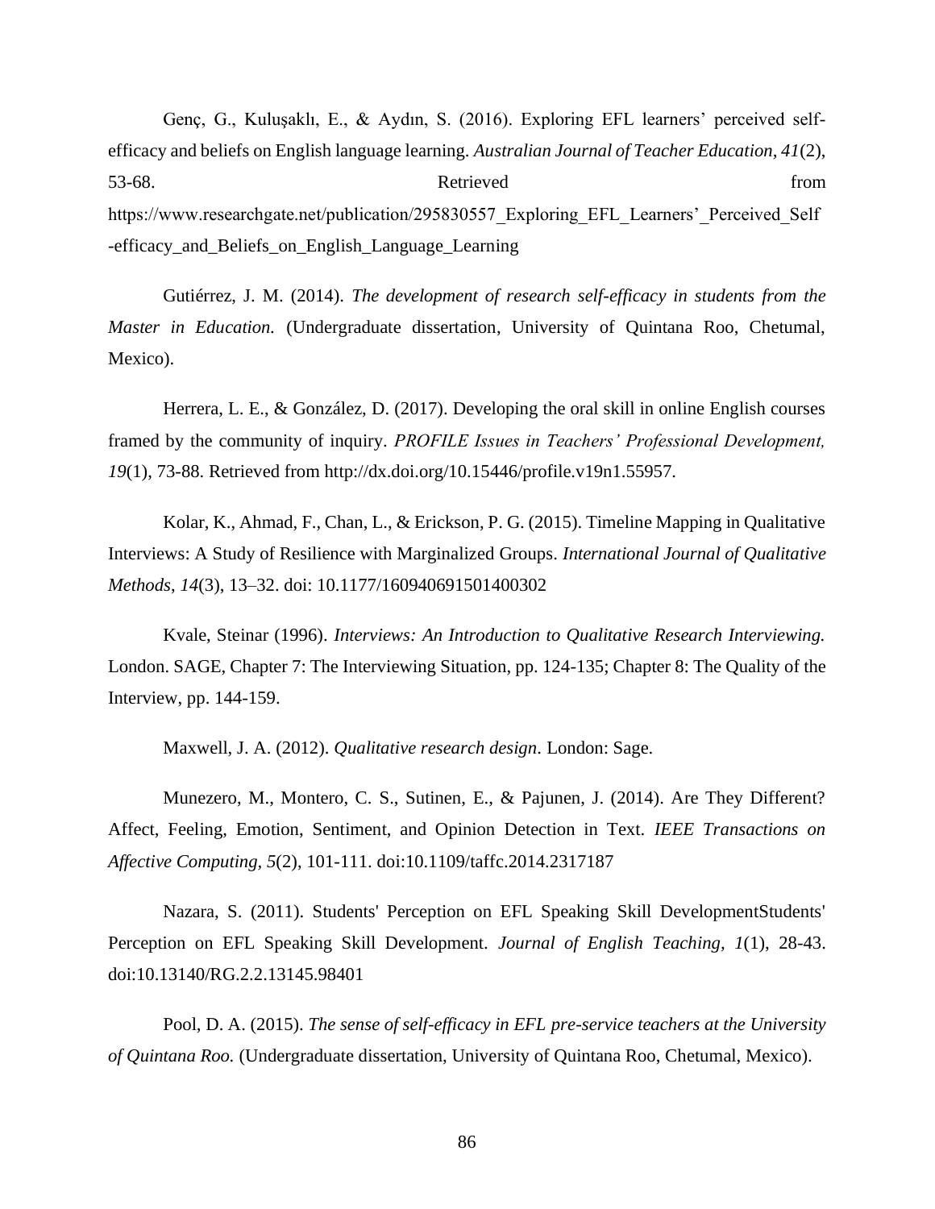Genç, G., Kuluşaklı, E., & Aydın, S. (2016). Exploring EFL learners' perceived self-efficacy and beliefs on English language learning. *Australian Journal of Teacher Education, 41*(2), 53-68. Retrieved from https://www.researchgate.net/publication/295830557_Exploring_EFL_Learners'_Perceived_Self-efficacy_and_Beliefs_on_English_Language_Learning

Gutiérrez, J. M. (2014). *The development of research self-efficacy in students from the Master in Education.* (Undergraduate dissertation, University of Quintana Roo, Chetumal, Mexico).

Herrera, L. E., & González, D. (2017). Developing the oral skill in online English courses framed by the community of inquiry. *PROFILE Issues in Teachers' Professional Development, 19*(1), 73-88. Retrieved from http://dx.doi.org/10.15446/profile.v19n1.55957.

Kolar, K., Ahmad, F., Chan, L., & Erickson, P. G. (2015). Timeline Mapping in Qualitative Interviews: A Study of Resilience with Marginalized Groups. *International Journal of Qualitative Methods*, *14*(3), 13–32. doi: 10.1177/160940691501400302

Kvale, Steinar (1996). *Interviews: An Introduction to Qualitative Research Interviewing.* London. SAGE, Chapter 7: The Interviewing Situation, pp. 124-135; Chapter 8: The Quality of the Interview, pp. 144-159.

Maxwell, J. A. (2012). *Qualitative research design*. London: Sage.

Munezero, M., Montero, C. S., Sutinen, E., & Pajunen, J. (2014). Are They Different? Affect, Feeling, Emotion, Sentiment, and Opinion Detection in Text. *IEEE Transactions on Affective Computing, 5*(2), 101-111. doi:10.1109/taffc.2014.2317187

Nazara, S. (2011). Students' Perception on EFL Speaking Skill DevelopmentStudents' Perception on EFL Speaking Skill Development. *Journal of English Teaching, 1*(1), 28-43. doi:10.13140/RG.2.2.13145.98401

Pool, D. A. (2015). *The sense of self-efficacy in EFL pre-service teachers at the University of Quintana Roo.* (Undergraduate dissertation, University of Quintana Roo, Chetumal, Mexico).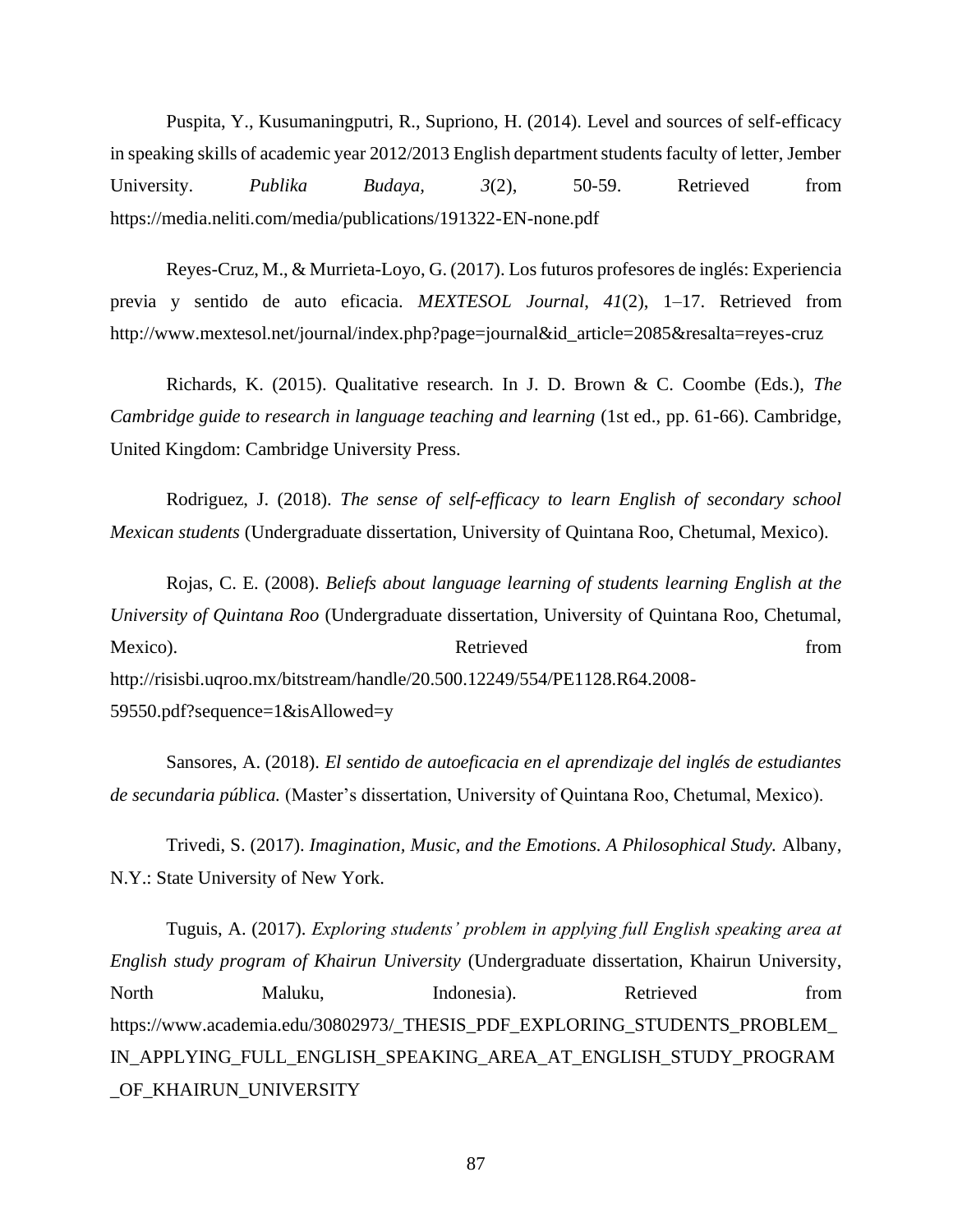Puspita, Y., Kusumaningputri, R., Supriono, H. (2014). Level and sources of self-efficacy in speaking skills of academic year 2012/2013 English department students faculty of letter, Jember University. *Publika Budaya, 3*(2), 50-59. Retrieved from https://media.neliti.com/media/publications/191322-EN-none.pdf

Reyes-Cruz, M., & Murrieta-Loyo, G. (2017). Los futuros profesores de inglés: Experiencia previa y sentido de auto eficacia. *MEXTESOL Journal*, *41*(2), 1–17. Retrieved from http://www.mextesol.net/journal/index.php?page=journal&id_article=2085&resalta=reyes-cruz

Richards, K. (2015). Qualitative research. In J. D. Brown & C. Coombe (Eds.), *The Cambridge guide to research in language teaching and learning* (1st ed., pp. 61-66). Cambridge, United Kingdom: Cambridge University Press.

Rodriguez, J. (2018). *The sense of self-efficacy to learn English of secondary school Mexican students* (Undergraduate dissertation, University of Quintana Roo, Chetumal, Mexico).

Rojas, C. E. (2008). *Beliefs about language learning of students learning English at the University of Quintana Roo* (Undergraduate dissertation, University of Quintana Roo, Chetumal, Mexico). Retrieved from http://risisbi.uqroo.mx/bitstream/handle/20.500.12249/554/PE1128.R64.2008-59550.pdf?sequence=1&isAllowed=y

Sansores, A. (2018). *El sentido de autoeficacia en el aprendizaje del inglés de estudiantes de secundaria pública.* (Master's dissertation, University of Quintana Roo, Chetumal, Mexico).

Trivedi, S. (2017). *Imagination, Music, and the Emotions. A Philosophical Study.* Albany, N.Y.: State University of New York.

Tuguis, A. (2017). *Exploring students' problem in applying full English speaking area at English study program of Khairun University* (Undergraduate dissertation, Khairun University, North Maluku, Indonesia). Retrieved from https://www.academia.edu/30802973/_THESIS_PDF_EXPLORING_STUDENTS_PROBLEM_IN_APPLYING_FULL_ENGLISH_SPEAKING_AREA_AT_ENGLISH_STUDY_PROGRAM_OF_KHAIRUN_UNIVERSITY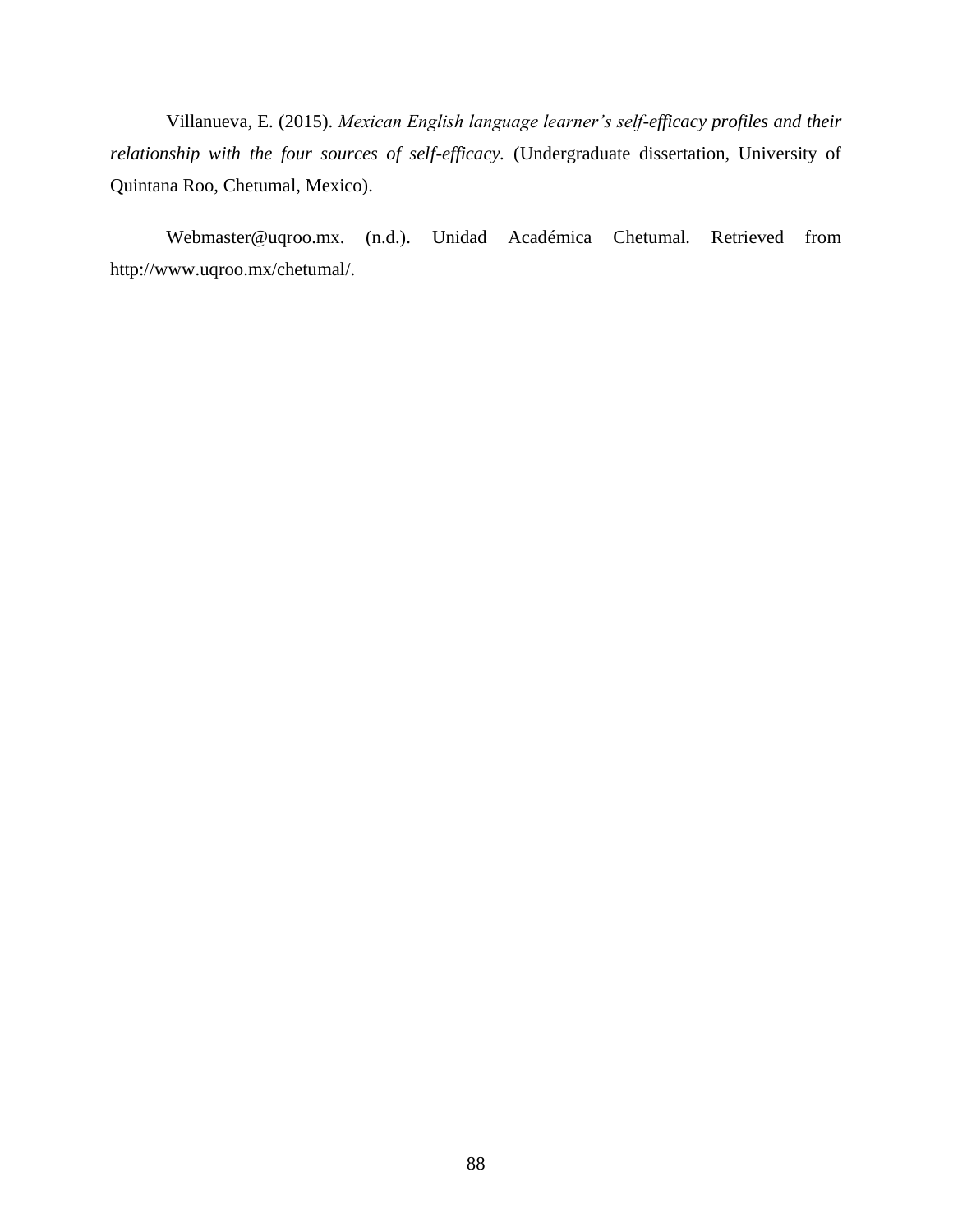Villanueva, E. (2015). *Mexican English language learner's self-efficacy profiles and their relationship with the four sources of self-efficacy.* (Undergraduate dissertation, University of Quintana Roo, Chetumal, Mexico).

Webmaster@uqroo.mx. (n.d.). Unidad Académica Chetumal. Retrieved from http://www.uqroo.mx/chetumal/.